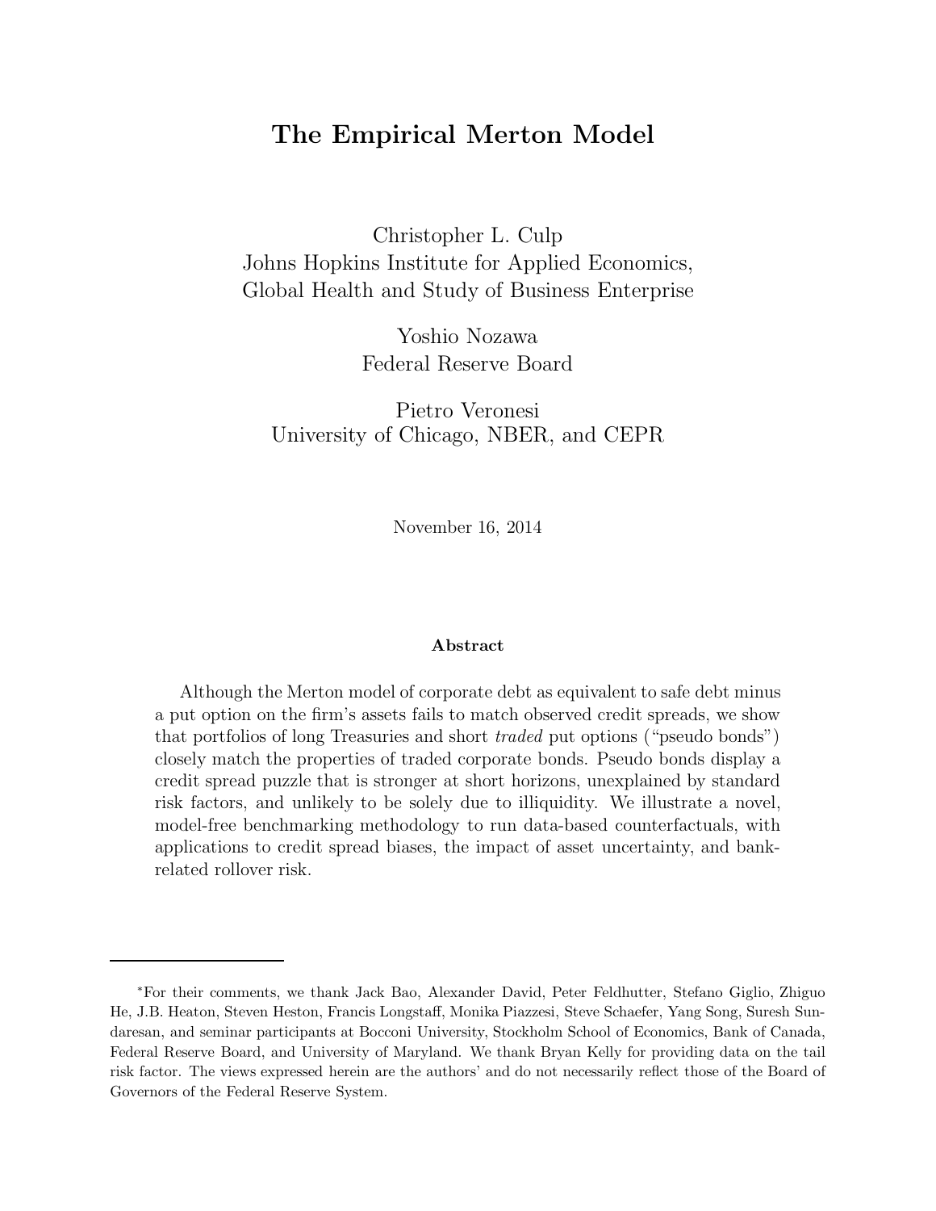# The Empirical Merton Model

Christopher L. Culp
Johns Hopkins Institute for Applied Economics,
Global Health and Study of Business Enterprise

Yoshio Nozawa
Federal Reserve Board

Pietro Veronesi
University of Chicago, NBER, and CEPR

November 16, 2014

### Abstract

Although the Merton model of corporate debt as equivalent to safe debt minus a put option on the firm's assets fails to match observed credit spreads, we show that portfolios of long Treasuries and short *traded* put options ("pseudo bonds") closely match the properties of traded corporate bonds. Pseudo bonds display a credit spread puzzle that is stronger at short horizons, unexplained by standard risk factors, and unlikely to be solely due to illiquidity. We illustrate a novel, model-free benchmarking methodology to run data-based counterfactuals, with applications to credit spread biases, the impact of asset uncertainty, and bank-related rollover risk.

---

*For their comments, we thank Jack Bao, Alexander David, Peter Feldhutter, Stefano Giglio, Zhiguo He, J.B. Heaton, Steven Heston, Francis Longstaff, Monika Piazzesi, Steve Schaefer, Yang Song, Suresh Sundaresan, and seminar participants at Bocconi University, Stockholm School of Economics, Bank of Canada, Federal Reserve Board, and University of Maryland. We thank Bryan Kelly for providing data on the tail risk factor. The views expressed herein are the authors' and do not necessarily reflect those of the Board of Governors of the Federal Reserve System.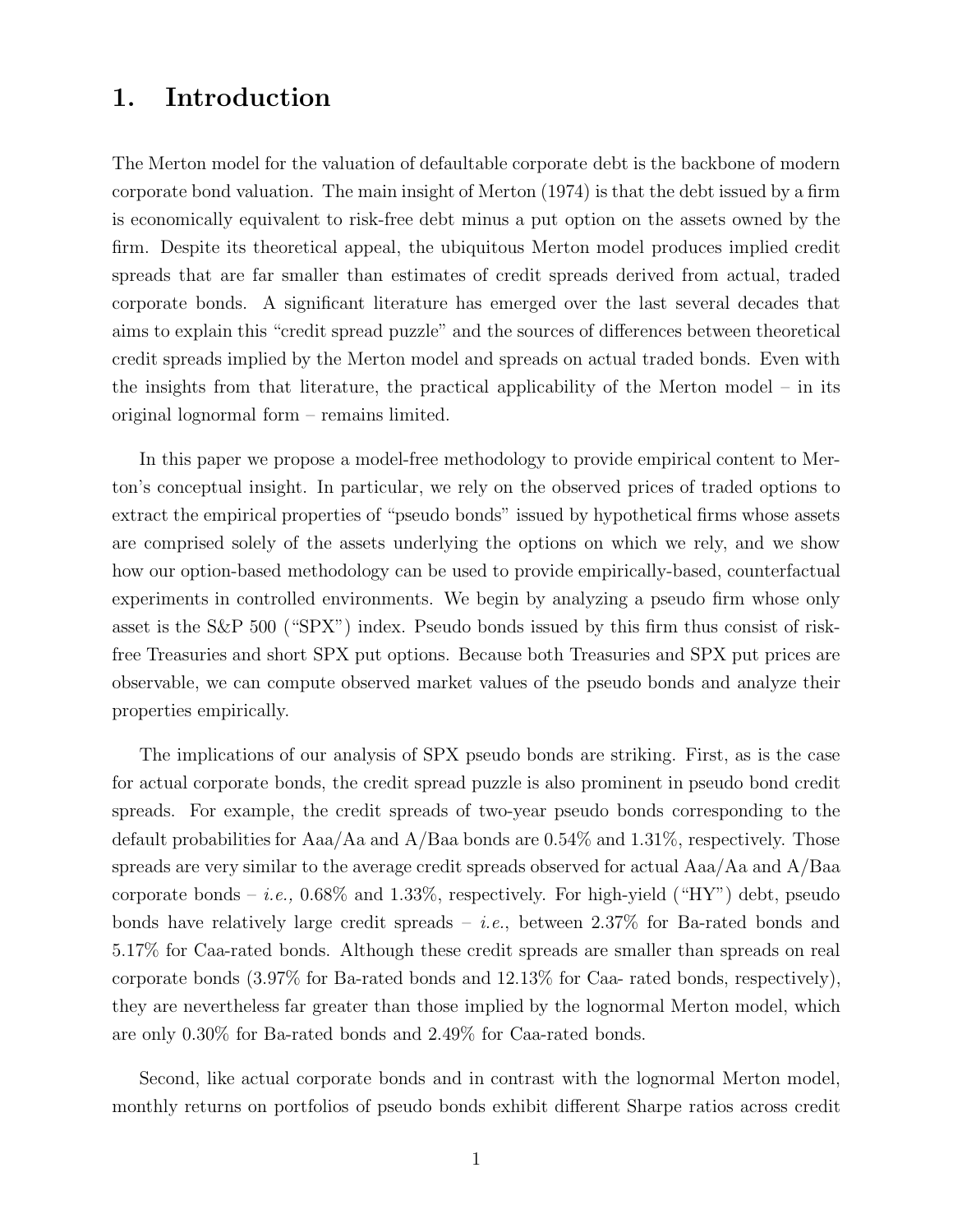# 1. Introduction

The Merton model for the valuation of defaultable corporate debt is the backbone of modern corporate bond valuation. The main insight of Merton (1974) is that the debt issued by a firm is economically equivalent to risk-free debt minus a put option on the assets owned by the firm. Despite its theoretical appeal, the ubiquitous Merton model produces implied credit spreads that are far smaller than estimates of credit spreads derived from actual, traded corporate bonds. A significant literature has emerged over the last several decades that aims to explain this "credit spread puzzle" and the sources of differences between theoretical credit spreads implied by the Merton model and spreads on actual traded bonds. Even with the insights from that literature, the practical applicability of the Merton model – in its original lognormal form – remains limited.

In this paper we propose a model-free methodology to provide empirical content to Merton's conceptual insight. In particular, we rely on the observed prices of traded options to extract the empirical properties of "pseudo bonds" issued by hypothetical firms whose assets are comprised solely of the assets underlying the options on which we rely, and we show how our option-based methodology can be used to provide empirically-based, counterfactual experiments in controlled environments. We begin by analyzing a pseudo firm whose only asset is the S&P 500 ("SPX") index. Pseudo bonds issued by this firm thus consist of risk-free Treasuries and short SPX put options. Because both Treasuries and SPX put prices are observable, we can compute observed market values of the pseudo bonds and analyze their properties empirically.

The implications of our analysis of SPX pseudo bonds are striking. First, as is the case for actual corporate bonds, the credit spread puzzle is also prominent in pseudo bond credit spreads. For example, the credit spreads of two-year pseudo bonds corresponding to the default probabilities for Aaa/Aa and A/Baa bonds are 0.54% and 1.31%, respectively. Those spreads are very similar to the average credit spreads observed for actual Aaa/Aa and A/Baa corporate bonds – *i.e.,* 0.68% and 1.33%, respectively. For high-yield ("HY") debt, pseudo bonds have relatively large credit spreads – *i.e.*, between 2.37% for Ba-rated bonds and 5.17% for Caa-rated bonds. Although these credit spreads are smaller than spreads on real corporate bonds (3.97% for Ba-rated bonds and 12.13% for Caa- rated bonds, respectively), they are nevertheless far greater than those implied by the lognormal Merton model, which are only 0.30% for Ba-rated bonds and 2.49% for Caa-rated bonds.

Second, like actual corporate bonds and in contrast with the lognormal Merton model, monthly returns on portfolios of pseudo bonds exhibit different Sharpe ratios across credit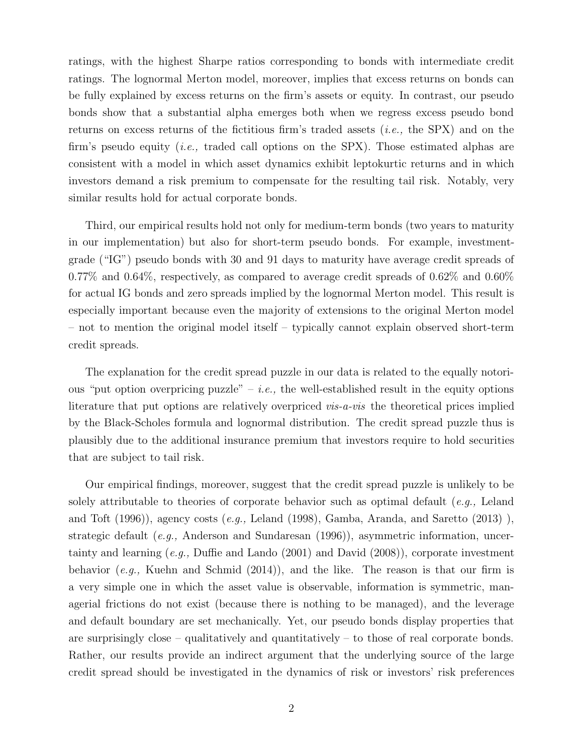ratings, with the highest Sharpe ratios corresponding to bonds with intermediate credit ratings. The lognormal Merton model, moreover, implies that excess returns on bonds can be fully explained by excess returns on the firm's assets or equity. In contrast, our pseudo bonds show that a substantial alpha emerges both when we regress excess pseudo bond returns on excess returns of the fictitious firm's traded assets (*i.e.,* the SPX) and on the firm's pseudo equity (*i.e.,* traded call options on the SPX). Those estimated alphas are consistent with a model in which asset dynamics exhibit leptokurtic returns and in which investors demand a risk premium to compensate for the resulting tail risk. Notably, very similar results hold for actual corporate bonds.

Third, our empirical results hold not only for medium-term bonds (two years to maturity in our implementation) but also for short-term pseudo bonds. For example, investment-grade ("IG") pseudo bonds with 30 and 91 days to maturity have average credit spreads of 0.77% and 0.64%, respectively, as compared to average credit spreads of 0.62% and 0.60% for actual IG bonds and zero spreads implied by the lognormal Merton model. This result is especially important because even the majority of extensions to the original Merton model – not to mention the original model itself – typically cannot explain observed short-term credit spreads.

The explanation for the credit spread puzzle in our data is related to the equally notorious "put option overpricing puzzle" – *i.e.,* the well-established result in the equity options literature that put options are relatively overpriced *vis-a-vis* the theoretical prices implied by the Black-Scholes formula and lognormal distribution. The credit spread puzzle thus is plausibly due to the additional insurance premium that investors require to hold securities that are subject to tail risk.

Our empirical findings, moreover, suggest that the credit spread puzzle is unlikely to be solely attributable to theories of corporate behavior such as optimal default (*e.g.,* Leland and Toft (1996)), agency costs (*e.g.,* Leland (1998), Gamba, Aranda, and Saretto (2013) ), strategic default (*e.g.,* Anderson and Sundaresan (1996)), asymmetric information, uncertainty and learning (*e.g.,* Duffie and Lando (2001) and David (2008)), corporate investment behavior (*e.g.,* Kuehn and Schmid (2014)), and the like. The reason is that our firm is a very simple one in which the asset value is observable, information is symmetric, managerial frictions do not exist (because there is nothing to be managed), and the leverage and default boundary are set mechanically. Yet, our pseudo bonds display properties that are surprisingly close – qualitatively and quantitatively – to those of real corporate bonds. Rather, our results provide an indirect argument that the underlying source of the large credit spread should be investigated in the dynamics of risk or investors' risk preferences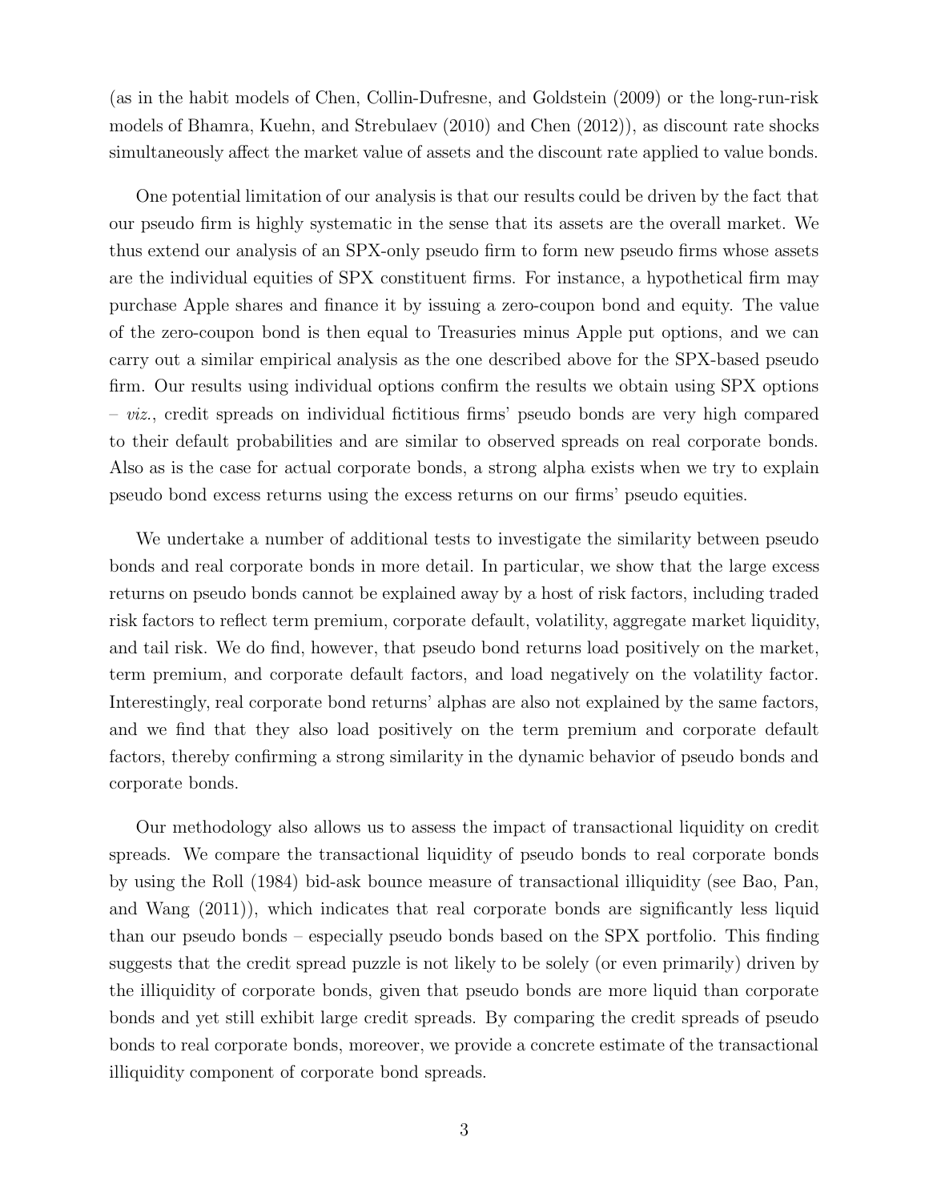(as in the habit models of Chen, Collin-Dufresne, and Goldstein (2009) or the long-run-risk models of Bhamra, Kuehn, and Strebulaev (2010) and Chen (2012)), as discount rate shocks simultaneously affect the market value of assets and the discount rate applied to value bonds.

One potential limitation of our analysis is that our results could be driven by the fact that our pseudo firm is highly systematic in the sense that its assets are the overall market. We thus extend our analysis of an SPX-only pseudo firm to form new pseudo firms whose assets are the individual equities of SPX constituent firms. For instance, a hypothetical firm may purchase Apple shares and finance it by issuing a zero-coupon bond and equity. The value of the zero-coupon bond is then equal to Treasuries minus Apple put options, and we can carry out a similar empirical analysis as the one described above for the SPX-based pseudo firm. Our results using individual options confirm the results we obtain using SPX options – *viz.*, credit spreads on individual fictitious firms' pseudo bonds are very high compared to their default probabilities and are similar to observed spreads on real corporate bonds. Also as is the case for actual corporate bonds, a strong alpha exists when we try to explain pseudo bond excess returns using the excess returns on our firms' pseudo equities.

We undertake a number of additional tests to investigate the similarity between pseudo bonds and real corporate bonds in more detail. In particular, we show that the large excess returns on pseudo bonds cannot be explained away by a host of risk factors, including traded risk factors to reflect term premium, corporate default, volatility, aggregate market liquidity, and tail risk. We do find, however, that pseudo bond returns load positively on the market, term premium, and corporate default factors, and load negatively on the volatility factor. Interestingly, real corporate bond returns' alphas are also not explained by the same factors, and we find that they also load positively on the term premium and corporate default factors, thereby confirming a strong similarity in the dynamic behavior of pseudo bonds and corporate bonds.

Our methodology also allows us to assess the impact of transactional liquidity on credit spreads. We compare the transactional liquidity of pseudo bonds to real corporate bonds by using the Roll (1984) bid-ask bounce measure of transactional illiquidity (see Bao, Pan, and Wang (2011)), which indicates that real corporate bonds are significantly less liquid than our pseudo bonds – especially pseudo bonds based on the SPX portfolio. This finding suggests that the credit spread puzzle is not likely to be solely (or even primarily) driven by the illiquidity of corporate bonds, given that pseudo bonds are more liquid than corporate bonds and yet still exhibit large credit spreads. By comparing the credit spreads of pseudo bonds to real corporate bonds, moreover, we provide a concrete estimate of the transactional illiquidity component of corporate bond spreads.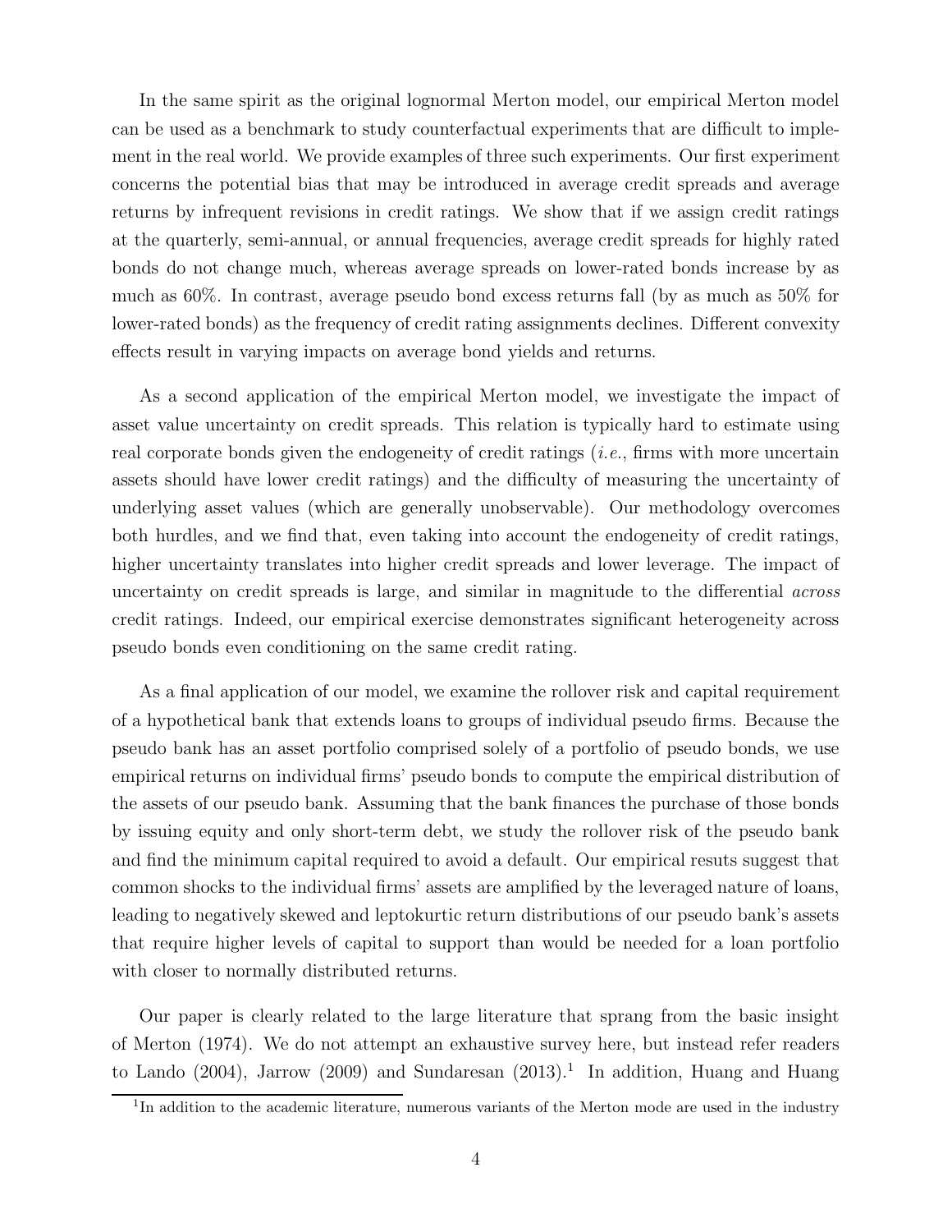In the same spirit as the original lognormal Merton model, our empirical Merton model can be used as a benchmark to study counterfactual experiments that are difficult to implement in the real world. We provide examples of three such experiments. Our first experiment concerns the potential bias that may be introduced in average credit spreads and average returns by infrequent revisions in credit ratings. We show that if we assign credit ratings at the quarterly, semi-annual, or annual frequencies, average credit spreads for highly rated bonds do not change much, whereas average spreads on lower-rated bonds increase by as much as 60%. In contrast, average pseudo bond excess returns fall (by as much as 50% for lower-rated bonds) as the frequency of credit rating assignments declines. Different convexity effects result in varying impacts on average bond yields and returns.

As a second application of the empirical Merton model, we investigate the impact of asset value uncertainty on credit spreads. This relation is typically hard to estimate using real corporate bonds given the endogeneity of credit ratings (*i.e.*, firms with more uncertain assets should have lower credit ratings) and the difficulty of measuring the uncertainty of underlying asset values (which are generally unobservable). Our methodology overcomes both hurdles, and we find that, even taking into account the endogeneity of credit ratings, higher uncertainty translates into higher credit spreads and lower leverage. The impact of uncertainty on credit spreads is large, and similar in magnitude to the differential *across* credit ratings. Indeed, our empirical exercise demonstrates significant heterogeneity across pseudo bonds even conditioning on the same credit rating.

As a final application of our model, we examine the rollover risk and capital requirement of a hypothetical bank that extends loans to groups of individual pseudo firms. Because the pseudo bank has an asset portfolio comprised solely of a portfolio of pseudo bonds, we use empirical returns on individual firms' pseudo bonds to compute the empirical distribution of the assets of our pseudo bank. Assuming that the bank finances the purchase of those bonds by issuing equity and only short-term debt, we study the rollover risk of the pseudo bank and find the minimum capital required to avoid a default. Our empirical resuts suggest that common shocks to the individual firms' assets are amplified by the leveraged nature of loans, leading to negatively skewed and leptokurtic return distributions of our pseudo bank's assets that require higher levels of capital to support than would be needed for a loan portfolio with closer to normally distributed returns.

Our paper is clearly related to the large literature that sprang from the basic insight of Merton (1974). We do not attempt an exhaustive survey here, but instead refer readers to Lando (2004), Jarrow (2009) and Sundaresan (2013).[1] In addition, Huang and Huang

[1] In addition to the academic literature, numerous variants of the Merton mode are used in the industry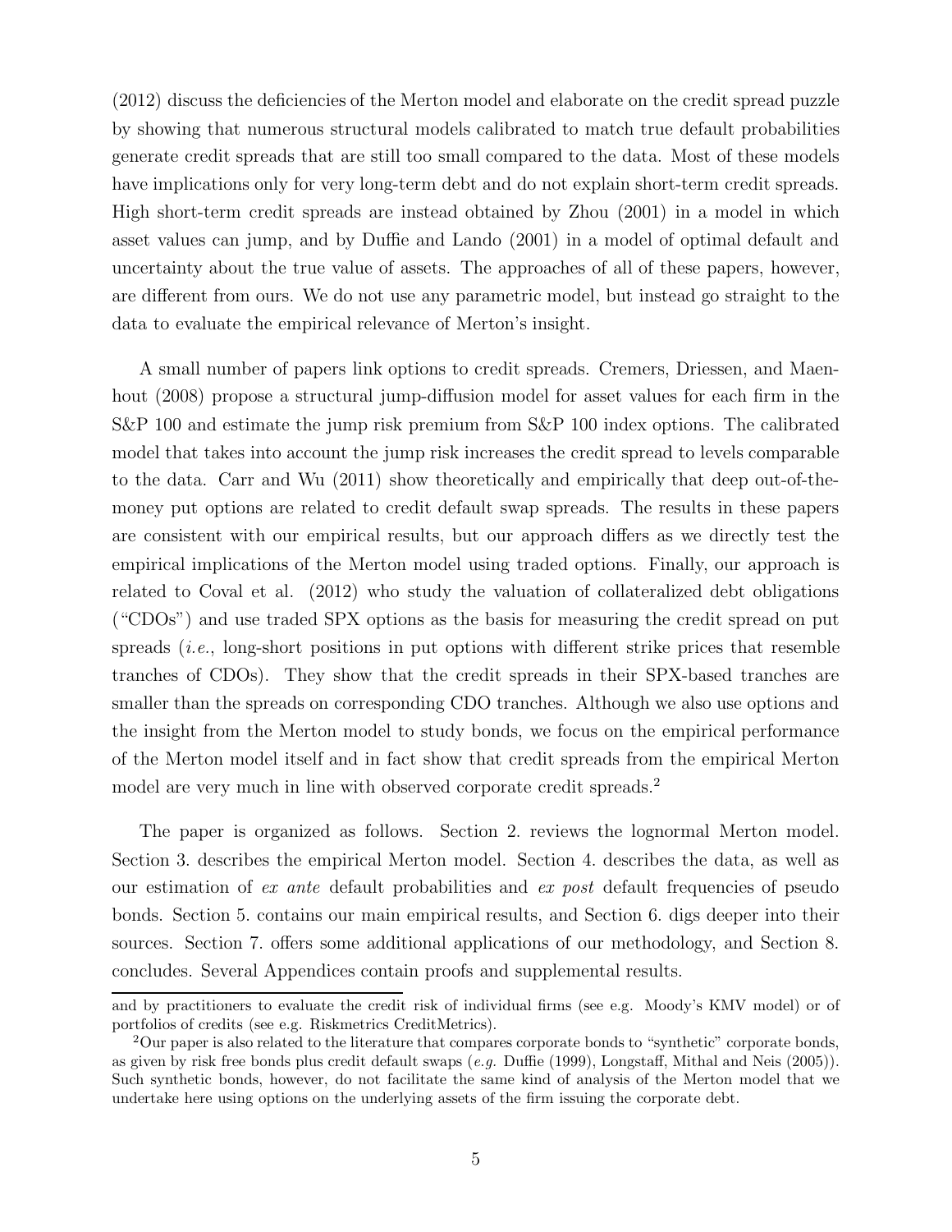(2012) discuss the deficiencies of the Merton model and elaborate on the credit spread puzzle by showing that numerous structural models calibrated to match true default probabilities generate credit spreads that are still too small compared to the data. Most of these models have implications only for very long-term debt and do not explain short-term credit spreads. High short-term credit spreads are instead obtained by Zhou (2001) in a model in which asset values can jump, and by Duffie and Lando (2001) in a model of optimal default and uncertainty about the true value of assets. The approaches of all of these papers, however, are different from ours. We do not use any parametric model, but instead go straight to the data to evaluate the empirical relevance of Merton's insight.

A small number of papers link options to credit spreads. Cremers, Driessen, and Maenhout (2008) propose a structural jump-diffusion model for asset values for each firm in the S&P 100 and estimate the jump risk premium from S&P 100 index options. The calibrated model that takes into account the jump risk increases the credit spread to levels comparable to the data. Carr and Wu (2011) show theoretically and empirically that deep out-of-the-money put options are related to credit default swap spreads. The results in these papers are consistent with our empirical results, but our approach differs as we directly test the empirical implications of the Merton model using traded options. Finally, our approach is related to Coval et al. (2012) who study the valuation of collateralized debt obligations ("CDOs") and use traded SPX options as the basis for measuring the credit spread on put spreads (*i.e.*, long-short positions in put options with different strike prices that resemble tranches of CDOs). They show that the credit spreads in their SPX-based tranches are smaller than the spreads on corresponding CDO tranches. Although we also use options and the insight from the Merton model to study bonds, we focus on the empirical performance of the Merton model itself and in fact show that credit spreads from the empirical Merton model are very much in line with observed corporate credit spreads.[2]

The paper is organized as follows. Section 2. reviews the lognormal Merton model. Section 3. describes the empirical Merton model. Section 4. describes the data, as well as our estimation of *ex ante* default probabilities and *ex post* default frequencies of pseudo bonds. Section 5. contains our main empirical results, and Section 6. digs deeper into their sources. Section 7. offers some additional applications of our methodology, and Section 8. concludes. Several Appendices contain proofs and supplemental results.

---

and by practitioners to evaluate the credit risk of individual firms (see e.g. Moody's KMV model) or of portfolios of credits (see e.g. Riskmetrics CreditMetrics).

[2] Our paper is also related to the literature that compares corporate bonds to "synthetic" corporate bonds, as given by risk free bonds plus credit default swaps (*e.g.* Duffie (1999), Longstaff, Mithal and Neis (2005)). Such synthetic bonds, however, do not facilitate the same kind of analysis of the Merton model that we undertake here using options on the underlying assets of the firm issuing the corporate debt.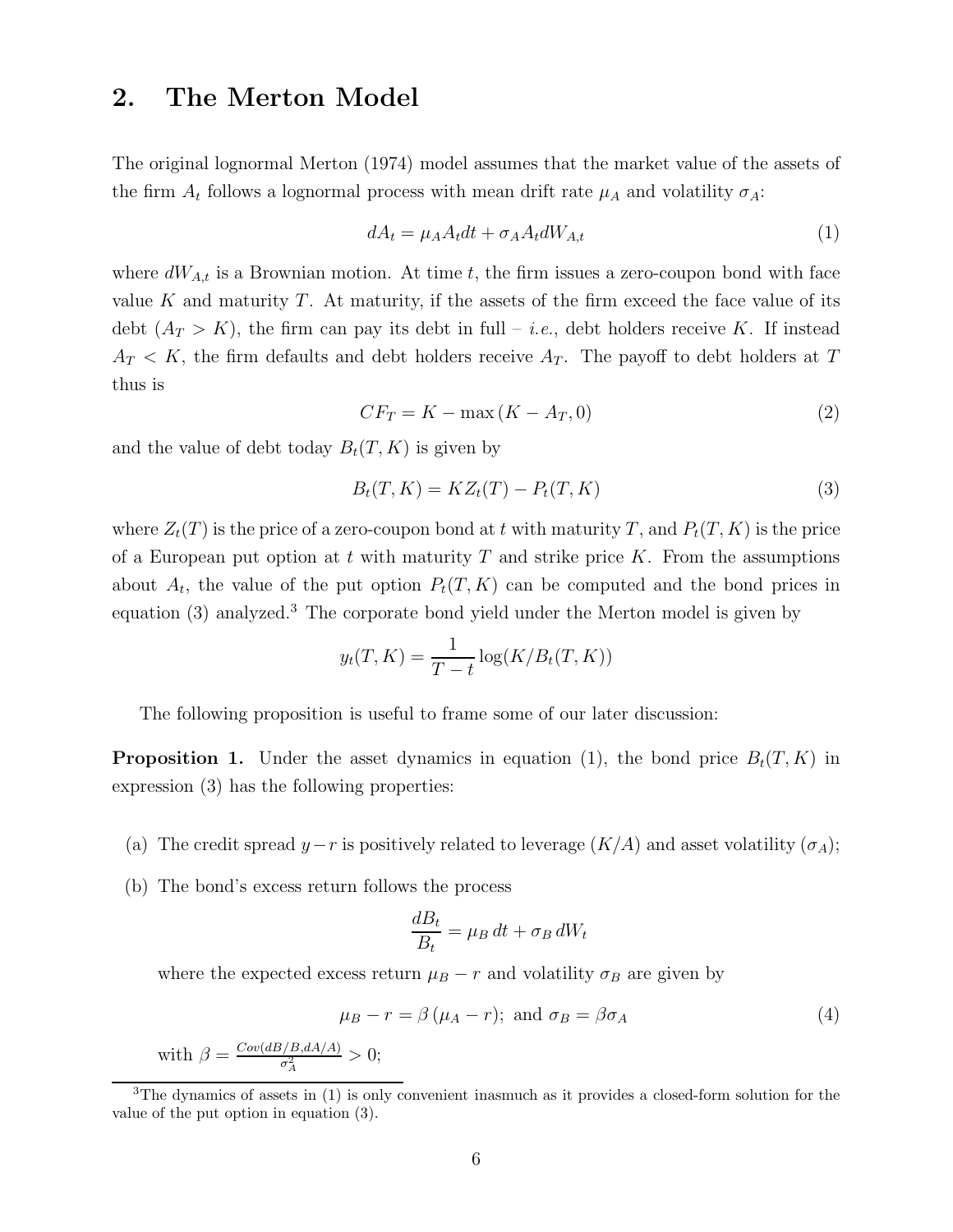## 2. The Merton Model

The original lognormal Merton (1974) model assumes that the market value of the assets of the firm $A_t$ follows a lognormal process with mean drift rate $\mu_A$ and volatility $\sigma_A$:

$$dA_t = \mu_A A_t dt + \sigma_A A_t dW_{A,t} \tag{1}$$

where $dW_{A,t}$ is a Brownian motion. At time $t$, the firm issues a zero-coupon bond with face value $K$ and maturity $T$. At maturity, if the assets of the firm exceed the face value of its debt ($A_T > K$), the firm can pay its debt in full – *i.e.*, debt holders receive $K$. If instead $A_T < K$, the firm defaults and debt holders receive $A_T$. The payoff to debt holders at $T$ thus is

$$CF_T = K - \max(K - A_T, 0) \tag{2}$$

and the value of debt today $B_t(T, K)$ is given by

$$B_t(T, K) = K Z_t(T) - P_t(T, K) \tag{3}$$

where $Z_t(T)$ is the price of a zero-coupon bond at $t$ with maturity $T$, and $P_t(T, K)$ is the price of a European put option at $t$ with maturity $T$ and strike price $K$. From the assumptions about $A_t$, the value of the put option $P_t(T, K)$ can be computed and the bond prices in equation (3) analyzed.[3] The corporate bond yield under the Merton model is given by

$$y_t(T, K) = \frac{1}{T - t} \log(K / B_t(T, K))$$

The following proposition is useful to frame some of our later discussion:

**Proposition 1.** Under the asset dynamics in equation (1), the bond price $B_t(T, K)$ in expression (3) has the following properties:

(a) The credit spread $y - r$ is positively related to leverage ($K/A$) and asset volatility ($\sigma_A$);

(b) The bond's excess return follows the process

$$\frac{dB_t}{B_t} = \mu_B \, dt + \sigma_B \, dW_t$$

where the expected excess return $\mu_B - r$ and volatility $\sigma_B$ are given by

$$\mu_B - r = \beta (\mu_A - r); \text{ and } \sigma_B = \beta \sigma_A \tag{4}$$

with $\beta = \frac{Cov(dB/B, dA/A)}{\sigma_A^2} > 0$;

[3] The dynamics of assets in (1) is only convenient inasmuch as it provides a closed-form solution for the value of the put option in equation (3).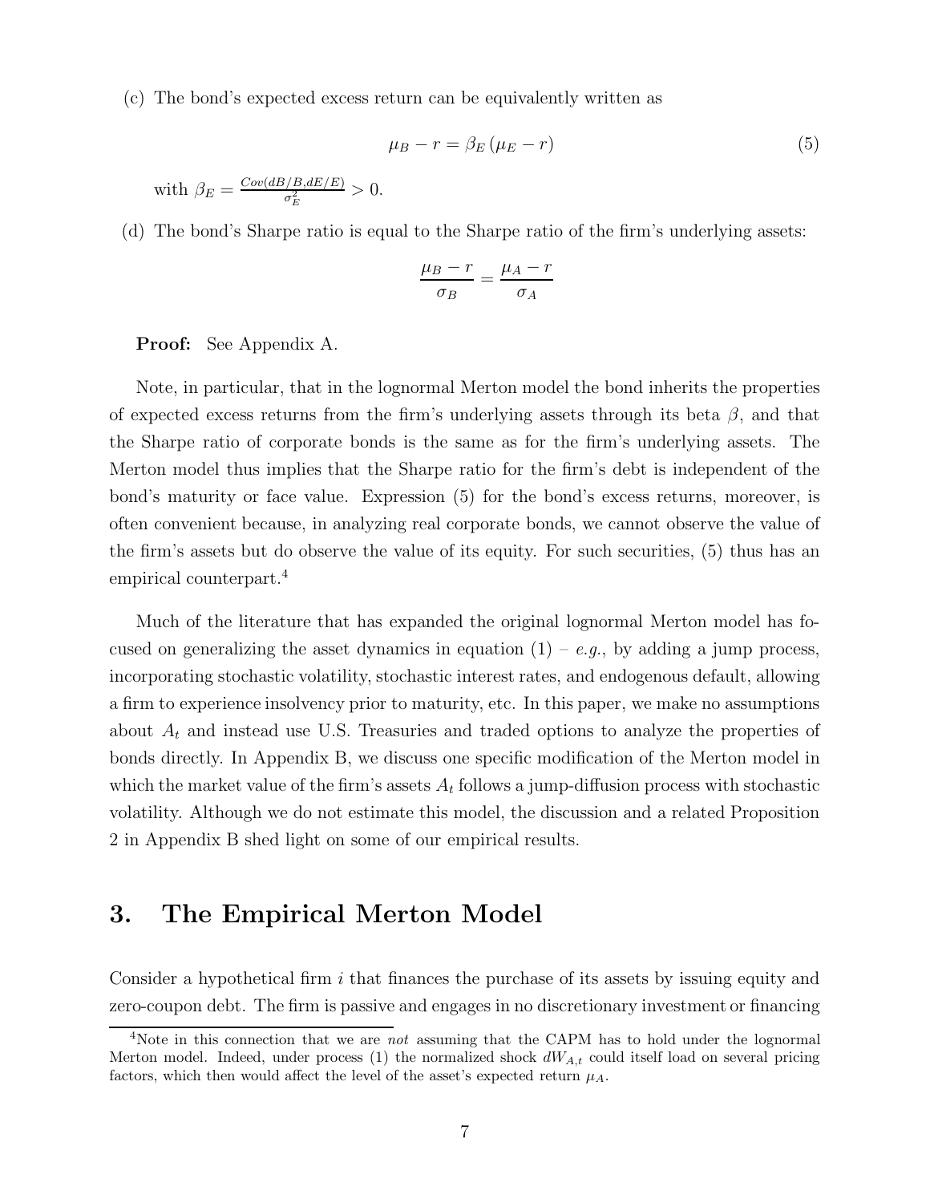(c) The bond's expected excess return can be equivalently written as

$$\mu_B - r = \beta_E (\mu_E - r) \tag{5}$$

with $\beta_E = \frac{Cov(dB/B, dE/E)}{\sigma_E^2} > 0$.

(d) The bond's Sharpe ratio is equal to the Sharpe ratio of the firm's underlying assets:

$$\frac{\mu_B - r}{\sigma_B} = \frac{\mu_A - r}{\sigma_A}$$

**Proof:** See Appendix A.

Note, in particular, that in the lognormal Merton model the bond inherits the properties of expected excess returns from the firm's underlying assets through its beta $\beta$, and that the Sharpe ratio of corporate bonds is the same as for the firm's underlying assets. The Merton model thus implies that the Sharpe ratio for the firm's debt is independent of the bond's maturity or face value. Expression (5) for the bond's excess returns, moreover, is often convenient because, in analyzing real corporate bonds, we cannot observe the value of the firm's assets but do observe the value of its equity. For such securities, (5) thus has an empirical counterpart.[4]

Much of the literature that has expanded the original lognormal Merton model has focused on generalizing the asset dynamics in equation (1) – *e.g.*, by adding a jump process, incorporating stochastic volatility, stochastic interest rates, and endogenous default, allowing a firm to experience insolvency prior to maturity, etc. In this paper, we make no assumptions about $A_t$ and instead use U.S. Treasuries and traded options to analyze the properties of bonds directly. In Appendix B, we discuss one specific modification of the Merton model in which the market value of the firm's assets $A_t$ follows a jump-diffusion process with stochastic volatility. Although we do not estimate this model, the discussion and a related Proposition 2 in Appendix B shed light on some of our empirical results.

# 3. The Empirical Merton Model

Consider a hypothetical firm $i$ that finances the purchase of its assets by issuing equity and zero-coupon debt. The firm is passive and engages in no discretionary investment or financing

[4]Note in this connection that we are *not* assuming that the CAPM has to hold under the lognormal Merton model. Indeed, under process (1) the normalized shock $dW_{A,t}$ could itself load on several pricing factors, which then would affect the level of the asset's expected return $\mu_A$.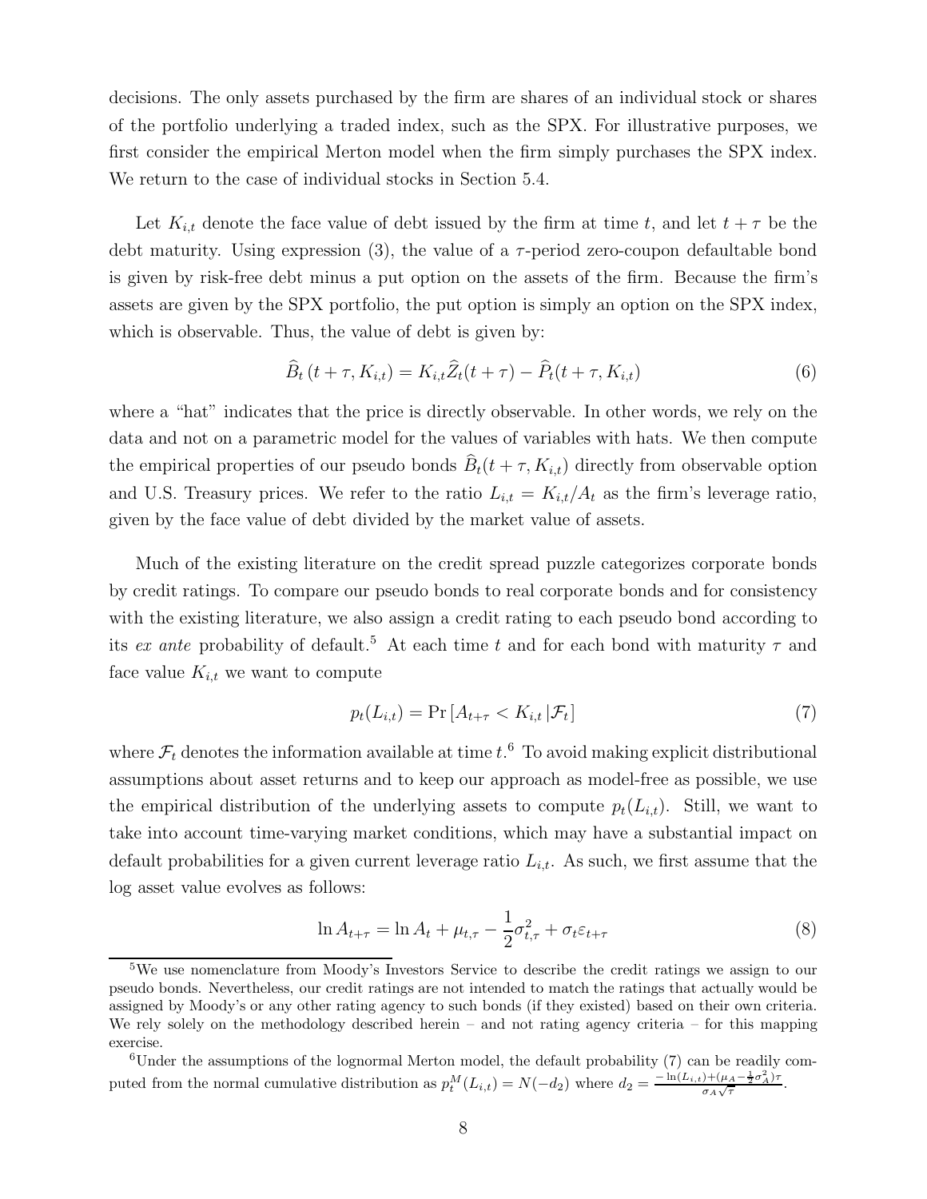decisions. The only assets purchased by the firm are shares of an individual stock or shares of the portfolio underlying a traded index, such as the SPX. For illustrative purposes, we first consider the empirical Merton model when the firm simply purchases the SPX index. We return to the case of individual stocks in Section 5.4.

Let $K_{i,t}$ denote the face value of debt issued by the firm at time $t$, and let $t + \tau$ be the debt maturity. Using expression (3), the value of a $\tau$-period zero-coupon defaultable bond is given by risk-free debt minus a put option on the assets of the firm. Because the firm's assets are given by the SPX portfolio, the put option is simply an option on the SPX index, which is observable. Thus, the value of debt is given by:

$$\widehat{B}_t\left(t+\tau, K_{i,t}\right) = K_{i,t}\widehat{Z}_t(t+\tau) - \widehat{P}_t(t+\tau, K_{i,t}) \tag{6}$$

where a "hat" indicates that the price is directly observable. In other words, we rely on the data and not on a parametric model for the values of variables with hats. We then compute the empirical properties of our pseudo bonds $\widehat{B}_t(t+\tau, K_{i,t})$ directly from observable option and U.S. Treasury prices. We refer to the ratio $L_{i,t} = K_{i,t}/A_t$ as the firm's leverage ratio, given by the face value of debt divided by the market value of assets.

Much of the existing literature on the credit spread puzzle categorizes corporate bonds by credit ratings. To compare our pseudo bonds to real corporate bonds and for consistency with the existing literature, we also assign a credit rating to each pseudo bond according to its *ex ante* probability of default.[5] At each time $t$ and for each bond with maturity $\tau$ and face value $K_{i,t}$ we want to compute

$$p_t(L_{i,t}) = \Pr\left[A_{t+\tau} < K_{i,t}\,|\mathcal{F}_t\right] \tag{7}$$

where $\mathcal{F}_t$ denotes the information available at time $t$.[6] To avoid making explicit distributional assumptions about asset returns and to keep our approach as model-free as possible, we use the empirical distribution of the underlying assets to compute $p_t(L_{i,t})$. Still, we want to take into account time-varying market conditions, which may have a substantial impact on default probabilities for a given current leverage ratio $L_{i,t}$. As such, we first assume that the log asset value evolves as follows:

$$\ln A_{t+\tau} = \ln A_t + \mu_{t,\tau} - \frac{1}{2}\sigma_{t,\tau}^2 + \sigma_t \varepsilon_{t+\tau} \tag{8}$$

[5] We use nomenclature from Moody's Investors Service to describe the credit ratings we assign to our pseudo bonds. Nevertheless, our credit ratings are not intended to match the ratings that actually would be assigned by Moody's or any other rating agency to such bonds (if they existed) based on their own criteria. We rely solely on the methodology described herein – and not rating agency criteria – for this mapping exercise.

[6] Under the assumptions of the lognormal Merton model, the default probability (7) can be readily computed from the normal cumulative distribution as $p_t^M(L_{i,t}) = N(-d_2)$ where $d_2 = \frac{-\ln(L_{i,t})+(\mu_A - \frac{1}{2}\sigma_A^2)\tau}{\sigma_A\sqrt{\tau}}$.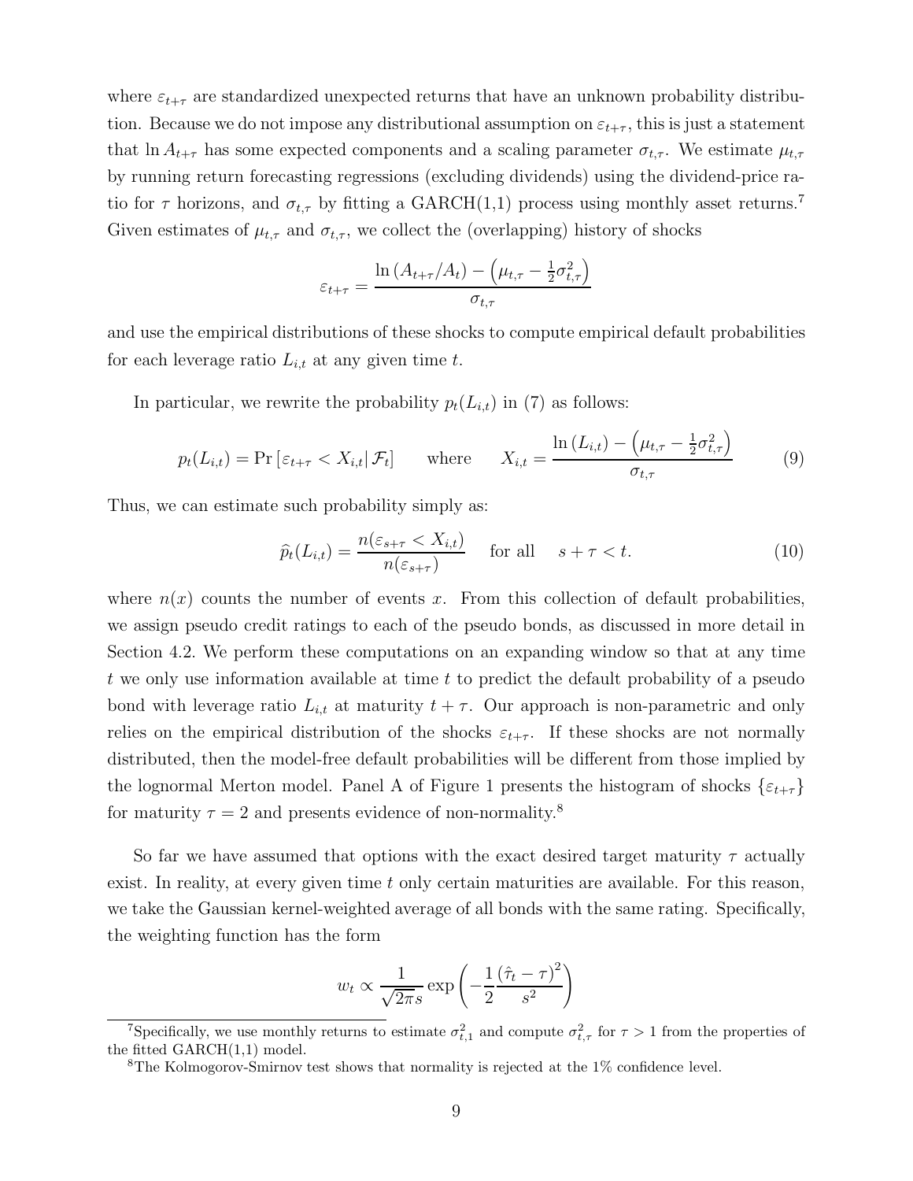where $\varepsilon_{t+\tau}$ are standardized unexpected returns that have an unknown probability distribution. Because we do not impose any distributional assumption on $\varepsilon_{t+\tau}$, this is just a statement that $\ln A_{t+\tau}$ has some expected components and a scaling parameter $\sigma_{t,\tau}$. We estimate $\mu_{t,\tau}$ by running return forecasting regressions (excluding dividends) using the dividend-price ratio for $\tau$ horizons, and $\sigma_{t,\tau}$ by fitting a GARCH(1,1) process using monthly asset returns.[7] Given estimates of $\mu_{t,\tau}$ and $\sigma_{t,\tau}$, we collect the (overlapping) history of shocks

$$\varepsilon_{t+\tau} = \frac{\ln\left(A_{t+\tau}/A_t\right) - \left(\mu_{t,\tau} - \frac{1}{2}\sigma_{t,\tau}^2\right)}{\sigma_{t,\tau}}$$

and use the empirical distributions of these shocks to compute empirical default probabilities for each leverage ratio $L_{i,t}$ at any given time $t$.

In particular, we rewrite the probability $p_t(L_{i,t})$ in (7) as follows:

$$p_t(L_{i,t}) = \Pr\left[\varepsilon_{t+\tau} < X_{i,t} \middle| \mathcal{F}_t\right] \qquad \text{where} \qquad X_{i,t} = \frac{\ln\left(L_{i,t}\right) - \left(\mu_{t,\tau} - \frac{1}{2}\sigma_{t,\tau}^2\right)}{\sigma_{t,\tau}} \tag{9}$$

Thus, we can estimate such probability simply as:

$$\widehat{p}_t(L_{i,t}) = \frac{n(\varepsilon_{s+\tau} < X_{i,t})}{n(\varepsilon_{s+\tau})} \quad \text{for all} \quad s+\tau < t. \tag{10}$$

where $n(x)$ counts the number of events $x$. From this collection of default probabilities, we assign pseudo credit ratings to each of the pseudo bonds, as discussed in more detail in Section 4.2. We perform these computations on an expanding window so that at any time $t$ we only use information available at time $t$ to predict the default probability of a pseudo bond with leverage ratio $L_{i,t}$ at maturity $t+\tau$. Our approach is non-parametric and only relies on the empirical distribution of the shocks $\varepsilon_{t+\tau}$. If these shocks are not normally distributed, then the model-free default probabilities will be different from those implied by the lognormal Merton model. Panel A of Figure 1 presents the histogram of shocks $\{\varepsilon_{t+\tau}\}$ for maturity $\tau = 2$ and presents evidence of non-normality.[8]

So far we have assumed that options with the exact desired target maturity $\tau$ actually exist. In reality, at every given time $t$ only certain maturities are available. For this reason, we take the Gaussian kernel-weighted average of all bonds with the same rating. Specifically, the weighting function has the form

$$w_t \propto \frac{1}{\sqrt{2\pi}s}\exp\left(-\frac{1}{2}\frac{\left(\hat{\tau}_t - \tau\right)^2}{s^2}\right)$$

[7] Specifically, we use monthly returns to estimate $\sigma_{t,1}^2$ and compute $\sigma_{t,\tau}^2$ for $\tau > 1$ from the properties of the fitted GARCH(1,1) model.

[8] The Kolmogorov-Smirnov test shows that normality is rejected at the 1% confidence level.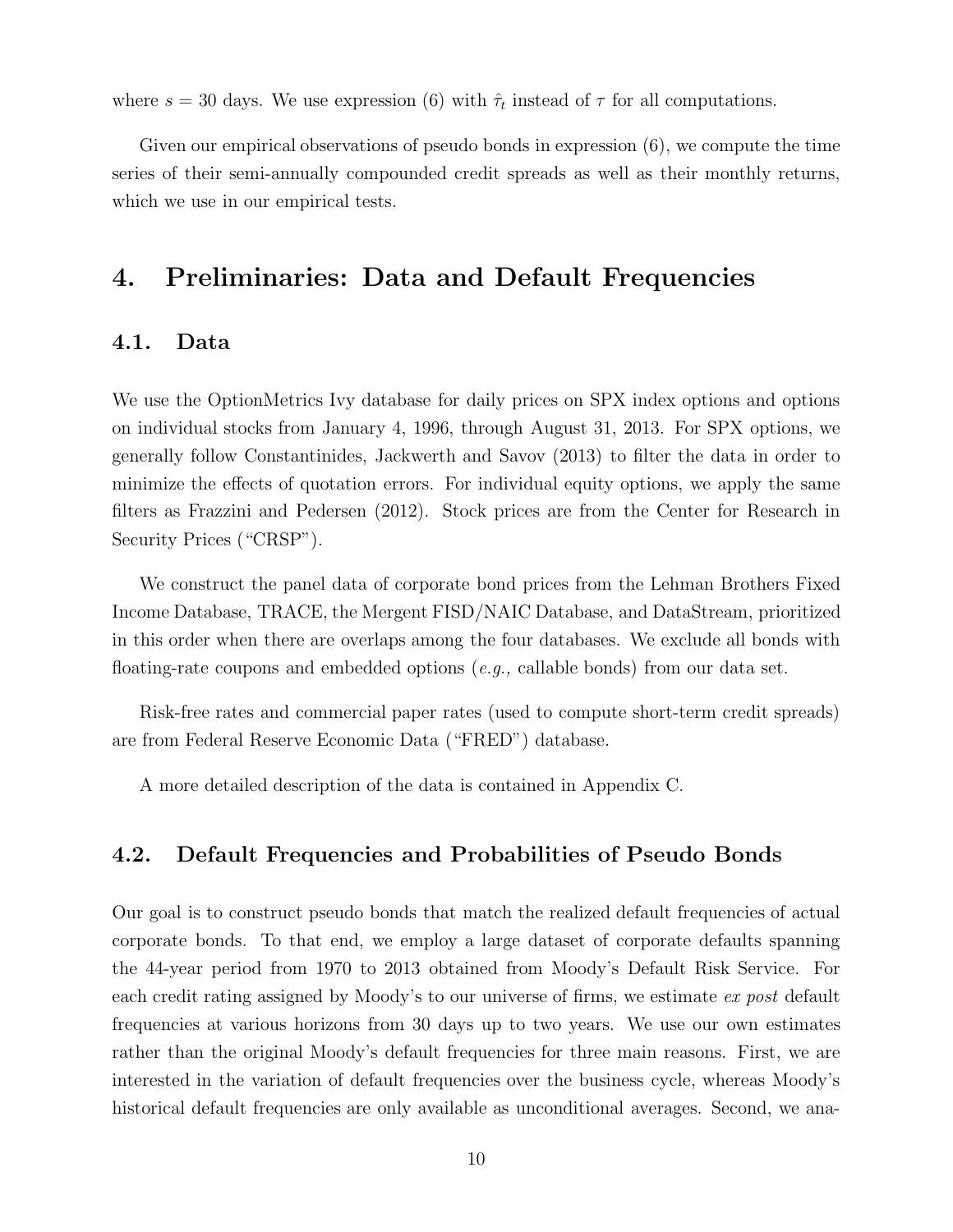where $s = 30$ days. We use expression (6) with $\hat{\tau}_t$ instead of $\tau$ for all computations.

Given our empirical observations of pseudo bonds in expression (6), we compute the time series of their semi-annually compounded credit spreads as well as their monthly returns, which we use in our empirical tests.

# 4. Preliminaries: Data and Default Frequencies

## 4.1. Data

We use the OptionMetrics Ivy database for daily prices on SPX index options and options on individual stocks from January 4, 1996, through August 31, 2013. For SPX options, we generally follow Constantinides, Jackwerth and Savov (2013) to filter the data in order to minimize the effects of quotation errors. For individual equity options, we apply the same filters as Frazzini and Pedersen (2012). Stock prices are from the Center for Research in Security Prices ("CRSP").

We construct the panel data of corporate bond prices from the Lehman Brothers Fixed Income Database, TRACE, the Mergent FISD/NAIC Database, and DataStream, prioritized in this order when there are overlaps among the four databases. We exclude all bonds with floating-rate coupons and embedded options (*e.g.,* callable bonds) from our data set.

Risk-free rates and commercial paper rates (used to compute short-term credit spreads) are from Federal Reserve Economic Data ("FRED") database.

A more detailed description of the data is contained in Appendix C.

## 4.2. Default Frequencies and Probabilities of Pseudo Bonds

Our goal is to construct pseudo bonds that match the realized default frequencies of actual corporate bonds. To that end, we employ a large dataset of corporate defaults spanning the 44-year period from 1970 to 2013 obtained from Moody's Default Risk Service. For each credit rating assigned by Moody's to our universe of firms, we estimate *ex post* default frequencies at various horizons from 30 days up to two years. We use our own estimates rather than the original Moody's default frequencies for three main reasons. First, we are interested in the variation of default frequencies over the business cycle, whereas Moody's historical default frequencies are only available as unconditional averages. Second, we ana-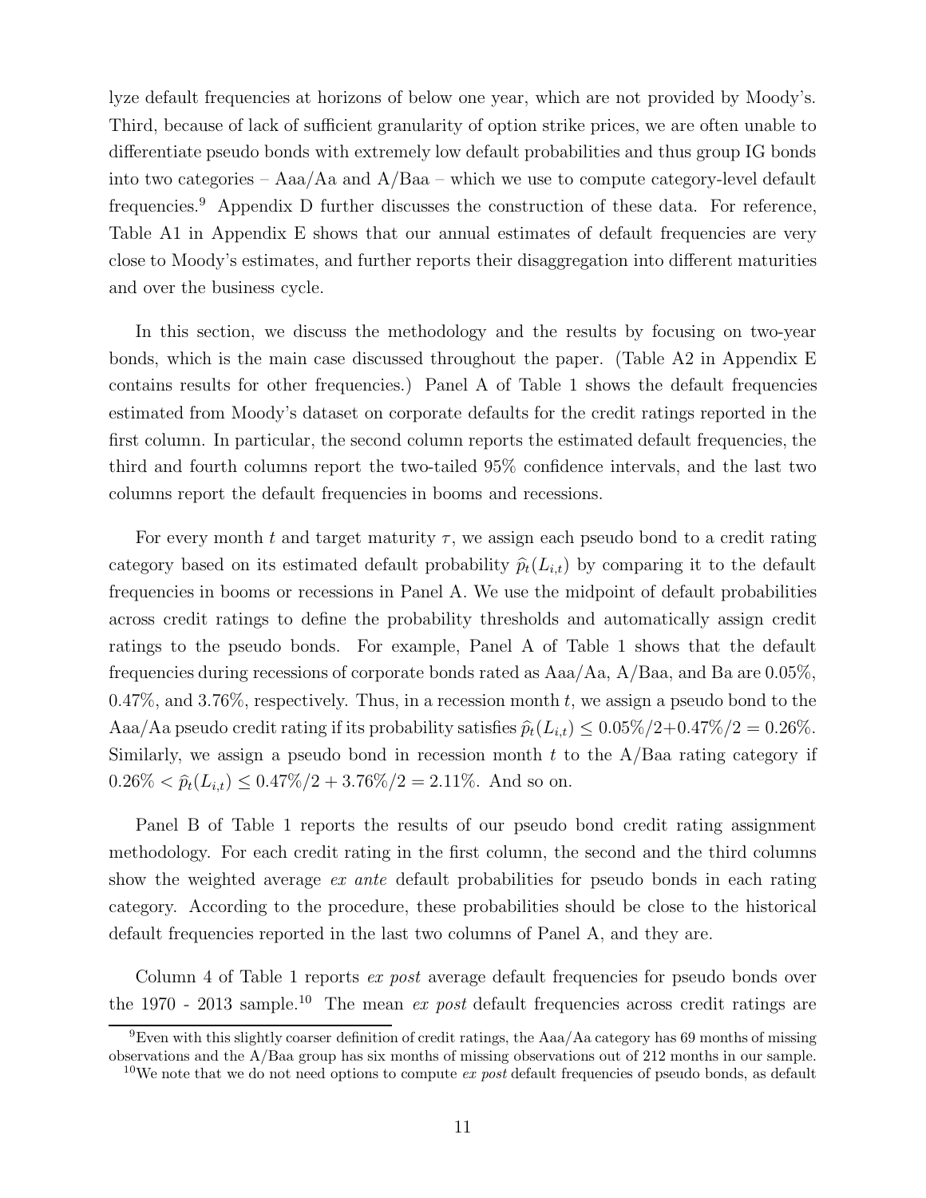lyze default frequencies at horizons of below one year, which are not provided by Moody's. Third, because of lack of sufficient granularity of option strike prices, we are often unable to differentiate pseudo bonds with extremely low default probabilities and thus group IG bonds into two categories – Aaa/Aa and A/Baa – which we use to compute category-level default frequencies.[9] Appendix D further discusses the construction of these data. For reference, Table A1 in Appendix E shows that our annual estimates of default frequencies are very close to Moody's estimates, and further reports their disaggregation into different maturities and over the business cycle.

In this section, we discuss the methodology and the results by focusing on two-year bonds, which is the main case discussed throughout the paper. (Table A2 in Appendix E contains results for other frequencies.) Panel A of Table 1 shows the default frequencies estimated from Moody's dataset on corporate defaults for the credit ratings reported in the first column. In particular, the second column reports the estimated default frequencies, the third and fourth columns report the two-tailed 95% confidence intervals, and the last two columns report the default frequencies in booms and recessions.

For every month $t$ and target maturity $\tau$, we assign each pseudo bond to a credit rating category based on its estimated default probability $\widehat{p}_t(L_{i,t})$ by comparing it to the default frequencies in booms or recessions in Panel A. We use the midpoint of default probabilities across credit ratings to define the probability thresholds and automatically assign credit ratings to the pseudo bonds. For example, Panel A of Table 1 shows that the default frequencies during recessions of corporate bonds rated as Aaa/Aa, A/Baa, and Ba are 0.05%, 0.47%, and 3.76%, respectively. Thus, in a recession month $t$, we assign a pseudo bond to the Aaa/Aa pseudo credit rating if its probability satisfies $\widehat{p}_t(L_{i,t}) \leq 0.05\%/2+0.47\%/2 = 0.26\%$. Similarly, we assign a pseudo bond in recession month $t$ to the A/Baa rating category if $0.26\% < \widehat{p}_t(L_{i,t}) \leq 0.47\%/2 + 3.76\%/2 = 2.11\%$. And so on.

Panel B of Table 1 reports the results of our pseudo bond credit rating assignment methodology. For each credit rating in the first column, the second and the third columns show the weighted average *ex ante* default probabilities for pseudo bonds in each rating category. According to the procedure, these probabilities should be close to the historical default frequencies reported in the last two columns of Panel A, and they are.

Column 4 of Table 1 reports *ex post* average default frequencies for pseudo bonds over the 1970 - 2013 sample.[10] The mean *ex post* default frequencies across credit ratings are

[9] Even with this slightly coarser definition of credit ratings, the Aaa/Aa category has 69 months of missing observations and the A/Baa group has six months of missing observations out of 212 months in our sample.

[10] We note that we do not need options to compute *ex post* default frequencies of pseudo bonds, as default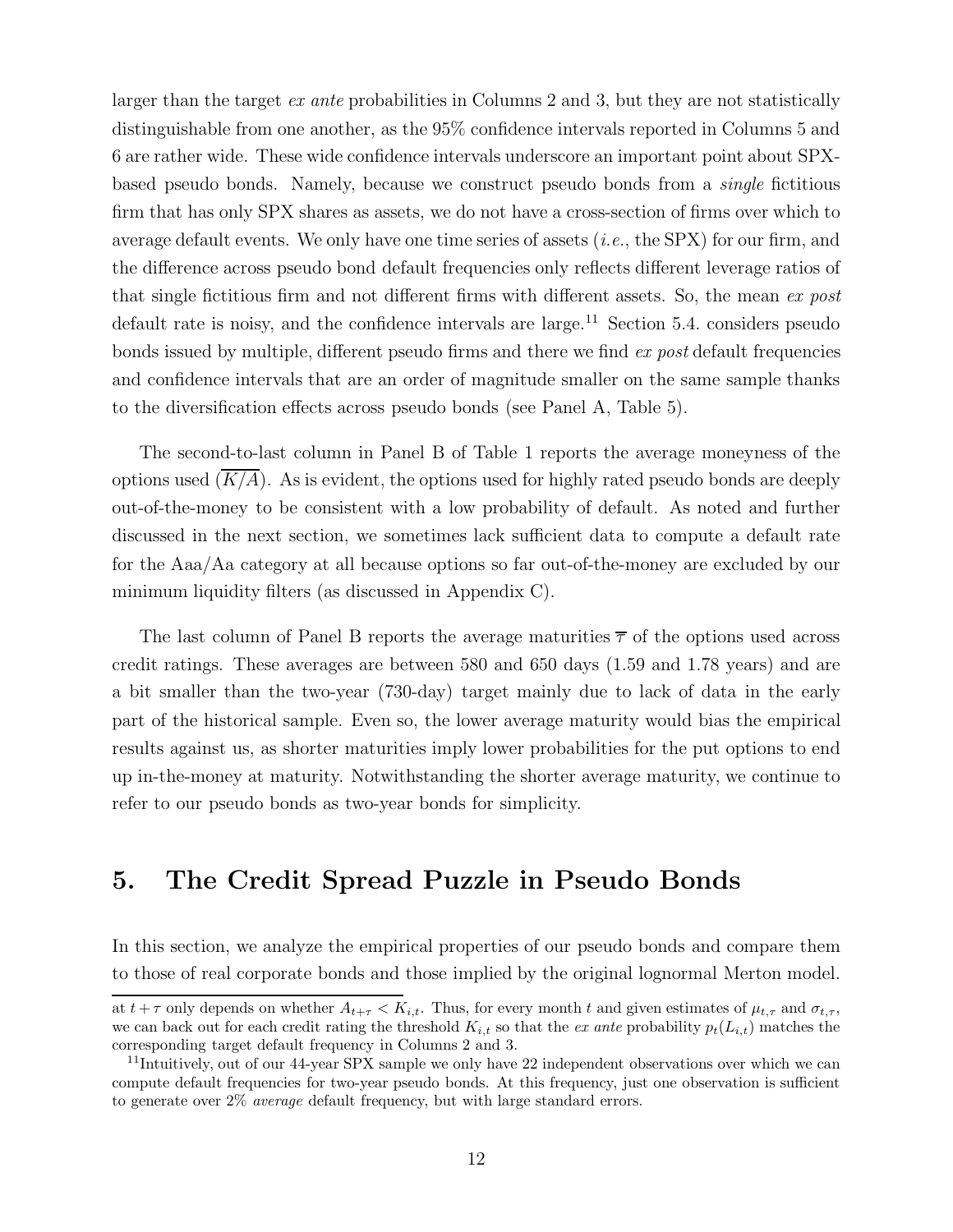larger than the target *ex ante* probabilities in Columns 2 and 3, but they are not statistically distinguishable from one another, as the 95% confidence intervals reported in Columns 5 and 6 are rather wide. These wide confidence intervals underscore an important point about SPX-based pseudo bonds. Namely, because we construct pseudo bonds from a *single* fictitious firm that has only SPX shares as assets, we do not have a cross-section of firms over which to average default events. We only have one time series of assets (*i.e.*, the SPX) for our firm, and the difference across pseudo bond default frequencies only reflects different leverage ratios of that single fictitious firm and not different firms with different assets. So, the mean *ex post* default rate is noisy, and the confidence intervals are large.[11] Section 5.4. considers pseudo bonds issued by multiple, different pseudo firms and there we find *ex post* default frequencies and confidence intervals that are an order of magnitude smaller on the same sample thanks to the diversification effects across pseudo bonds (see Panel A, Table 5).

The second-to-last column in Panel B of Table 1 reports the average moneyness of the options used ($\overline{K/A}$). As is evident, the options used for highly rated pseudo bonds are deeply out-of-the-money to be consistent with a low probability of default. As noted and further discussed in the next section, we sometimes lack sufficient data to compute a default rate for the Aaa/Aa category at all because options so far out-of-the-money are excluded by our minimum liquidity filters (as discussed in Appendix C).

The last column of Panel B reports the average maturities $\overline{\tau}$ of the options used across credit ratings. These averages are between 580 and 650 days (1.59 and 1.78 years) and are a bit smaller than the two-year (730-day) target mainly due to lack of data in the early part of the historical sample. Even so, the lower average maturity would bias the empirical results against us, as shorter maturities imply lower probabilities for the put options to end up in-the-money at maturity. Notwithstanding the shorter average maturity, we continue to refer to our pseudo bonds as two-year bonds for simplicity.

# 5. The Credit Spread Puzzle in Pseudo Bonds

In this section, we analyze the empirical properties of our pseudo bonds and compare them to those of real corporate bonds and those implied by the original lognormal Merton model.

at $t+\tau$ only depends on whether $A_{t+\tau} < K_{i,t}$. Thus, for every month $t$ and given estimates of $\mu_{t,\tau}$ and $\sigma_{t,\tau}$, we can back out for each credit rating the threshold $K_{i,t}$ so that the *ex ante* probability $p_t(L_{i,t})$ matches the corresponding target default frequency in Columns 2 and 3.

[11] Intuitively, out of our 44-year SPX sample we only have 22 independent observations over which we can compute default frequencies for two-year pseudo bonds. At this frequency, just one observation is sufficient to generate over 2% *average* default frequency, but with large standard errors.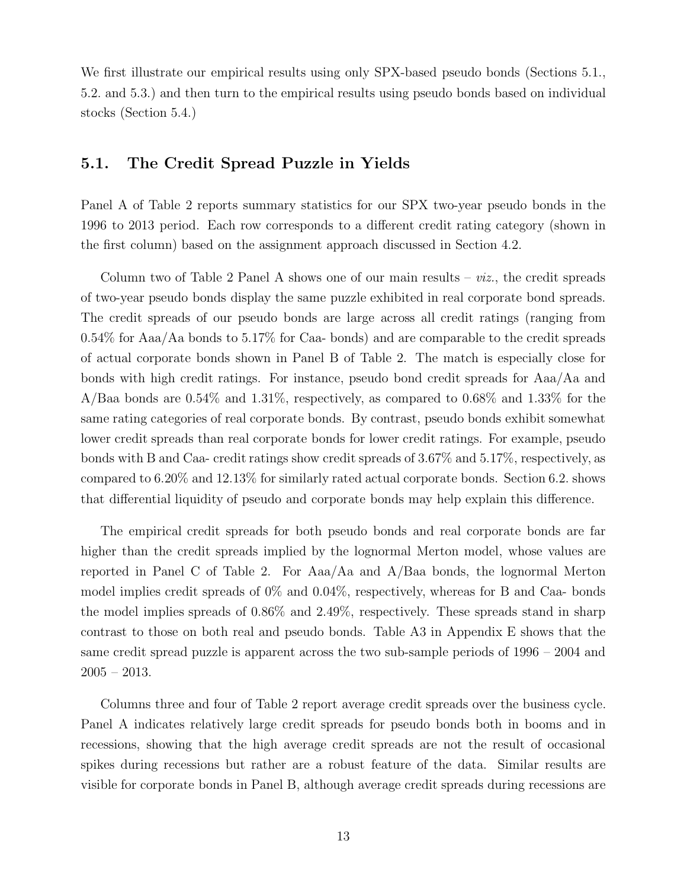We first illustrate our empirical results using only SPX-based pseudo bonds (Sections 5.1., 5.2. and 5.3.) and then turn to the empirical results using pseudo bonds based on individual stocks (Section 5.4.)

## 5.1. The Credit Spread Puzzle in Yields

Panel A of Table 2 reports summary statistics for our SPX two-year pseudo bonds in the 1996 to 2013 period. Each row corresponds to a different credit rating category (shown in the first column) based on the assignment approach discussed in Section 4.2.

Column two of Table 2 Panel A shows one of our main results – *viz.*, the credit spreads of two-year pseudo bonds display the same puzzle exhibited in real corporate bond spreads. The credit spreads of our pseudo bonds are large across all credit ratings (ranging from 0.54% for Aaa/Aa bonds to 5.17% for Caa- bonds) and are comparable to the credit spreads of actual corporate bonds shown in Panel B of Table 2. The match is especially close for bonds with high credit ratings. For instance, pseudo bond credit spreads for Aaa/Aa and A/Baa bonds are 0.54% and 1.31%, respectively, as compared to 0.68% and 1.33% for the same rating categories of real corporate bonds. By contrast, pseudo bonds exhibit somewhat lower credit spreads than real corporate bonds for lower credit ratings. For example, pseudo bonds with B and Caa- credit ratings show credit spreads of 3.67% and 5.17%, respectively, as compared to 6.20% and 12.13% for similarly rated actual corporate bonds. Section 6.2. shows that differential liquidity of pseudo and corporate bonds may help explain this difference.

The empirical credit spreads for both pseudo bonds and real corporate bonds are far higher than the credit spreads implied by the lognormal Merton model, whose values are reported in Panel C of Table 2. For Aaa/Aa and A/Baa bonds, the lognormal Merton model implies credit spreads of 0% and 0.04%, respectively, whereas for B and Caa- bonds the model implies spreads of 0.86% and 2.49%, respectively. These spreads stand in sharp contrast to those on both real and pseudo bonds. Table A3 in Appendix E shows that the same credit spread puzzle is apparent across the two sub-sample periods of 1996 – 2004 and 2005 – 2013.

Columns three and four of Table 2 report average credit spreads over the business cycle. Panel A indicates relatively large credit spreads for pseudo bonds both in booms and in recessions, showing that the high average credit spreads are not the result of occasional spikes during recessions but rather are a robust feature of the data. Similar results are visible for corporate bonds in Panel B, although average credit spreads during recessions are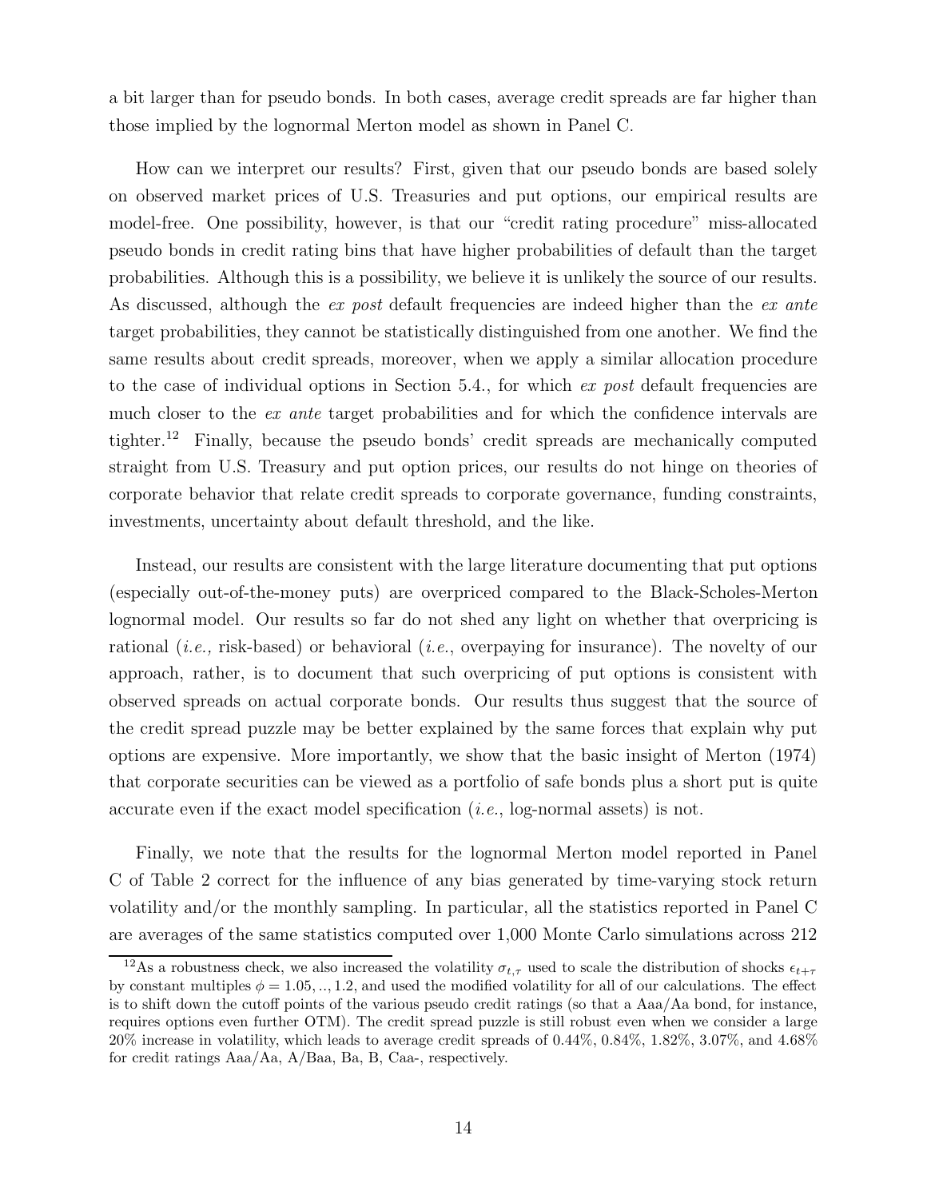a bit larger than for pseudo bonds. In both cases, average credit spreads are far higher than those implied by the lognormal Merton model as shown in Panel C.

How can we interpret our results? First, given that our pseudo bonds are based solely on observed market prices of U.S. Treasuries and put options, our empirical results are model-free. One possibility, however, is that our "credit rating procedure" miss-allocated pseudo bonds in credit rating bins that have higher probabilities of default than the target probabilities. Although this is a possibility, we believe it is unlikely the source of our results. As discussed, although the *ex post* default frequencies are indeed higher than the *ex ante* target probabilities, they cannot be statistically distinguished from one another. We find the same results about credit spreads, moreover, when we apply a similar allocation procedure to the case of individual options in Section 5.4., for which *ex post* default frequencies are much closer to the *ex ante* target probabilities and for which the confidence intervals are tighter.[12] Finally, because the pseudo bonds' credit spreads are mechanically computed straight from U.S. Treasury and put option prices, our results do not hinge on theories of corporate behavior that relate credit spreads to corporate governance, funding constraints, investments, uncertainty about default threshold, and the like.

Instead, our results are consistent with the large literature documenting that put options (especially out-of-the-money puts) are overpriced compared to the Black-Scholes-Merton lognormal model. Our results so far do not shed any light on whether that overpricing is rational (*i.e.,* risk-based) or behavioral (*i.e.*, overpaying for insurance). The novelty of our approach, rather, is to document that such overpricing of put options is consistent with observed spreads on actual corporate bonds. Our results thus suggest that the source of the credit spread puzzle may be better explained by the same forces that explain why put options are expensive. More importantly, we show that the basic insight of Merton (1974) that corporate securities can be viewed as a portfolio of safe bonds plus a short put is quite accurate even if the exact model specification (*i.e.*, log-normal assets) is not.

Finally, we note that the results for the lognormal Merton model reported in Panel C of Table 2 correct for the influence of any bias generated by time-varying stock return volatility and/or the monthly sampling. In particular, all the statistics reported in Panel C are averages of the same statistics computed over 1,000 Monte Carlo simulations across 212

[12] As a robustness check, we also increased the volatility $\sigma_{t,\tau}$ used to scale the distribution of shocks $\epsilon_{t+\tau}$ by constant multiples $\phi = 1.05, .., 1.2$, and used the modified volatility for all of our calculations. The effect is to shift down the cutoff points of the various pseudo credit ratings (so that a Aaa/Aa bond, for instance, requires options even further OTM). The credit spread puzzle is still robust even when we consider a large 20% increase in volatility, which leads to average credit spreads of 0.44%, 0.84%, 1.82%, 3.07%, and 4.68% for credit ratings Aaa/Aa, A/Baa, Ba, B, Caa-, respectively.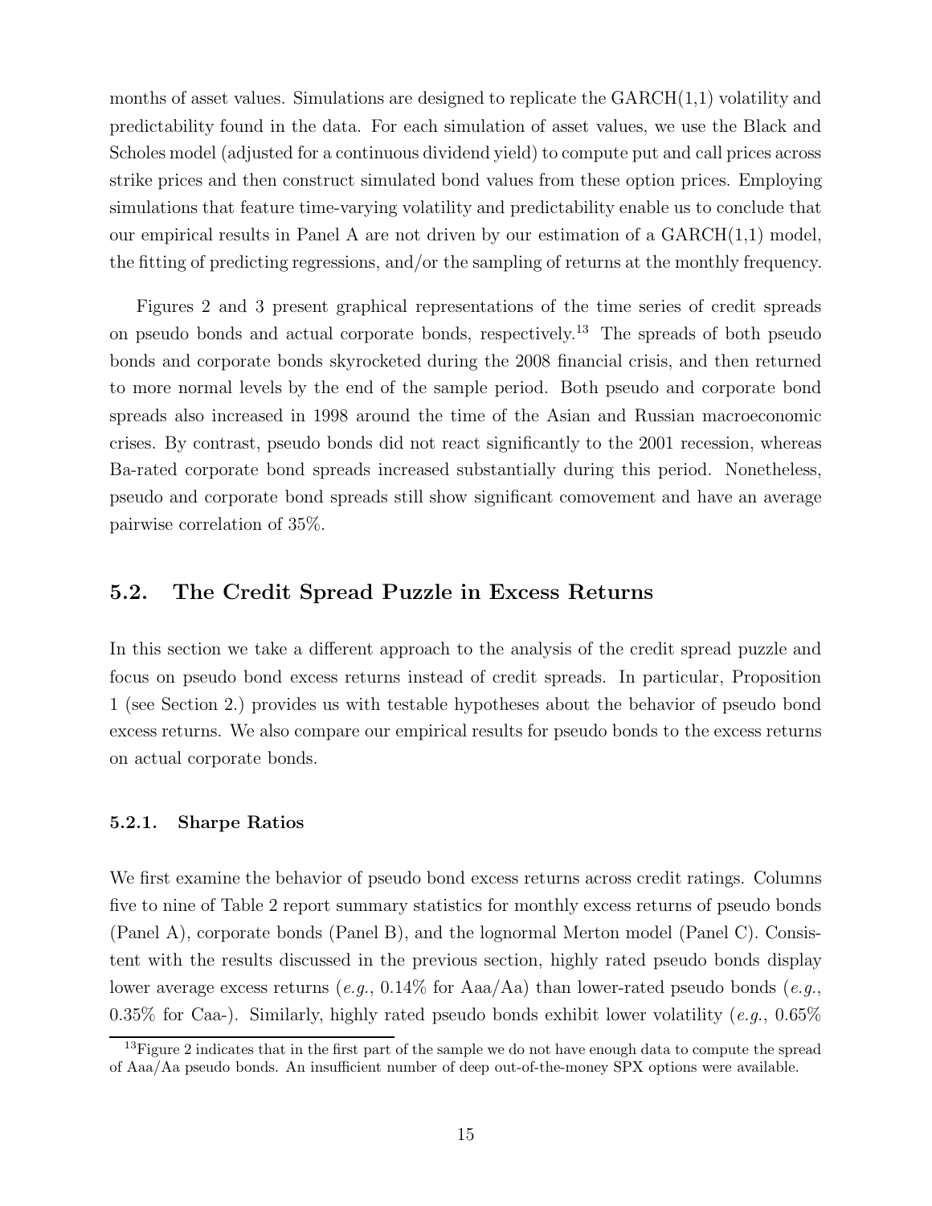months of asset values. Simulations are designed to replicate the GARCH(1,1) volatility and predictability found in the data. For each simulation of asset values, we use the Black and Scholes model (adjusted for a continuous dividend yield) to compute put and call prices across strike prices and then construct simulated bond values from these option prices. Employing simulations that feature time-varying volatility and predictability enable us to conclude that our empirical results in Panel A are not driven by our estimation of a GARCH(1,1) model, the fitting of predicting regressions, and/or the sampling of returns at the monthly frequency.

Figures 2 and 3 present graphical representations of the time series of credit spreads on pseudo bonds and actual corporate bonds, respectively.[13] The spreads of both pseudo bonds and corporate bonds skyrocketed during the 2008 financial crisis, and then returned to more normal levels by the end of the sample period. Both pseudo and corporate bond spreads also increased in 1998 around the time of the Asian and Russian macroeconomic crises. By contrast, pseudo bonds did not react significantly to the 2001 recession, whereas Ba-rated corporate bond spreads increased substantially during this period. Nonetheless, pseudo and corporate bond spreads still show significant comovement and have an average pairwise correlation of 35%.

## 5.2. The Credit Spread Puzzle in Excess Returns

In this section we take a different approach to the analysis of the credit spread puzzle and focus on pseudo bond excess returns instead of credit spreads. In particular, Proposition 1 (see Section 2.) provides us with testable hypotheses about the behavior of pseudo bond excess returns. We also compare our empirical results for pseudo bonds to the excess returns on actual corporate bonds.

### 5.2.1. Sharpe Ratios

We first examine the behavior of pseudo bond excess returns across credit ratings. Columns five to nine of Table 2 report summary statistics for monthly excess returns of pseudo bonds (Panel A), corporate bonds (Panel B), and the lognormal Merton model (Panel C). Consistent with the results discussed in the previous section, highly rated pseudo bonds display lower average excess returns (*e.g.*, 0.14% for Aaa/Aa) than lower-rated pseudo bonds (*e.g.*, 0.35% for Caa-). Similarly, highly rated pseudo bonds exhibit lower volatility (*e.g.*, 0.65%

[13] Figure 2 indicates that in the first part of the sample we do not have enough data to compute the spread of Aaa/Aa pseudo bonds. An insufficient number of deep out-of-the-money SPX options were available.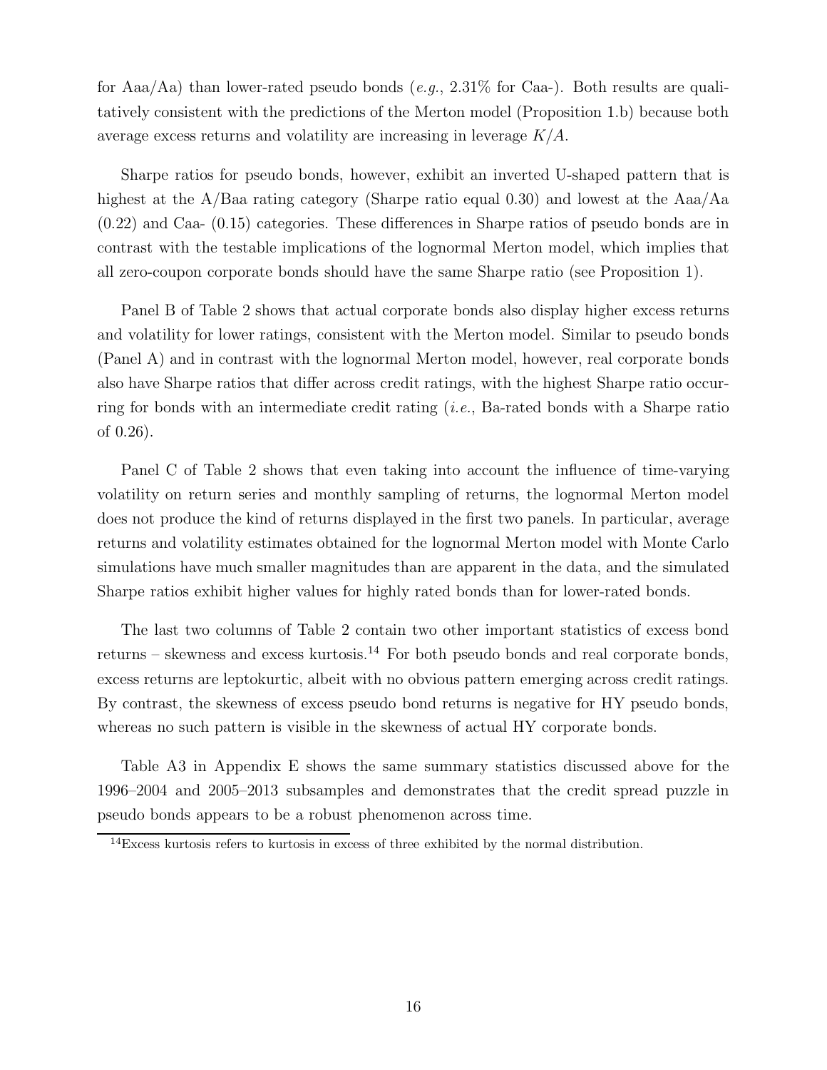for Aaa/Aa) than lower-rated pseudo bonds (*e.g.*, 2.31% for Caa-). Both results are qualitatively consistent with the predictions of the Merton model (Proposition 1.b) because both average excess returns and volatility are increasing in leverage $K/A$.

Sharpe ratios for pseudo bonds, however, exhibit an inverted U-shaped pattern that is highest at the A/Baa rating category (Sharpe ratio equal 0.30) and lowest at the Aaa/Aa (0.22) and Caa- (0.15) categories. These differences in Sharpe ratios of pseudo bonds are in contrast with the testable implications of the lognormal Merton model, which implies that all zero-coupon corporate bonds should have the same Sharpe ratio (see Proposition 1).

Panel B of Table 2 shows that actual corporate bonds also display higher excess returns and volatility for lower ratings, consistent with the Merton model. Similar to pseudo bonds (Panel A) and in contrast with the lognormal Merton model, however, real corporate bonds also have Sharpe ratios that differ across credit ratings, with the highest Sharpe ratio occurring for bonds with an intermediate credit rating (*i.e.*, Ba-rated bonds with a Sharpe ratio of 0.26).

Panel C of Table 2 shows that even taking into account the influence of time-varying volatility on return series and monthly sampling of returns, the lognormal Merton model does not produce the kind of returns displayed in the first two panels. In particular, average returns and volatility estimates obtained for the lognormal Merton model with Monte Carlo simulations have much smaller magnitudes than are apparent in the data, and the simulated Sharpe ratios exhibit higher values for highly rated bonds than for lower-rated bonds.

The last two columns of Table 2 contain two other important statistics of excess bond returns – skewness and excess kurtosis.[14] For both pseudo bonds and real corporate bonds, excess returns are leptokurtic, albeit with no obvious pattern emerging across credit ratings. By contrast, the skewness of excess pseudo bond returns is negative for HY pseudo bonds, whereas no such pattern is visible in the skewness of actual HY corporate bonds.

Table A3 in Appendix E shows the same summary statistics discussed above for the 1996–2004 and 2005–2013 subsamples and demonstrates that the credit spread puzzle in pseudo bonds appears to be a robust phenomenon across time.

[14] Excess kurtosis refers to kurtosis in excess of three exhibited by the normal distribution.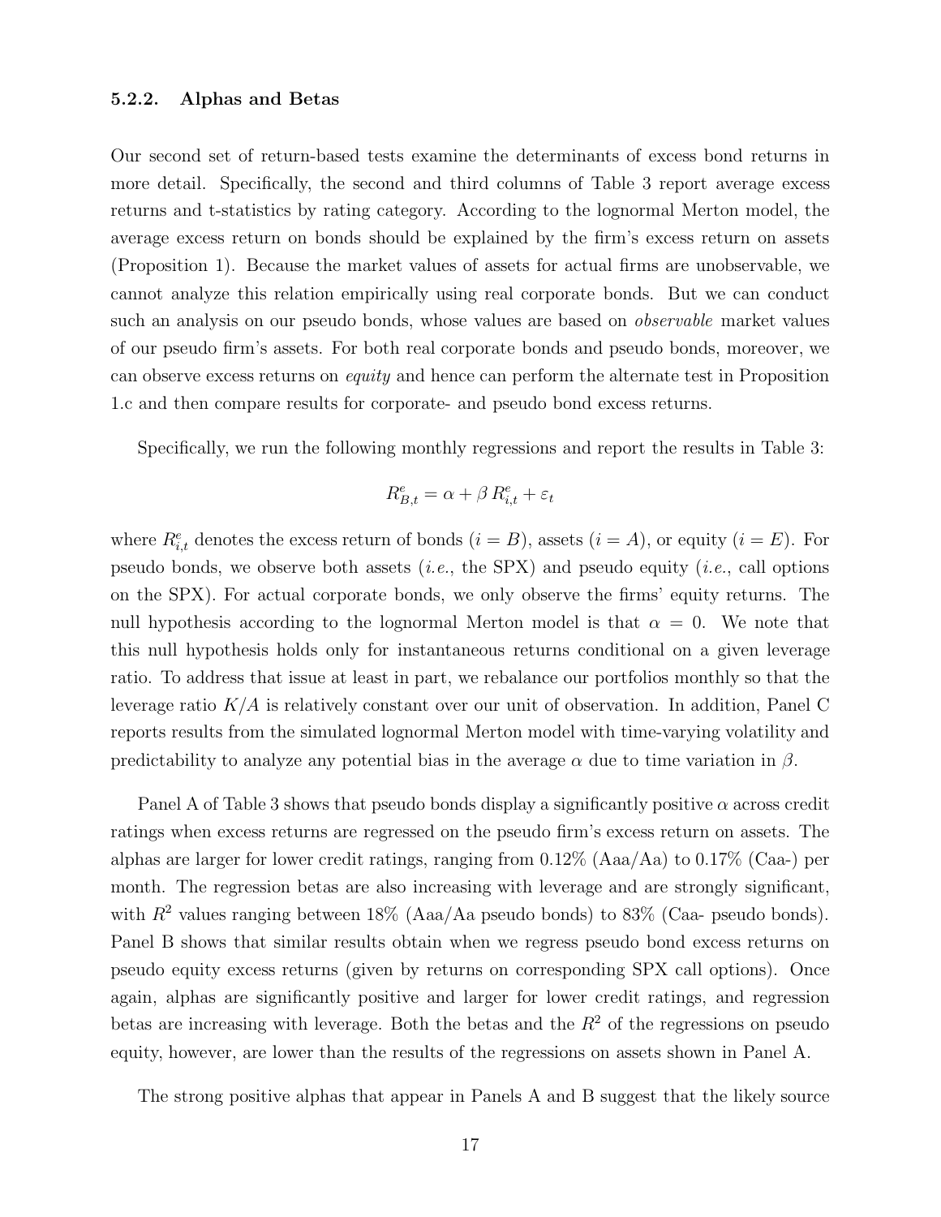### 5.2.2. Alphas and Betas

Our second set of return-based tests examine the determinants of excess bond returns in more detail. Specifically, the second and third columns of Table 3 report average excess returns and t-statistics by rating category. According to the lognormal Merton model, the average excess return on bonds should be explained by the firm's excess return on assets (Proposition 1). Because the market values of assets for actual firms are unobservable, we cannot analyze this relation empirically using real corporate bonds. But we can conduct such an analysis on our pseudo bonds, whose values are based on *observable* market values of our pseudo firm's assets. For both real corporate bonds and pseudo bonds, moreover, we can observe excess returns on *equity* and hence can perform the alternate test in Proposition 1.c and then compare results for corporate- and pseudo bond excess returns.

Specifically, we run the following monthly regressions and report the results in Table 3:

$$R^e_{B,t} = \alpha + \beta\, R^e_{i,t} + \varepsilon_t$$

where $R^e_{i,t}$ denotes the excess return of bonds ($i = B$), assets ($i = A$), or equity ($i = E$). For pseudo bonds, we observe both assets (*i.e.*, the SPX) and pseudo equity (*i.e.*, call options on the SPX). For actual corporate bonds, we only observe the firms' equity returns. The null hypothesis according to the lognormal Merton model is that $\alpha = 0$. We note that this null hypothesis holds only for instantaneous returns conditional on a given leverage ratio. To address that issue at least in part, we rebalance our portfolios monthly so that the leverage ratio $K/A$ is relatively constant over our unit of observation. In addition, Panel C reports results from the simulated lognormal Merton model with time-varying volatility and predictability to analyze any potential bias in the average $\alpha$ due to time variation in $\beta$.

Panel A of Table 3 shows that pseudo bonds display a significantly positive $\alpha$ across credit ratings when excess returns are regressed on the pseudo firm's excess return on assets. The alphas are larger for lower credit ratings, ranging from 0.12% (Aaa/Aa) to 0.17% (Caa-) per month. The regression betas are also increasing with leverage and are strongly significant, with $R^2$ values ranging between 18% (Aaa/Aa pseudo bonds) to 83% (Caa- pseudo bonds). Panel B shows that similar results obtain when we regress pseudo bond excess returns on pseudo equity excess returns (given by returns on corresponding SPX call options). Once again, alphas are significantly positive and larger for lower credit ratings, and regression betas are increasing with leverage. Both the betas and the $R^2$ of the regressions on pseudo equity, however, are lower than the results of the regressions on assets shown in Panel A.

The strong positive alphas that appear in Panels A and B suggest that the likely source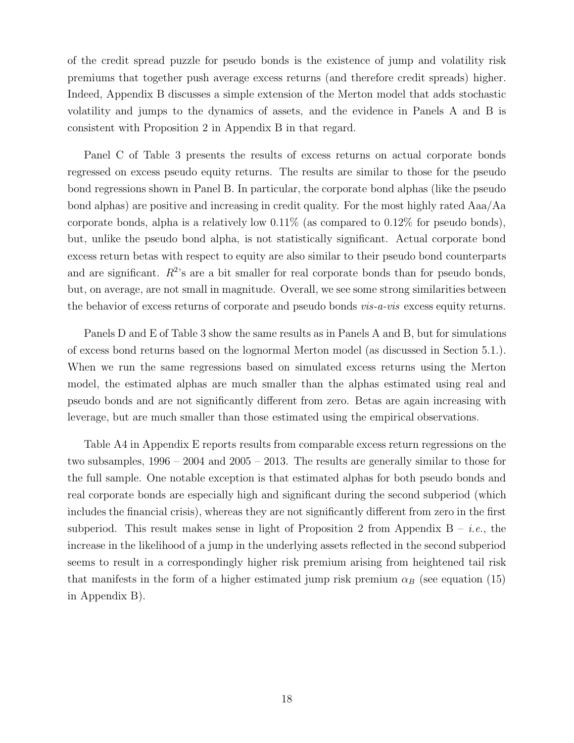of the credit spread puzzle for pseudo bonds is the existence of jump and volatility risk premiums that together push average excess returns (and therefore credit spreads) higher. Indeed, Appendix B discusses a simple extension of the Merton model that adds stochastic volatility and jumps to the dynamics of assets, and the evidence in Panels A and B is consistent with Proposition 2 in Appendix B in that regard.

Panel C of Table 3 presents the results of excess returns on actual corporate bonds regressed on excess pseudo equity returns. The results are similar to those for the pseudo bond regressions shown in Panel B. In particular, the corporate bond alphas (like the pseudo bond alphas) are positive and increasing in credit quality. For the most highly rated Aaa/Aa corporate bonds, alpha is a relatively low 0.11% (as compared to 0.12% for pseudo bonds), but, unlike the pseudo bond alpha, is not statistically significant. Actual corporate bond excess return betas with respect to equity are also similar to their pseudo bond counterparts and are significant. $R^2$'s are a bit smaller for real corporate bonds than for pseudo bonds, but, on average, are not small in magnitude. Overall, we see some strong similarities between the behavior of excess returns of corporate and pseudo bonds *vis-a-vis* excess equity returns.

Panels D and E of Table 3 show the same results as in Panels A and B, but for simulations of excess bond returns based on the lognormal Merton model (as discussed in Section 5.1.). When we run the same regressions based on simulated excess returns using the Merton model, the estimated alphas are much smaller than the alphas estimated using real and pseudo bonds and are not significantly different from zero. Betas are again increasing with leverage, but are much smaller than those estimated using the empirical observations.

Table A4 in Appendix E reports results from comparable excess return regressions on the two subsamples, 1996 – 2004 and 2005 – 2013. The results are generally similar to those for the full sample. One notable exception is that estimated alphas for both pseudo bonds and real corporate bonds are especially high and significant during the second subperiod (which includes the financial crisis), whereas they are not significantly different from zero in the first subperiod. This result makes sense in light of Proposition 2 from Appendix B – *i.e.*, the increase in the likelihood of a jump in the underlying assets reflected in the second subperiod seems to result in a correspondingly higher risk premium arising from heightened tail risk that manifests in the form of a higher estimated jump risk premium $\alpha_B$ (see equation (15) in Appendix B).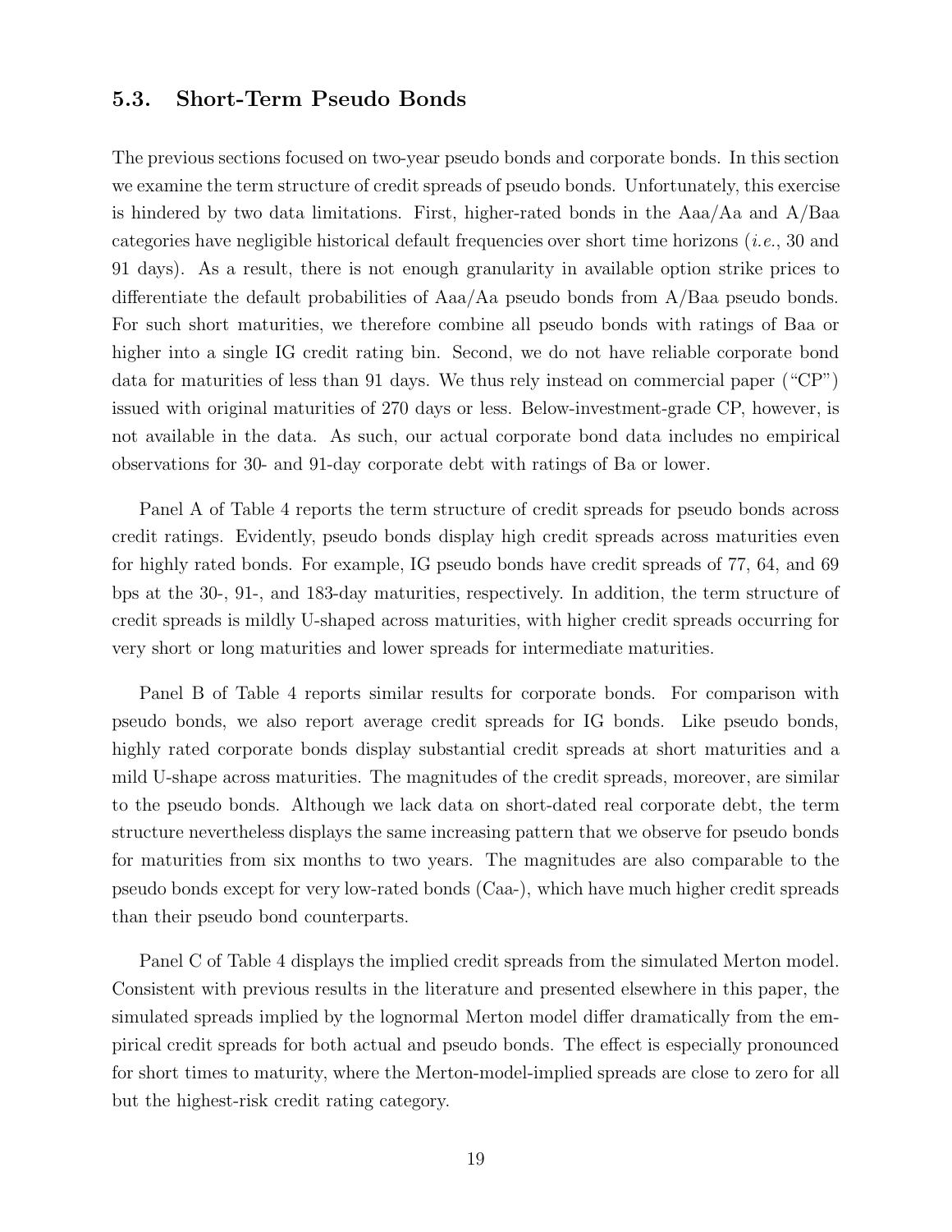### 5.3. Short-Term Pseudo Bonds

The previous sections focused on two-year pseudo bonds and corporate bonds. In this section we examine the term structure of credit spreads of pseudo bonds. Unfortunately, this exercise is hindered by two data limitations. First, higher-rated bonds in the Aaa/Aa and A/Baa categories have negligible historical default frequencies over short time horizons (*i.e.*, 30 and 91 days). As a result, there is not enough granularity in available option strike prices to differentiate the default probabilities of Aaa/Aa pseudo bonds from A/Baa pseudo bonds. For such short maturities, we therefore combine all pseudo bonds with ratings of Baa or higher into a single IG credit rating bin. Second, we do not have reliable corporate bond data for maturities of less than 91 days. We thus rely instead on commercial paper ("CP") issued with original maturities of 270 days or less. Below-investment-grade CP, however, is not available in the data. As such, our actual corporate bond data includes no empirical observations for 30- and 91-day corporate debt with ratings of Ba or lower.

Panel A of Table 4 reports the term structure of credit spreads for pseudo bonds across credit ratings. Evidently, pseudo bonds display high credit spreads across maturities even for highly rated bonds. For example, IG pseudo bonds have credit spreads of 77, 64, and 69 bps at the 30-, 91-, and 183-day maturities, respectively. In addition, the term structure of credit spreads is mildly U-shaped across maturities, with higher credit spreads occurring for very short or long maturities and lower spreads for intermediate maturities.

Panel B of Table 4 reports similar results for corporate bonds. For comparison with pseudo bonds, we also report average credit spreads for IG bonds. Like pseudo bonds, highly rated corporate bonds display substantial credit spreads at short maturities and a mild U-shape across maturities. The magnitudes of the credit spreads, moreover, are similar to the pseudo bonds. Although we lack data on short-dated real corporate debt, the term structure nevertheless displays the same increasing pattern that we observe for pseudo bonds for maturities from six months to two years. The magnitudes are also comparable to the pseudo bonds except for very low-rated bonds (Caa-), which have much higher credit spreads than their pseudo bond counterparts.

Panel C of Table 4 displays the implied credit spreads from the simulated Merton model. Consistent with previous results in the literature and presented elsewhere in this paper, the simulated spreads implied by the lognormal Merton model differ dramatically from the empirical credit spreads for both actual and pseudo bonds. The effect is especially pronounced for short times to maturity, where the Merton-model-implied spreads are close to zero for all but the highest-risk credit rating category.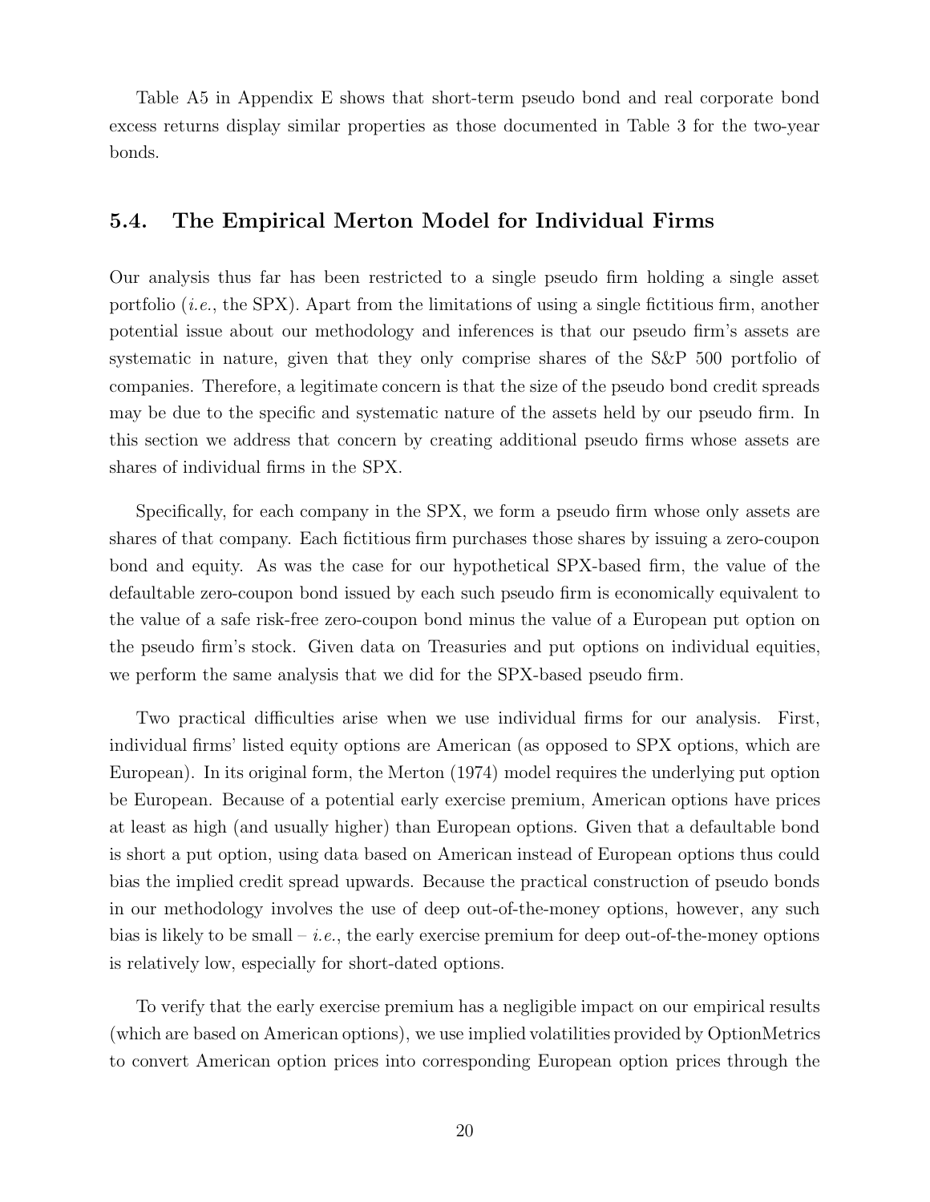Table A5 in Appendix E shows that short-term pseudo bond and real corporate bond excess returns display similar properties as those documented in Table 3 for the two-year bonds.

## 5.4. The Empirical Merton Model for Individual Firms

Our analysis thus far has been restricted to a single pseudo firm holding a single asset portfolio (*i.e.*, the SPX). Apart from the limitations of using a single fictitious firm, another potential issue about our methodology and inferences is that our pseudo firm's assets are systematic in nature, given that they only comprise shares of the S&P 500 portfolio of companies. Therefore, a legitimate concern is that the size of the pseudo bond credit spreads may be due to the specific and systematic nature of the assets held by our pseudo firm. In this section we address that concern by creating additional pseudo firms whose assets are shares of individual firms in the SPX.

Specifically, for each company in the SPX, we form a pseudo firm whose only assets are shares of that company. Each fictitious firm purchases those shares by issuing a zero-coupon bond and equity. As was the case for our hypothetical SPX-based firm, the value of the defaultable zero-coupon bond issued by each such pseudo firm is economically equivalent to the value of a safe risk-free zero-coupon bond minus the value of a European put option on the pseudo firm's stock. Given data on Treasuries and put options on individual equities, we perform the same analysis that we did for the SPX-based pseudo firm.

Two practical difficulties arise when we use individual firms for our analysis. First, individual firms' listed equity options are American (as opposed to SPX options, which are European). In its original form, the Merton (1974) model requires the underlying put option be European. Because of a potential early exercise premium, American options have prices at least as high (and usually higher) than European options. Given that a defaultable bond is short a put option, using data based on American instead of European options thus could bias the implied credit spread upwards. Because the practical construction of pseudo bonds in our methodology involves the use of deep out-of-the-money options, however, any such bias is likely to be small – *i.e.*, the early exercise premium for deep out-of-the-money options is relatively low, especially for short-dated options.

To verify that the early exercise premium has a negligible impact on our empirical results (which are based on American options), we use implied volatilities provided by OptionMetrics to convert American option prices into corresponding European option prices through the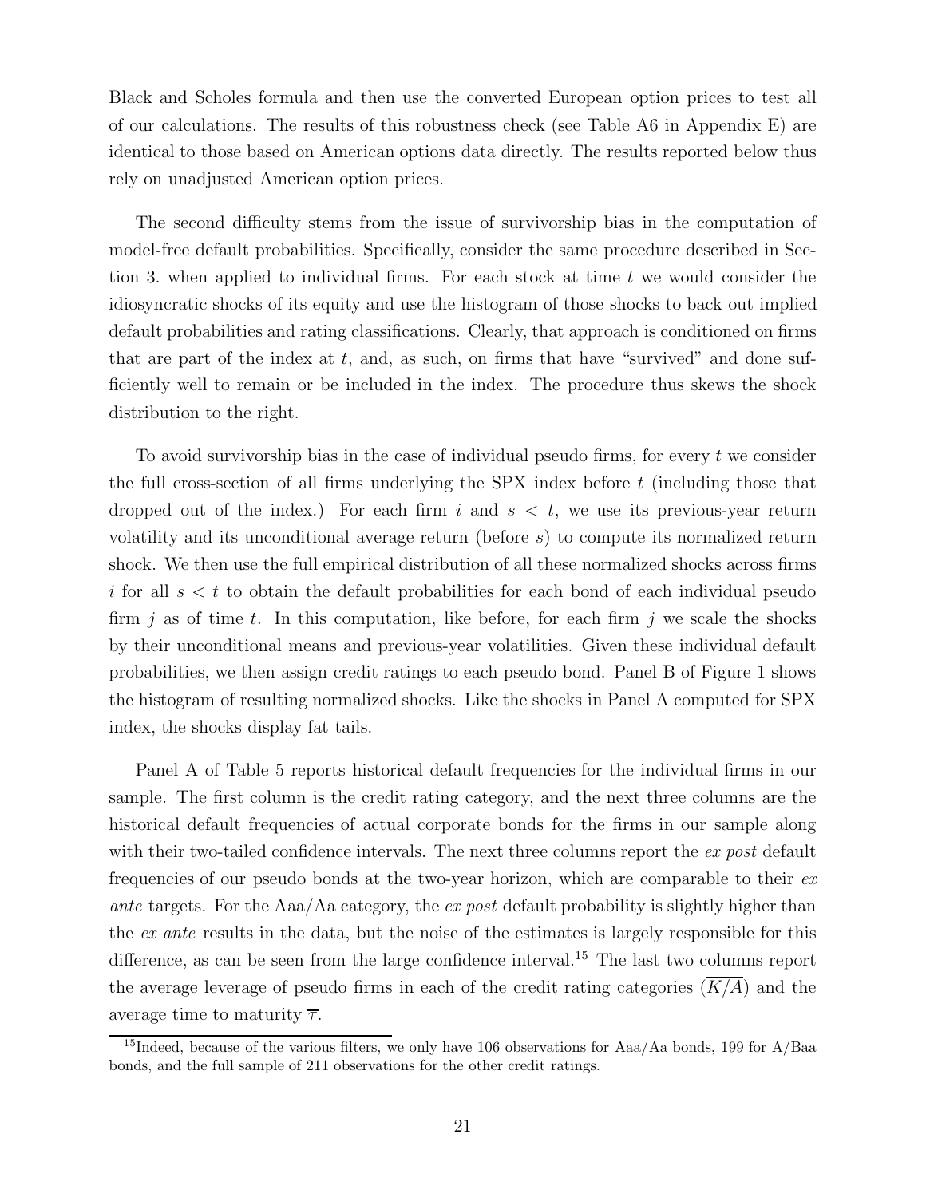Black and Scholes formula and then use the converted European option prices to test all of our calculations. The results of this robustness check (see Table A6 in Appendix E) are identical to those based on American options data directly. The results reported below thus rely on unadjusted American option prices.

The second difficulty stems from the issue of survivorship bias in the computation of model-free default probabilities. Specifically, consider the same procedure described in Section 3. when applied to individual firms. For each stock at time $t$ we would consider the idiosyncratic shocks of its equity and use the histogram of those shocks to back out implied default probabilities and rating classifications. Clearly, that approach is conditioned on firms that are part of the index at $t$, and, as such, on firms that have "survived" and done sufficiently well to remain or be included in the index. The procedure thus skews the shock distribution to the right.

To avoid survivorship bias in the case of individual pseudo firms, for every $t$ we consider the full cross-section of all firms underlying the SPX index before $t$ (including those that dropped out of the index.) For each firm $i$ and $s < t$, we use its previous-year return volatility and its unconditional average return (before $s$) to compute its normalized return shock. We then use the full empirical distribution of all these normalized shocks across firms $i$ for all $s < t$ to obtain the default probabilities for each bond of each individual pseudo firm $j$ as of time $t$. In this computation, like before, for each firm $j$ we scale the shocks by their unconditional means and previous-year volatilities. Given these individual default probabilities, we then assign credit ratings to each pseudo bond. Panel B of Figure 1 shows the histogram of resulting normalized shocks. Like the shocks in Panel A computed for SPX index, the shocks display fat tails.

Panel A of Table 5 reports historical default frequencies for the individual firms in our sample. The first column is the credit rating category, and the next three columns are the historical default frequencies of actual corporate bonds for the firms in our sample along with their two-tailed confidence intervals. The next three columns report the *ex post* default frequencies of our pseudo bonds at the two-year horizon, which are comparable to their *ex ante* targets. For the Aaa/Aa category, the *ex post* default probability is slightly higher than the *ex ante* results in the data, but the noise of the estimates is largely responsible for this difference, as can be seen from the large confidence interval.[15] The last two columns report the average leverage of pseudo firms in each of the credit rating categories ($\overline{K/A}$) and the average time to maturity $\overline{\tau}$.

[15]Indeed, because of the various filters, we only have 106 observations for Aaa/Aa bonds, 199 for A/Baa bonds, and the full sample of 211 observations for the other credit ratings.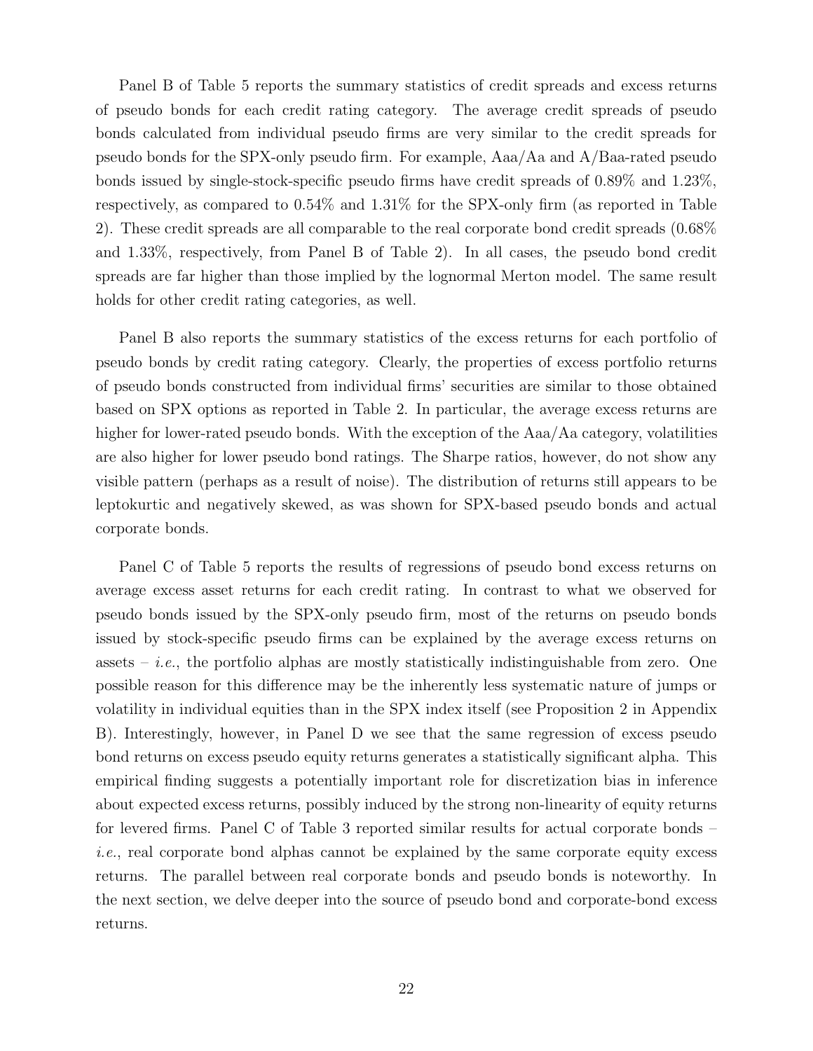Panel B of Table 5 reports the summary statistics of credit spreads and excess returns of pseudo bonds for each credit rating category. The average credit spreads of pseudo bonds calculated from individual pseudo firms are very similar to the credit spreads for pseudo bonds for the SPX-only pseudo firm. For example, Aaa/Aa and A/Baa-rated pseudo bonds issued by single-stock-specific pseudo firms have credit spreads of 0.89% and 1.23%, respectively, as compared to 0.54% and 1.31% for the SPX-only firm (as reported in Table 2). These credit spreads are all comparable to the real corporate bond credit spreads (0.68% and 1.33%, respectively, from Panel B of Table 2). In all cases, the pseudo bond credit spreads are far higher than those implied by the lognormal Merton model. The same result holds for other credit rating categories, as well.

Panel B also reports the summary statistics of the excess returns for each portfolio of pseudo bonds by credit rating category. Clearly, the properties of excess portfolio returns of pseudo bonds constructed from individual firms' securities are similar to those obtained based on SPX options as reported in Table 2. In particular, the average excess returns are higher for lower-rated pseudo bonds. With the exception of the Aaa/Aa category, volatilities are also higher for lower pseudo bond ratings. The Sharpe ratios, however, do not show any visible pattern (perhaps as a result of noise). The distribution of returns still appears to be leptokurtic and negatively skewed, as was shown for SPX-based pseudo bonds and actual corporate bonds.

Panel C of Table 5 reports the results of regressions of pseudo bond excess returns on average excess asset returns for each credit rating. In contrast to what we observed for pseudo bonds issued by the SPX-only pseudo firm, most of the returns on pseudo bonds issued by stock-specific pseudo firms can be explained by the average excess returns on assets – *i.e.*, the portfolio alphas are mostly statistically indistinguishable from zero. One possible reason for this difference may be the inherently less systematic nature of jumps or volatility in individual equities than in the SPX index itself (see Proposition 2 in Appendix B). Interestingly, however, in Panel D we see that the same regression of excess pseudo bond returns on excess pseudo equity returns generates a statistically significant alpha. This empirical finding suggests a potentially important role for discretization bias in inference about expected excess returns, possibly induced by the strong non-linearity of equity returns for levered firms. Panel C of Table 3 reported similar results for actual corporate bonds – *i.e.*, real corporate bond alphas cannot be explained by the same corporate equity excess returns. The parallel between real corporate bonds and pseudo bonds is noteworthy. In the next section, we delve deeper into the source of pseudo bond and corporate-bond excess returns.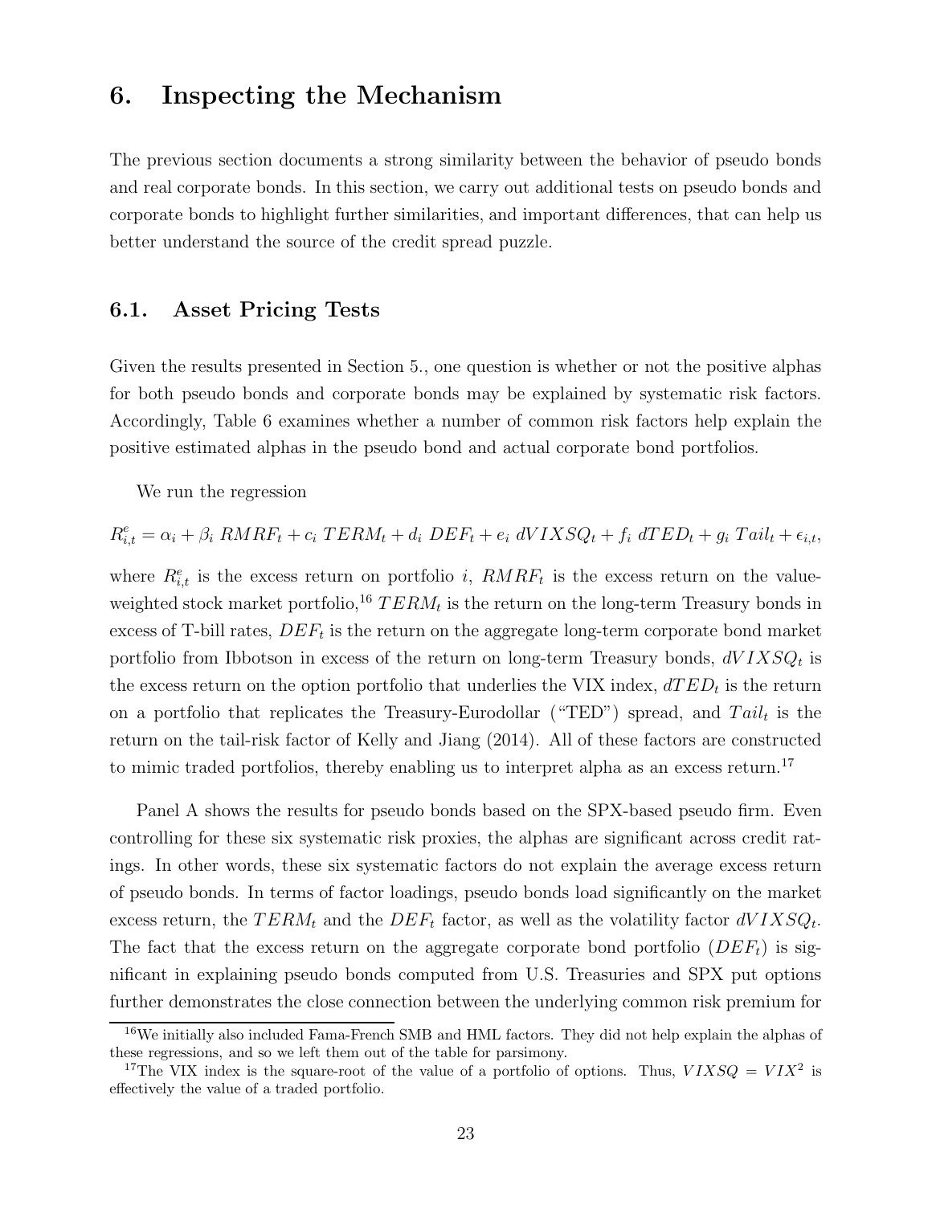# 6. Inspecting the Mechanism

The previous section documents a strong similarity between the behavior of pseudo bonds and real corporate bonds. In this section, we carry out additional tests on pseudo bonds and corporate bonds to highlight further similarities, and important differences, that can help us better understand the source of the credit spread puzzle.

## 6.1. Asset Pricing Tests

Given the results presented in Section 5., one question is whether or not the positive alphas for both pseudo bonds and corporate bonds may be explained by systematic risk factors. Accordingly, Table 6 examines whether a number of common risk factors help explain the positive estimated alphas in the pseudo bond and actual corporate bond portfolios.

We run the regression

$$R^e_{i,t} = \alpha_i + \beta_i \; RMRF_t + c_i \; TERM_t + d_i \; DEF_t + e_i \; dVIXSQ_t + f_i \; dTED_t + g_i \; Tail_t + \epsilon_{i,t},$$

where $R^e_{i,t}$ is the excess return on portfolio $i$, $RMRF_t$ is the excess return on the value-weighted stock market portfolio,[16] $TERM_t$ is the return on the long-term Treasury bonds in excess of T-bill rates, $DEF_t$ is the return on the aggregate long-term corporate bond market portfolio from Ibbotson in excess of the return on long-term Treasury bonds, $dVIXSQ_t$ is the excess return on the option portfolio that underlies the VIX index, $dTED_t$ is the return on a portfolio that replicates the Treasury-Eurodollar ("TED") spread, and $Tail_t$ is the return on the tail-risk factor of Kelly and Jiang (2014). All of these factors are constructed to mimic traded portfolios, thereby enabling us to interpret alpha as an excess return.[17]

Panel A shows the results for pseudo bonds based on the SPX-based pseudo firm. Even controlling for these six systematic risk proxies, the alphas are significant across credit ratings. In other words, these six systematic factors do not explain the average excess return of pseudo bonds. In terms of factor loadings, pseudo bonds load significantly on the market excess return, the $TERM_t$ and the $DEF_t$ factor, as well as the volatility factor $dVIXSQ_t$. The fact that the excess return on the aggregate corporate bond portfolio ($DEF_t$) is significant in explaining pseudo bonds computed from U.S. Treasuries and SPX put options further demonstrates the close connection between the underlying common risk premium for

[16] We initially also included Fama-French SMB and HML factors. They did not help explain the alphas of these regressions, and so we left them out of the table for parsimony.

[17] The VIX index is the square-root of the value of a portfolio of options. Thus, $VIXSQ = VIX^2$ is effectively the value of a traded portfolio.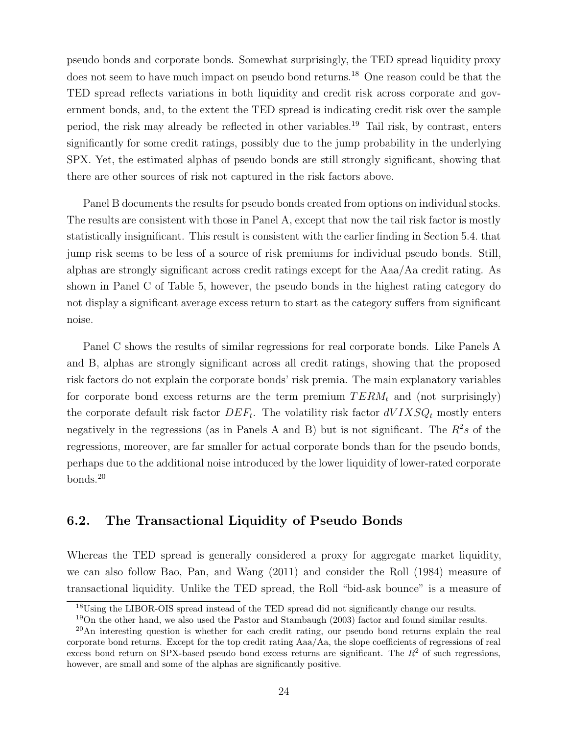pseudo bonds and corporate bonds. Somewhat surprisingly, the TED spread liquidity proxy does not seem to have much impact on pseudo bond returns.[18] One reason could be that the TED spread reflects variations in both liquidity and credit risk across corporate and government bonds, and, to the extent the TED spread is indicating credit risk over the sample period, the risk may already be reflected in other variables.[19] Tail risk, by contrast, enters significantly for some credit ratings, possibly due to the jump probability in the underlying SPX. Yet, the estimated alphas of pseudo bonds are still strongly significant, showing that there are other sources of risk not captured in the risk factors above.

Panel B documents the results for pseudo bonds created from options on individual stocks. The results are consistent with those in Panel A, except that now the tail risk factor is mostly statistically insignificant. This result is consistent with the earlier finding in Section 5.4. that jump risk seems to be less of a source of risk premiums for individual pseudo bonds. Still, alphas are strongly significant across credit ratings except for the Aaa/Aa credit rating. As shown in Panel C of Table 5, however, the pseudo bonds in the highest rating category do not display a significant average excess return to start as the category suffers from significant noise.

Panel C shows the results of similar regressions for real corporate bonds. Like Panels A and B, alphas are strongly significant across all credit ratings, showing that the proposed risk factors do not explain the corporate bonds' risk premia. The main explanatory variables for corporate bond excess returns are the term premium $TERM_t$ and (not surprisingly) the corporate default risk factor $DEF_t$. The volatility risk factor $dVIXSQ_t$ mostly enters negatively in the regressions (as in Panels A and B) but is not significant. The $R^2s$ of the regressions, moreover, are far smaller for actual corporate bonds than for the pseudo bonds, perhaps due to the additional noise introduced by the lower liquidity of lower-rated corporate bonds.[20]

## 6.2. The Transactional Liquidity of Pseudo Bonds

Whereas the TED spread is generally considered a proxy for aggregate market liquidity, we can also follow Bao, Pan, and Wang (2011) and consider the Roll (1984) measure of transactional liquidity. Unlike the TED spread, the Roll "bid-ask bounce" is a measure of

[18] Using the LIBOR-OIS spread instead of the TED spread did not significantly change our results.

[19] On the other hand, we also used the Pastor and Stambaugh (2003) factor and found similar results.

[20] An interesting question is whether for each credit rating, our pseudo bond returns explain the real corporate bond returns. Except for the top credit rating Aaa/Aa, the slope coefficients of regressions of real excess bond return on SPX-based pseudo bond excess returns are significant. The $R^2$ of such regressions, however, are small and some of the alphas are significantly positive.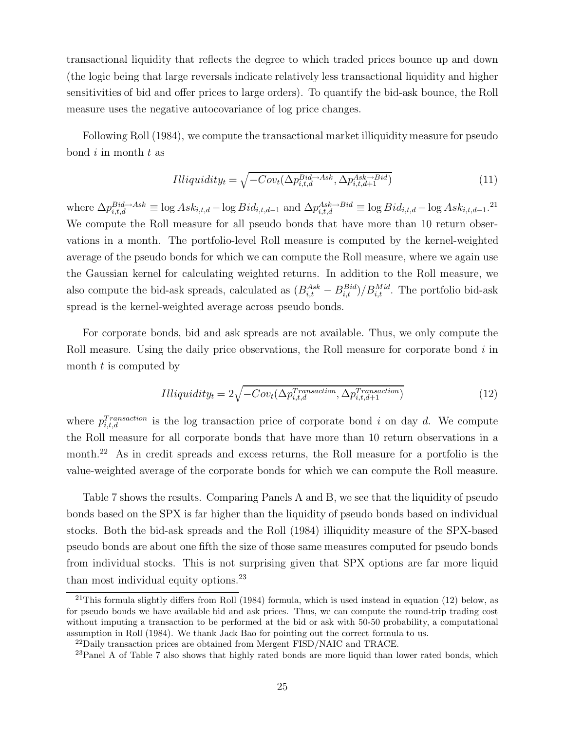transactional liquidity that reflects the degree to which traded prices bounce up and down (the logic being that large reversals indicate relatively less transactional liquidity and higher sensitivities of bid and offer prices to large orders). To quantify the bid-ask bounce, the Roll measure uses the negative autocovariance of log price changes.

Following Roll (1984), we compute the transactional market illiquidity measure for pseudo bond $i$ in month $t$ as

$$Illiquidity_t = \sqrt{-Cov_t(\Delta p_{i,t,d}^{Bid \to Ask}, \Delta p_{i,t,d+1}^{Ask \to Bid})} \tag{11}$$

where $\Delta p_{i,t,d}^{Bid \to Ask} \equiv \log Ask_{i,t,d} - \log Bid_{i,t,d-1}$ and $\Delta p_{i,t,d}^{Ask \to Bid} \equiv \log Bid_{i,t,d} - \log Ask_{i,t,d-1}$.[21] We compute the Roll measure for all pseudo bonds that have more than 10 return observations in a month. The portfolio-level Roll measure is computed by the kernel-weighted average of the pseudo bonds for which we can compute the Roll measure, where we again use the Gaussian kernel for calculating weighted returns. In addition to the Roll measure, we also compute the bid-ask spreads, calculated as $(B_{i,t}^{Ask} - B_{i,t}^{Bid})/B_{i,t}^{Mid}$. The portfolio bid-ask spread is the kernel-weighted average across pseudo bonds.

For corporate bonds, bid and ask spreads are not available. Thus, we only compute the Roll measure. Using the daily price observations, the Roll measure for corporate bond $i$ in month $t$ is computed by

$$Illiquidity_t = 2\sqrt{-Cov_t(\Delta p_{i,t,d}^{Transaction}, \Delta p_{i,t,d+1}^{Transaction})} \tag{12}$$

where $p_{i,t,d}^{Transaction}$ is the log transaction price of corporate bond $i$ on day $d$. We compute the Roll measure for all corporate bonds that have more than 10 return observations in a month.[22] As in credit spreads and excess returns, the Roll measure for a portfolio is the value-weighted average of the corporate bonds for which we can compute the Roll measure.

Table 7 shows the results. Comparing Panels A and B, we see that the liquidity of pseudo bonds based on the SPX is far higher than the liquidity of pseudo bonds based on individual stocks. Both the bid-ask spreads and the Roll (1984) illiquidity measure of the SPX-based pseudo bonds are about one fifth the size of those same measures computed for pseudo bonds from individual stocks. This is not surprising given that SPX options are far more liquid than most individual equity options.[23]

---

[21] This formula slightly differs from Roll (1984) formula, which is used instead in equation (12) below, as for pseudo bonds we have available bid and ask prices. Thus, we can compute the round-trip trading cost without imputing a transaction to be performed at the bid or ask with 50-50 probability, a computational assumption in Roll (1984). We thank Jack Bao for pointing out the correct formula to us.

[22] Daily transaction prices are obtained from Mergent FISD/NAIC and TRACE.

[23] Panel A of Table 7 also shows that highly rated bonds are more liquid than lower rated bonds, which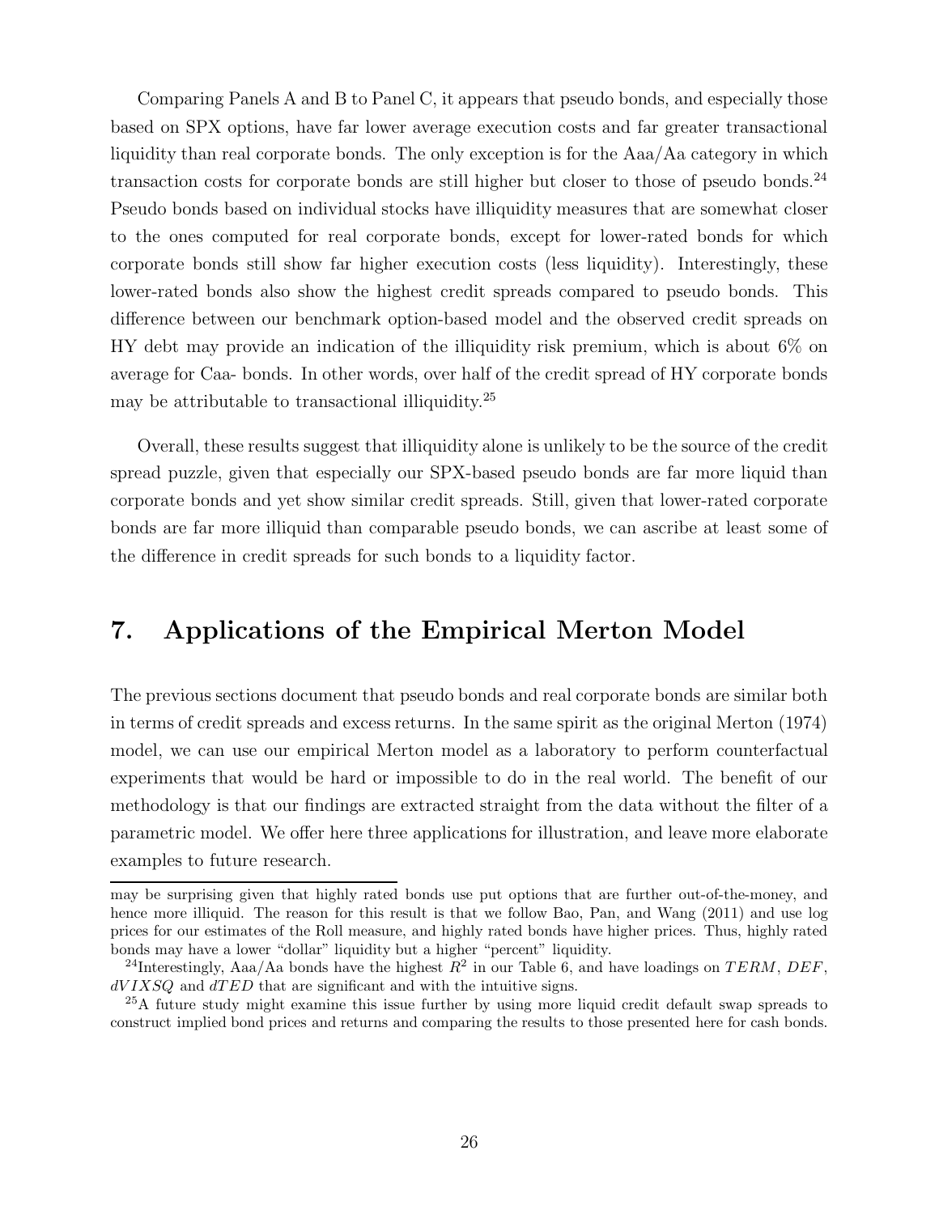Comparing Panels A and B to Panel C, it appears that pseudo bonds, and especially those based on SPX options, have far lower average execution costs and far greater transactional liquidity than real corporate bonds. The only exception is for the Aaa/Aa category in which transaction costs for corporate bonds are still higher but closer to those of pseudo bonds.[24] Pseudo bonds based on individual stocks have illiquidity measures that are somewhat closer to the ones computed for real corporate bonds, except for lower-rated bonds for which corporate bonds still show far higher execution costs (less liquidity). Interestingly, these lower-rated bonds also show the highest credit spreads compared to pseudo bonds. This difference between our benchmark option-based model and the observed credit spreads on HY debt may provide an indication of the illiquidity risk premium, which is about 6% on average for Caa- bonds. In other words, over half of the credit spread of HY corporate bonds may be attributable to transactional illiquidity.[25]

Overall, these results suggest that illiquidity alone is unlikely to be the source of the credit spread puzzle, given that especially our SPX-based pseudo bonds are far more liquid than corporate bonds and yet show similar credit spreads. Still, given that lower-rated corporate bonds are far more illiquid than comparable pseudo bonds, we can ascribe at least some of the difference in credit spreads for such bonds to a liquidity factor.

## 7. Applications of the Empirical Merton Model

The previous sections document that pseudo bonds and real corporate bonds are similar both in terms of credit spreads and excess returns. In the same spirit as the original Merton (1974) model, we can use our empirical Merton model as a laboratory to perform counterfactual experiments that would be hard or impossible to do in the real world. The benefit of our methodology is that our findings are extracted straight from the data without the filter of a parametric model. We offer here three applications for illustration, and leave more elaborate examples to future research.

---

may be surprising given that highly rated bonds use put options that are further out-of-the-money, and hence more illiquid. The reason for this result is that we follow Bao, Pan, and Wang (2011) and use log prices for our estimates of the Roll measure, and highly rated bonds have higher prices. Thus, highly rated bonds may have a lower "dollar" liquidity but a higher "percent" liquidity.

[24]Interestingly, Aaa/Aa bonds have the highest $R^2$ in our Table 6, and have loadings on $TERM$, $DEF$, $dVIXSQ$ and $dTED$ that are significant and with the intuitive signs.

[25]A future study might examine this issue further by using more liquid credit default swap spreads to construct implied bond prices and returns and comparing the results to those presented here for cash bonds.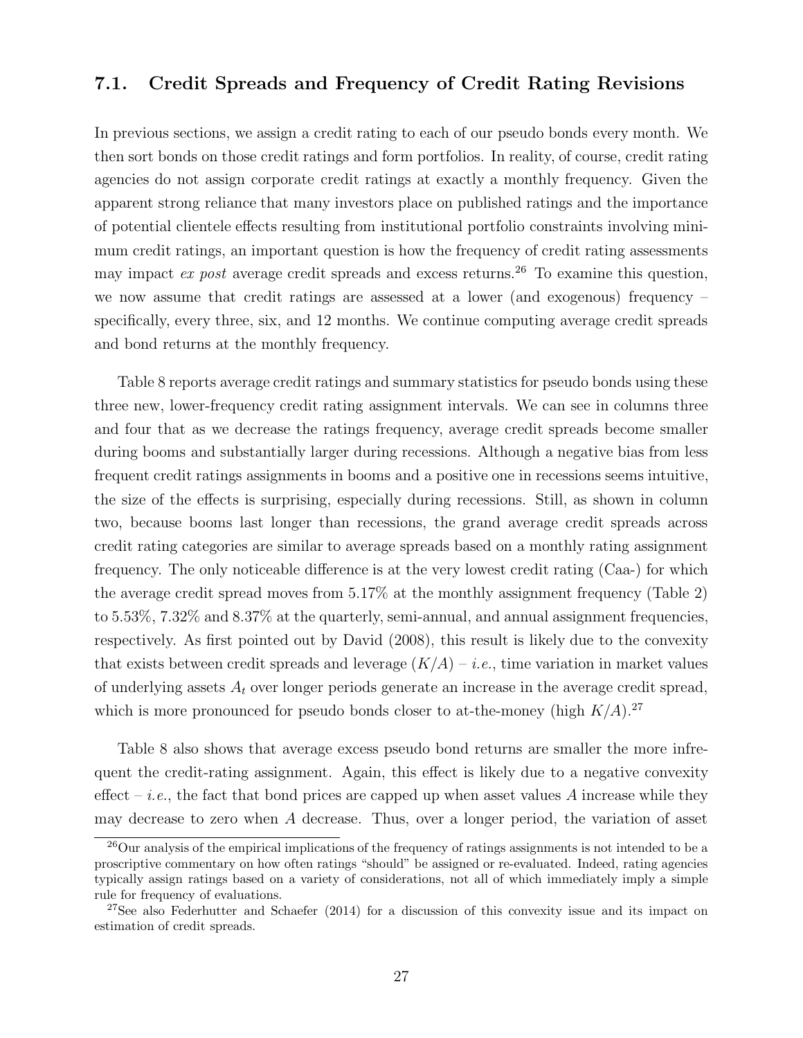### 7.1. Credit Spreads and Frequency of Credit Rating Revisions

In previous sections, we assign a credit rating to each of our pseudo bonds every month. We then sort bonds on those credit ratings and form portfolios. In reality, of course, credit rating agencies do not assign corporate credit ratings at exactly a monthly frequency. Given the apparent strong reliance that many investors place on published ratings and the importance of potential clientele effects resulting from institutional portfolio constraints involving minimum credit ratings, an important question is how the frequency of credit rating assessments may impact *ex post* average credit spreads and excess returns.[26] To examine this question, we now assume that credit ratings are assessed at a lower (and exogenous) frequency – specifically, every three, six, and 12 months. We continue computing average credit spreads and bond returns at the monthly frequency.

Table 8 reports average credit ratings and summary statistics for pseudo bonds using these three new, lower-frequency credit rating assignment intervals. We can see in columns three and four that as we decrease the ratings frequency, average credit spreads become smaller during booms and substantially larger during recessions. Although a negative bias from less frequent credit ratings assignments in booms and a positive one in recessions seems intuitive, the size of the effects is surprising, especially during recessions. Still, as shown in column two, because booms last longer than recessions, the grand average credit spreads across credit rating categories are similar to average spreads based on a monthly rating assignment frequency. The only noticeable difference is at the very lowest credit rating (Caa-) for which the average credit spread moves from 5.17% at the monthly assignment frequency (Table 2) to 5.53%, 7.32% and 8.37% at the quarterly, semi-annual, and annual assignment frequencies, respectively. As first pointed out by David (2008), this result is likely due to the convexity that exists between credit spreads and leverage ($K/A$) – *i.e.*, time variation in market values of underlying assets $A_t$ over longer periods generate an increase in the average credit spread, which is more pronounced for pseudo bonds closer to at-the-money (high $K/A$).[27]

Table 8 also shows that average excess pseudo bond returns are smaller the more infrequent the credit-rating assignment. Again, this effect is likely due to a negative convexity effect – *i.e.*, the fact that bond prices are capped up when asset values $A$ increase while they may decrease to zero when $A$ decrease. Thus, over a longer period, the variation of asset

[26] Our analysis of the empirical implications of the frequency of ratings assignments is not intended to be a proscriptive commentary on how often ratings "should" be assigned or re-evaluated. Indeed, rating agencies typically assign ratings based on a variety of considerations, not all of which immediately imply a simple rule for frequency of evaluations.

[27] See also Federhutter and Schaefer (2014) for a discussion of this convexity issue and its impact on estimation of credit spreads.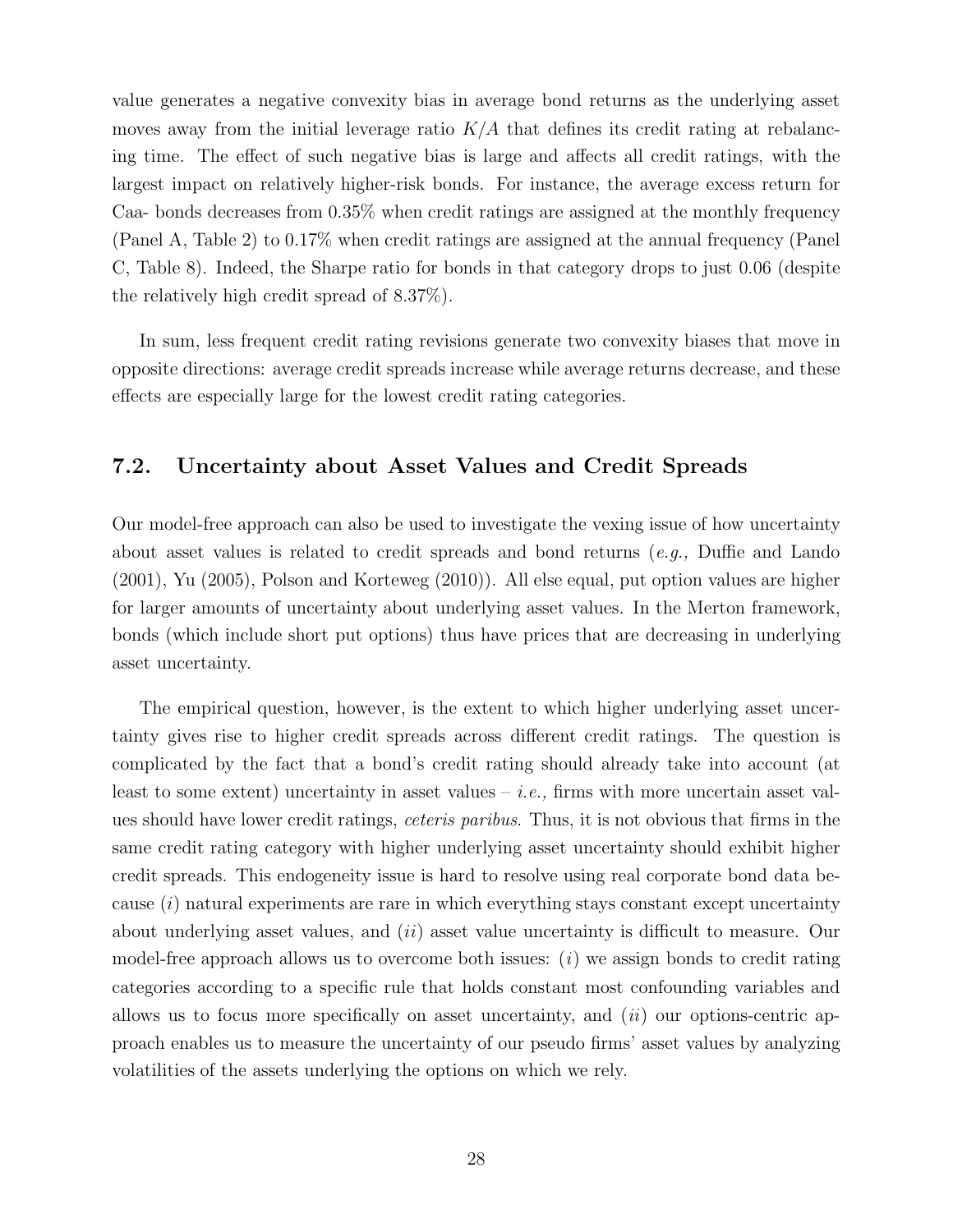value generates a negative convexity bias in average bond returns as the underlying asset moves away from the initial leverage ratio $K/A$ that defines its credit rating at rebalancing time. The effect of such negative bias is large and affects all credit ratings, with the largest impact on relatively higher-risk bonds. For instance, the average excess return for Caa- bonds decreases from 0.35% when credit ratings are assigned at the monthly frequency (Panel A, Table 2) to 0.17% when credit ratings are assigned at the annual frequency (Panel C, Table 8). Indeed, the Sharpe ratio for bonds in that category drops to just 0.06 (despite the relatively high credit spread of 8.37%).

In sum, less frequent credit rating revisions generate two convexity biases that move in opposite directions: average credit spreads increase while average returns decrease, and these effects are especially large for the lowest credit rating categories.

## 7.2. Uncertainty about Asset Values and Credit Spreads

Our model-free approach can also be used to investigate the vexing issue of how uncertainty about asset values is related to credit spreads and bond returns (*e.g.,* Duffie and Lando (2001), Yu (2005), Polson and Korteweg (2010)). All else equal, put option values are higher for larger amounts of uncertainty about underlying asset values. In the Merton framework, bonds (which include short put options) thus have prices that are decreasing in underlying asset uncertainty.

The empirical question, however, is the extent to which higher underlying asset uncertainty gives rise to higher credit spreads across different credit ratings. The question is complicated by the fact that a bond's credit rating should already take into account (at least to some extent) uncertainty in asset values – *i.e.,* firms with more uncertain asset values should have lower credit ratings, *ceteris paribus*. Thus, it is not obvious that firms in the same credit rating category with higher underlying asset uncertainty should exhibit higher credit spreads. This endogeneity issue is hard to resolve using real corporate bond data because (*i*) natural experiments are rare in which everything stays constant except uncertainty about underlying asset values, and (*ii*) asset value uncertainty is difficult to measure. Our model-free approach allows us to overcome both issues: (*i*) we assign bonds to credit rating categories according to a specific rule that holds constant most confounding variables and allows us to focus more specifically on asset uncertainty, and (*ii*) our options-centric approach enables us to measure the uncertainty of our pseudo firms' asset values by analyzing volatilities of the assets underlying the options on which we rely.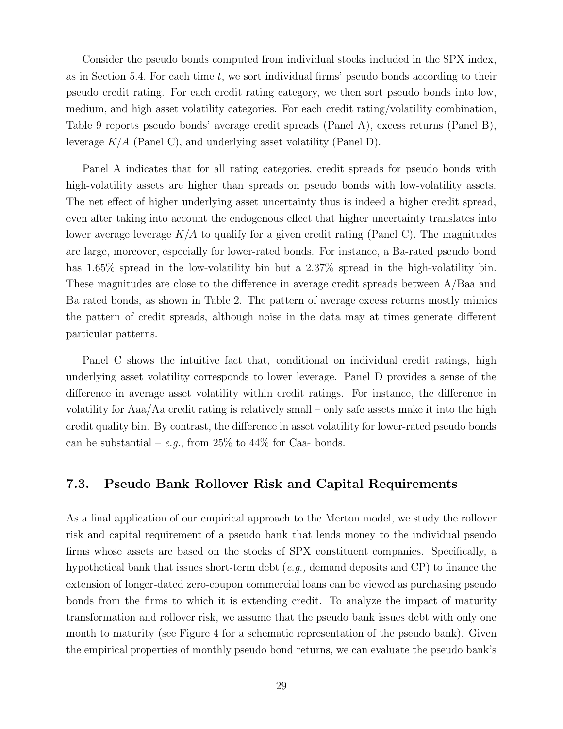Consider the pseudo bonds computed from individual stocks included in the SPX index, as in Section 5.4. For each time $t$, we sort individual firms' pseudo bonds according to their pseudo credit rating. For each credit rating category, we then sort pseudo bonds into low, medium, and high asset volatility categories. For each credit rating/volatility combination, Table 9 reports pseudo bonds' average credit spreads (Panel A), excess returns (Panel B), leverage $K/A$ (Panel C), and underlying asset volatility (Panel D).

Panel A indicates that for all rating categories, credit spreads for pseudo bonds with high-volatility assets are higher than spreads on pseudo bonds with low-volatility assets. The net effect of higher underlying asset uncertainty thus is indeed a higher credit spread, even after taking into account the endogenous effect that higher uncertainty translates into lower average leverage $K/A$ to qualify for a given credit rating (Panel C). The magnitudes are large, moreover, especially for lower-rated bonds. For instance, a Ba-rated pseudo bond has 1.65% spread in the low-volatility bin but a 2.37% spread in the high-volatility bin. These magnitudes are close to the difference in average credit spreads between A/Baa and Ba rated bonds, as shown in Table 2. The pattern of average excess returns mostly mimics the pattern of credit spreads, although noise in the data may at times generate different particular patterns.

Panel C shows the intuitive fact that, conditional on individual credit ratings, high underlying asset volatility corresponds to lower leverage. Panel D provides a sense of the difference in average asset volatility within credit ratings. For instance, the difference in volatility for Aaa/Aa credit rating is relatively small – only safe assets make it into the high credit quality bin. By contrast, the difference in asset volatility for lower-rated pseudo bonds can be substantial – *e.g.*, from 25% to 44% for Caa- bonds.

## 7.3. Pseudo Bank Rollover Risk and Capital Requirements

As a final application of our empirical approach to the Merton model, we study the rollover risk and capital requirement of a pseudo bank that lends money to the individual pseudo firms whose assets are based on the stocks of SPX constituent companies. Specifically, a hypothetical bank that issues short-term debt (*e.g.,* demand deposits and CP) to finance the extension of longer-dated zero-coupon commercial loans can be viewed as purchasing pseudo bonds from the firms to which it is extending credit. To analyze the impact of maturity transformation and rollover risk, we assume that the pseudo bank issues debt with only one month to maturity (see Figure 4 for a schematic representation of the pseudo bank). Given the empirical properties of monthly pseudo bond returns, we can evaluate the pseudo bank's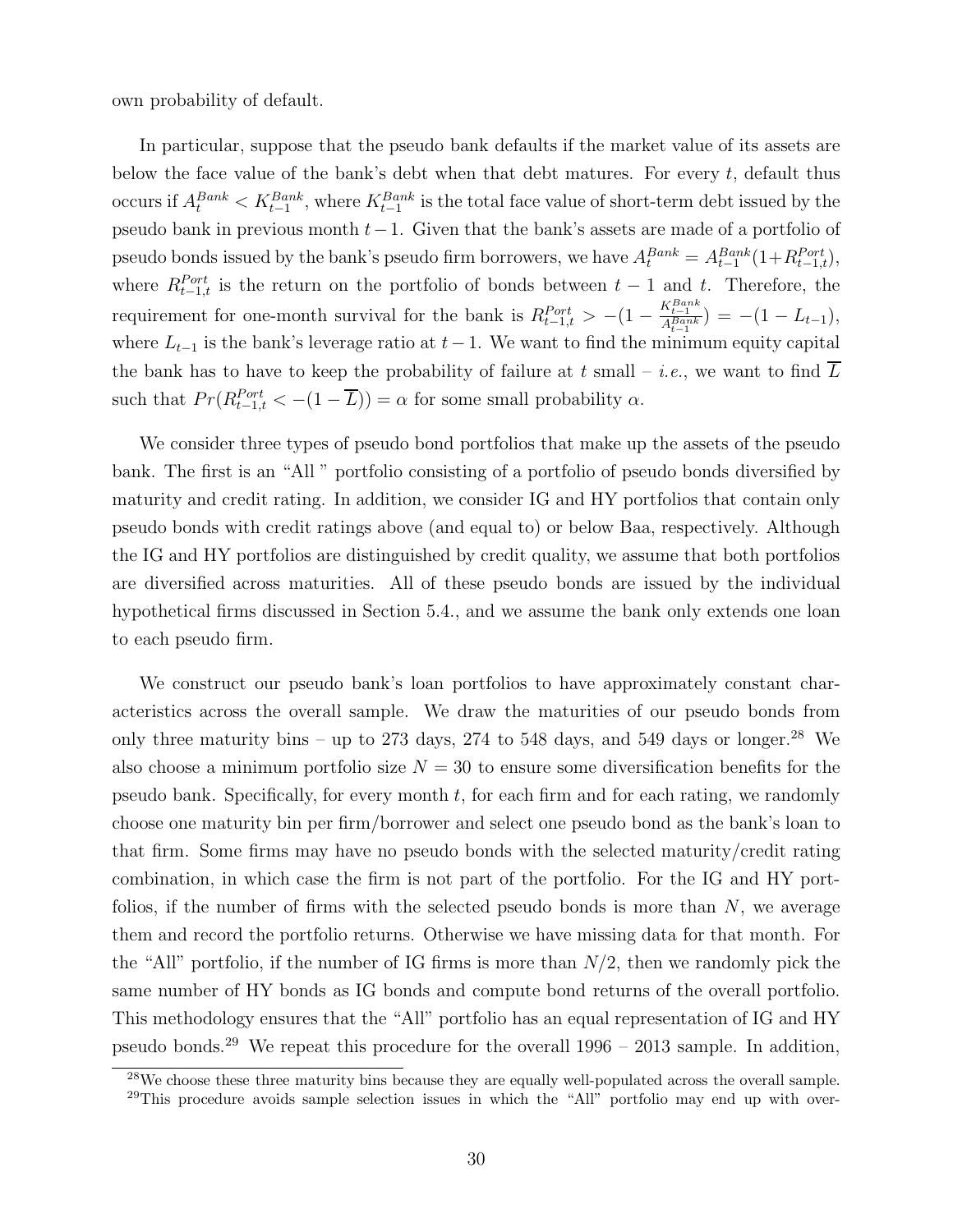own probability of default.

In particular, suppose that the pseudo bank defaults if the market value of its assets are below the face value of the bank's debt when that debt matures. For every $t$, default thus occurs if $A_t^{Bank} < K_{t-1}^{Bank}$, where $K_{t-1}^{Bank}$ is the total face value of short-term debt issued by the pseudo bank in previous month $t-1$. Given that the bank's assets are made of a portfolio of pseudo bonds issued by the bank's pseudo firm borrowers, we have $A_t^{Bank} = A_{t-1}^{Bank}(1+R_{t-1,t}^{Port})$, where $R_{t-1,t}^{Port}$ is the return on the portfolio of bonds between $t-1$ and $t$. Therefore, the requirement for one-month survival for the bank is $R_{t-1,t}^{Port} > -(1 - \frac{K_{t-1}^{Bank}}{A_{t-1}^{Bank}}) = -(1 - L_{t-1})$, where $L_{t-1}$ is the bank's leverage ratio at $t-1$. We want to find the minimum equity capital the bank has to have to keep the probability of failure at $t$ small – *i.e.*, we want to find $\overline{L}$ such that $Pr(R_{t-1,t}^{Port} < -(1 - \overline{L})) = \alpha$ for some small probability $\alpha$.

We consider three types of pseudo bond portfolios that make up the assets of the pseudo bank. The first is an "All " portfolio consisting of a portfolio of pseudo bonds diversified by maturity and credit rating. In addition, we consider IG and HY portfolios that contain only pseudo bonds with credit ratings above (and equal to) or below Baa, respectively. Although the IG and HY portfolios are distinguished by credit quality, we assume that both portfolios are diversified across maturities. All of these pseudo bonds are issued by the individual hypothetical firms discussed in Section 5.4., and we assume the bank only extends one loan to each pseudo firm.

We construct our pseudo bank's loan portfolios to have approximately constant characteristics across the overall sample. We draw the maturities of our pseudo bonds from only three maturity bins – up to 273 days, 274 to 548 days, and 549 days or longer.[28] We also choose a minimum portfolio size $N = 30$ to ensure some diversification benefits for the pseudo bank. Specifically, for every month $t$, for each firm and for each rating, we randomly choose one maturity bin per firm/borrower and select one pseudo bond as the bank's loan to that firm. Some firms may have no pseudo bonds with the selected maturity/credit rating combination, in which case the firm is not part of the portfolio. For the IG and HY portfolios, if the number of firms with the selected pseudo bonds is more than $N$, we average them and record the portfolio returns. Otherwise we have missing data for that month. For the "All" portfolio, if the number of IG firms is more than $N/2$, then we randomly pick the same number of HY bonds as IG bonds and compute bond returns of the overall portfolio. This methodology ensures that the "All" portfolio has an equal representation of IG and HY pseudo bonds.[29] We repeat this procedure for the overall 1996 – 2013 sample. In addition,

[28] We choose these three maturity bins because they are equally well-populated across the overall sample.

[29] This procedure avoids sample selection issues in which the "All" portfolio may end up with over-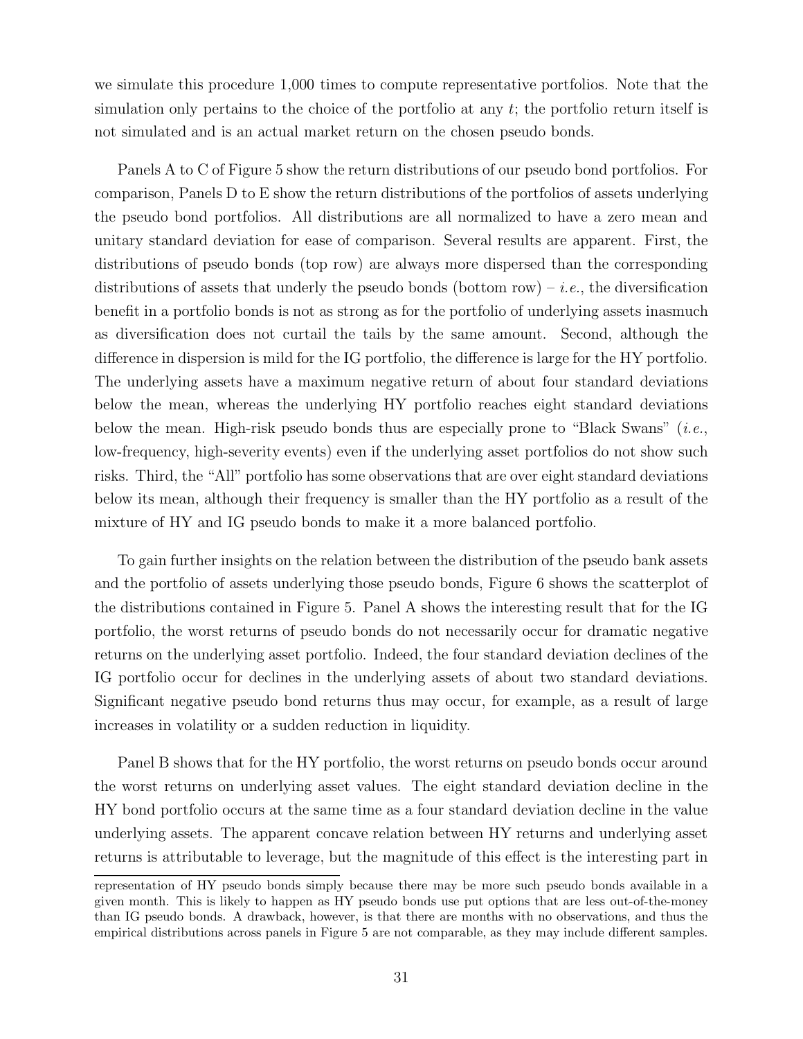we simulate this procedure 1,000 times to compute representative portfolios. Note that the simulation only pertains to the choice of the portfolio at any $t$; the portfolio return itself is not simulated and is an actual market return on the chosen pseudo bonds.

Panels A to C of Figure 5 show the return distributions of our pseudo bond portfolios. For comparison, Panels D to E show the return distributions of the portfolios of assets underlying the pseudo bond portfolios. All distributions are all normalized to have a zero mean and unitary standard deviation for ease of comparison. Several results are apparent. First, the distributions of pseudo bonds (top row) are always more dispersed than the corresponding distributions of assets that underly the pseudo bonds (bottom row) – *i.e.*, the diversification benefit in a portfolio bonds is not as strong as for the portfolio of underlying assets inasmuch as diversification does not curtail the tails by the same amount. Second, although the difference in dispersion is mild for the IG portfolio, the difference is large for the HY portfolio. The underlying assets have a maximum negative return of about four standard deviations below the mean, whereas the underlying HY portfolio reaches eight standard deviations below the mean. High-risk pseudo bonds thus are especially prone to "Black Swans" (*i.e.*, low-frequency, high-severity events) even if the underlying asset portfolios do not show such risks. Third, the "All" portfolio has some observations that are over eight standard deviations below its mean, although their frequency is smaller than the HY portfolio as a result of the mixture of HY and IG pseudo bonds to make it a more balanced portfolio.

To gain further insights on the relation between the distribution of the pseudo bank assets and the portfolio of assets underlying those pseudo bonds, Figure 6 shows the scatterplot of the distributions contained in Figure 5. Panel A shows the interesting result that for the IG portfolio, the worst returns of pseudo bonds do not necessarily occur for dramatic negative returns on the underlying asset portfolio. Indeed, the four standard deviation declines of the IG portfolio occur for declines in the underlying assets of about two standard deviations. Significant negative pseudo bond returns thus may occur, for example, as a result of large increases in volatility or a sudden reduction in liquidity.

Panel B shows that for the HY portfolio, the worst returns on pseudo bonds occur around the worst returns on underlying asset values. The eight standard deviation decline in the HY bond portfolio occurs at the same time as a four standard deviation decline in the value underlying assets. The apparent concave relation between HY returns and underlying asset returns is attributable to leverage, but the magnitude of this effect is the interesting part in

representation of HY pseudo bonds simply because there may be more such pseudo bonds available in a given month. This is likely to happen as HY pseudo bonds use put options that are less out-of-the-money than IG pseudo bonds. A drawback, however, is that there are months with no observations, and thus the empirical distributions across panels in Figure 5 are not comparable, as they may include different samples.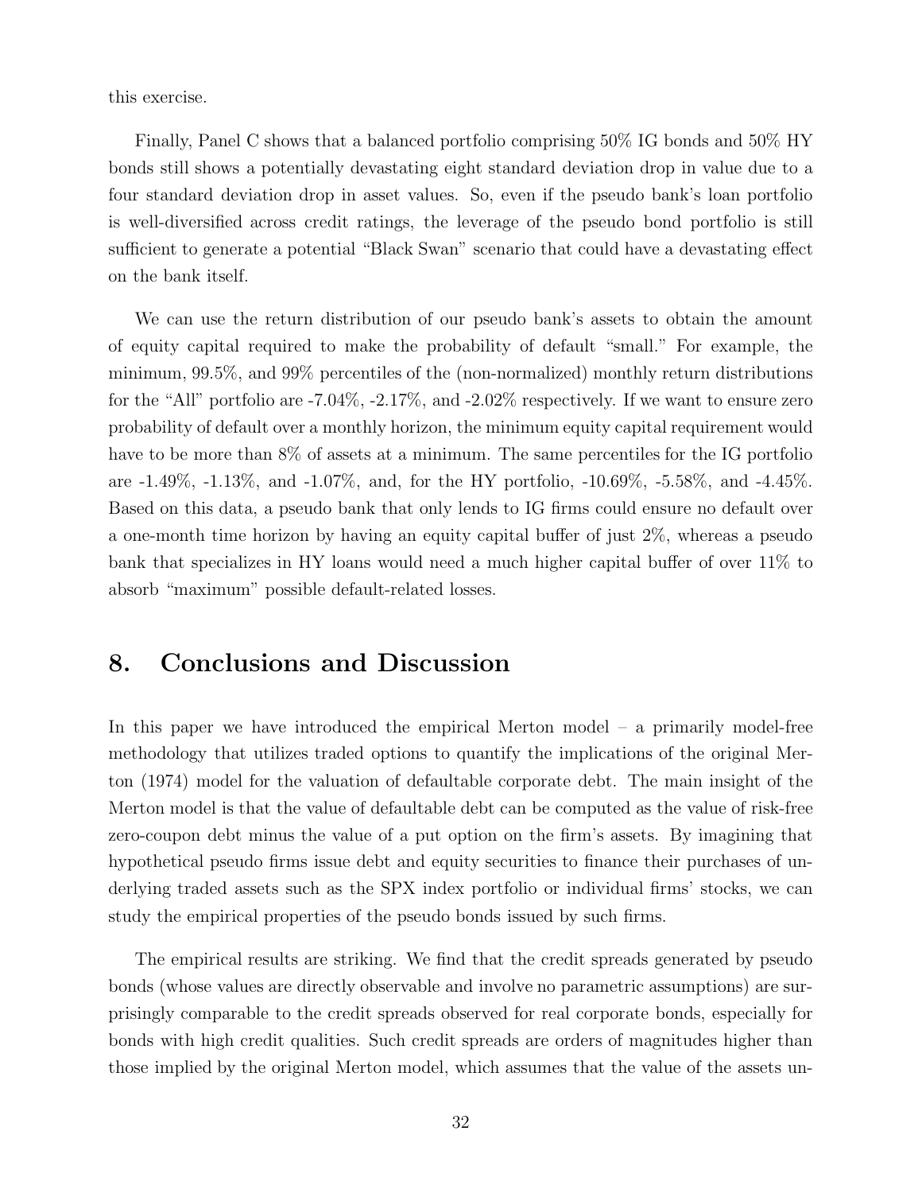this exercise.

Finally, Panel C shows that a balanced portfolio comprising 50% IG bonds and 50% HY bonds still shows a potentially devastating eight standard deviation drop in value due to a four standard deviation drop in asset values. So, even if the pseudo bank's loan portfolio is well-diversified across credit ratings, the leverage of the pseudo bond portfolio is still sufficient to generate a potential "Black Swan" scenario that could have a devastating effect on the bank itself.

We can use the return distribution of our pseudo bank's assets to obtain the amount of equity capital required to make the probability of default "small." For example, the minimum, 99.5%, and 99% percentiles of the (non-normalized) monthly return distributions for the "All" portfolio are -7.04%, -2.17%, and -2.02% respectively. If we want to ensure zero probability of default over a monthly horizon, the minimum equity capital requirement would have to be more than 8% of assets at a minimum. The same percentiles for the IG portfolio are -1.49%, -1.13%, and -1.07%, and, for the HY portfolio, -10.69%, -5.58%, and -4.45%. Based on this data, a pseudo bank that only lends to IG firms could ensure no default over a one-month time horizon by having an equity capital buffer of just 2%, whereas a pseudo bank that specializes in HY loans would need a much higher capital buffer of over 11% to absorb "maximum" possible default-related losses.

# 8. Conclusions and Discussion

In this paper we have introduced the empirical Merton model – a primarily model-free methodology that utilizes traded options to quantify the implications of the original Merton (1974) model for the valuation of defaultable corporate debt. The main insight of the Merton model is that the value of defaultable debt can be computed as the value of risk-free zero-coupon debt minus the value of a put option on the firm's assets. By imagining that hypothetical pseudo firms issue debt and equity securities to finance their purchases of underlying traded assets such as the SPX index portfolio or individual firms' stocks, we can study the empirical properties of the pseudo bonds issued by such firms.

The empirical results are striking. We find that the credit spreads generated by pseudo bonds (whose values are directly observable and involve no parametric assumptions) are surprisingly comparable to the credit spreads observed for real corporate bonds, especially for bonds with high credit qualities. Such credit spreads are orders of magnitudes higher than those implied by the original Merton model, which assumes that the value of the assets un-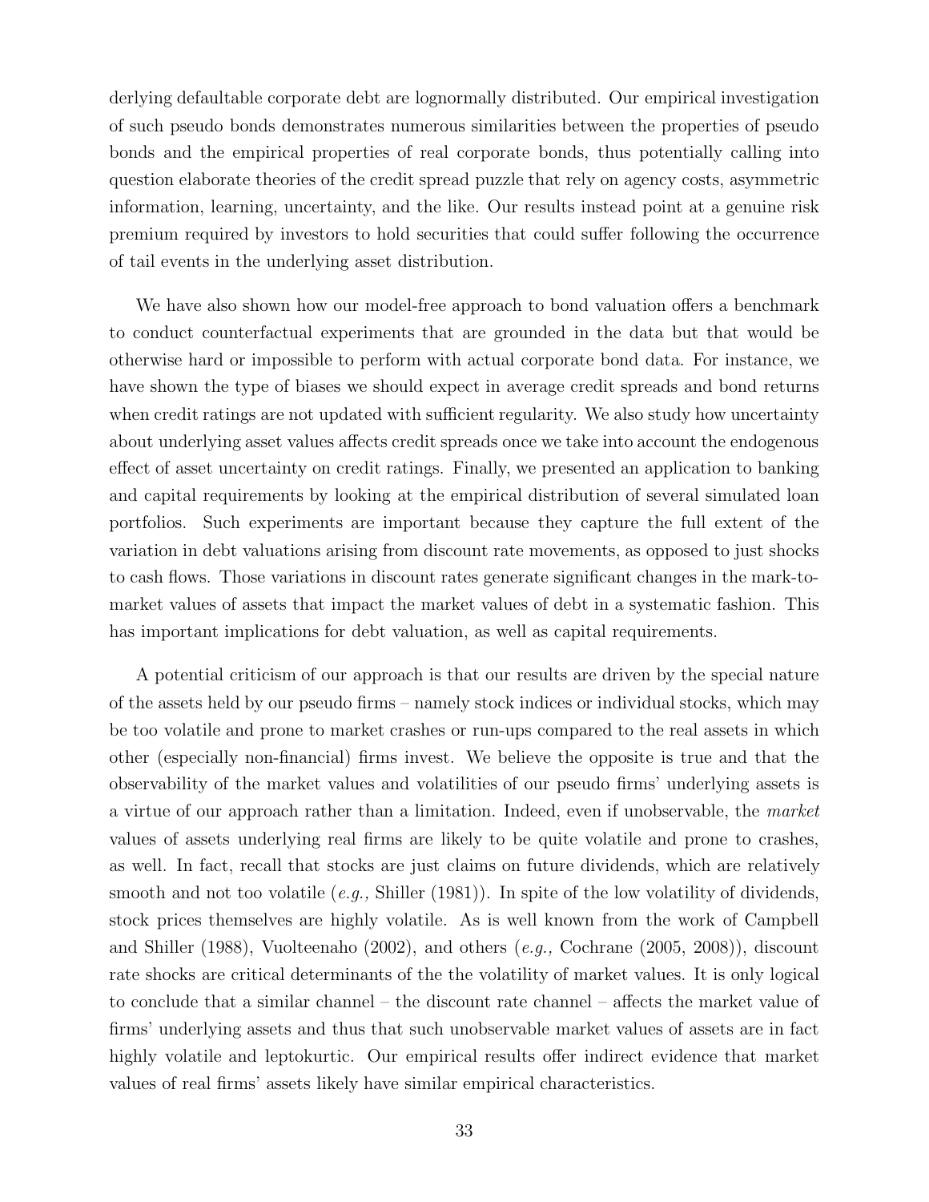derlying defaultable corporate debt are lognormally distributed. Our empirical investigation of such pseudo bonds demonstrates numerous similarities between the properties of pseudo bonds and the empirical properties of real corporate bonds, thus potentially calling into question elaborate theories of the credit spread puzzle that rely on agency costs, asymmetric information, learning, uncertainty, and the like. Our results instead point at a genuine risk premium required by investors to hold securities that could suffer following the occurrence of tail events in the underlying asset distribution.

We have also shown how our model-free approach to bond valuation offers a benchmark to conduct counterfactual experiments that are grounded in the data but that would be otherwise hard or impossible to perform with actual corporate bond data. For instance, we have shown the type of biases we should expect in average credit spreads and bond returns when credit ratings are not updated with sufficient regularity. We also study how uncertainty about underlying asset values affects credit spreads once we take into account the endogenous effect of asset uncertainty on credit ratings. Finally, we presented an application to banking and capital requirements by looking at the empirical distribution of several simulated loan portfolios. Such experiments are important because they capture the full extent of the variation in debt valuations arising from discount rate movements, as opposed to just shocks to cash flows. Those variations in discount rates generate significant changes in the mark-to-market values of assets that impact the market values of debt in a systematic fashion. This has important implications for debt valuation, as well as capital requirements.

A potential criticism of our approach is that our results are driven by the special nature of the assets held by our pseudo firms – namely stock indices or individual stocks, which may be too volatile and prone to market crashes or run-ups compared to the real assets in which other (especially non-financial) firms invest. We believe the opposite is true and that the observability of the market values and volatilities of our pseudo firms' underlying assets is a virtue of our approach rather than a limitation. Indeed, even if unobservable, the *market* values of assets underlying real firms are likely to be quite volatile and prone to crashes, as well. In fact, recall that stocks are just claims on future dividends, which are relatively smooth and not too volatile (*e.g.,* Shiller (1981)). In spite of the low volatility of dividends, stock prices themselves are highly volatile. As is well known from the work of Campbell and Shiller (1988), Vuolteenaho (2002), and others (*e.g.,* Cochrane (2005, 2008)), discount rate shocks are critical determinants of the the volatility of market values. It is only logical to conclude that a similar channel – the discount rate channel – affects the market value of firms' underlying assets and thus that such unobservable market values of assets are in fact highly volatile and leptokurtic. Our empirical results offer indirect evidence that market values of real firms' assets likely have similar empirical characteristics.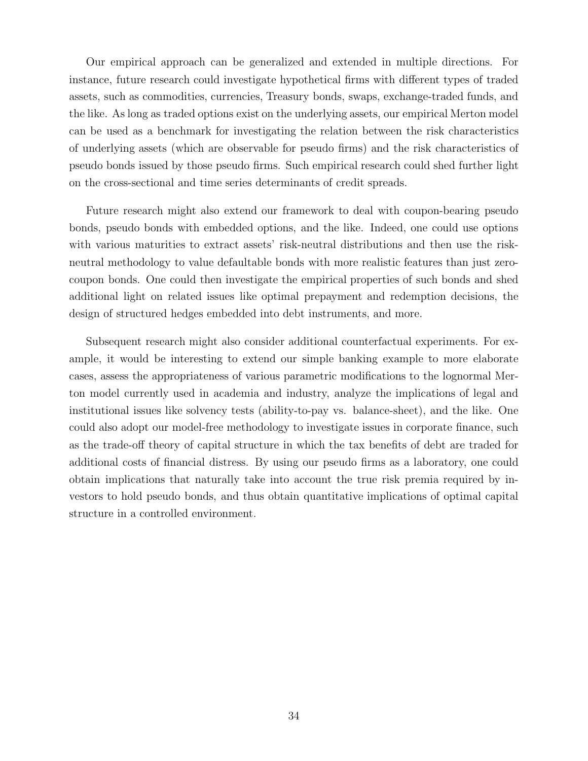Our empirical approach can be generalized and extended in multiple directions. For instance, future research could investigate hypothetical firms with different types of traded assets, such as commodities, currencies, Treasury bonds, swaps, exchange-traded funds, and the like. As long as traded options exist on the underlying assets, our empirical Merton model can be used as a benchmark for investigating the relation between the risk characteristics of underlying assets (which are observable for pseudo firms) and the risk characteristics of pseudo bonds issued by those pseudo firms. Such empirical research could shed further light on the cross-sectional and time series determinants of credit spreads.

Future research might also extend our framework to deal with coupon-bearing pseudo bonds, pseudo bonds with embedded options, and the like. Indeed, one could use options with various maturities to extract assets' risk-neutral distributions and then use the risk-neutral methodology to value defaultable bonds with more realistic features than just zero-coupon bonds. One could then investigate the empirical properties of such bonds and shed additional light on related issues like optimal prepayment and redemption decisions, the design of structured hedges embedded into debt instruments, and more.

Subsequent research might also consider additional counterfactual experiments. For example, it would be interesting to extend our simple banking example to more elaborate cases, assess the appropriateness of various parametric modifications to the lognormal Merton model currently used in academia and industry, analyze the implications of legal and institutional issues like solvency tests (ability-to-pay vs. balance-sheet), and the like. One could also adopt our model-free methodology to investigate issues in corporate finance, such as the trade-off theory of capital structure in which the tax benefits of debt are traded for additional costs of financial distress. By using our pseudo firms as a laboratory, one could obtain implications that naturally take into account the true risk premia required by investors to hold pseudo bonds, and thus obtain quantitative implications of optimal capital structure in a controlled environment.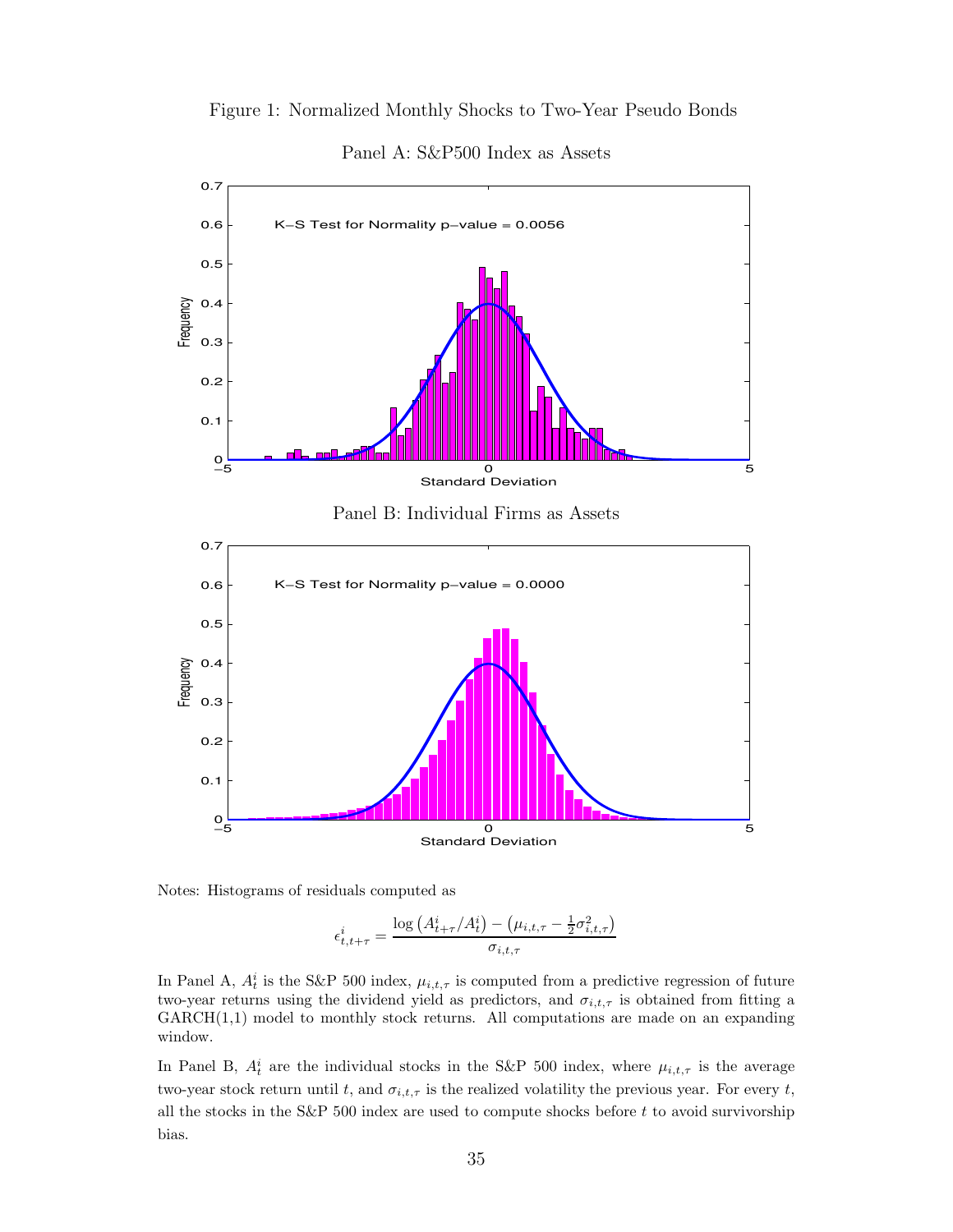Figure 1: Normalized Monthly Shocks to Two-Year Pseudo Bonds

Panel A: S&P500 Index as Assets

K−S Test for Normality p−value = 0.0056

Panel B: Individual Firms as Assets

K−S Test for Normality p−value = 0.0000

Notes: Histograms of residuals computed as

$$\epsilon^i_{t,t+\tau} = \frac{\log\left(A^i_{t+\tau}/A^i_t\right) - \left(\mu_{i,t,\tau} - \frac{1}{2}\sigma^2_{i,t,\tau}\right)}{\sigma_{i,t,\tau}}$$

In Panel A, $A^i_t$ is the S&P 500 index, $\mu_{i,t,\tau}$ is computed from a predictive regression of future two-year returns using the dividend yield as predictors, and $\sigma_{i,t,\tau}$ is obtained from fitting a GARCH(1,1) model to monthly stock returns. All computations are made on an expanding window.

In Panel B, $A^i_t$ are the individual stocks in the S&P 500 index, where $\mu_{i,t,\tau}$ is the average two-year stock return until $t$, and $\sigma_{i,t,\tau}$ is the realized volatility the previous year. For every $t$, all the stocks in the S&P 500 index are used to compute shocks before $t$ to avoid survivorship bias.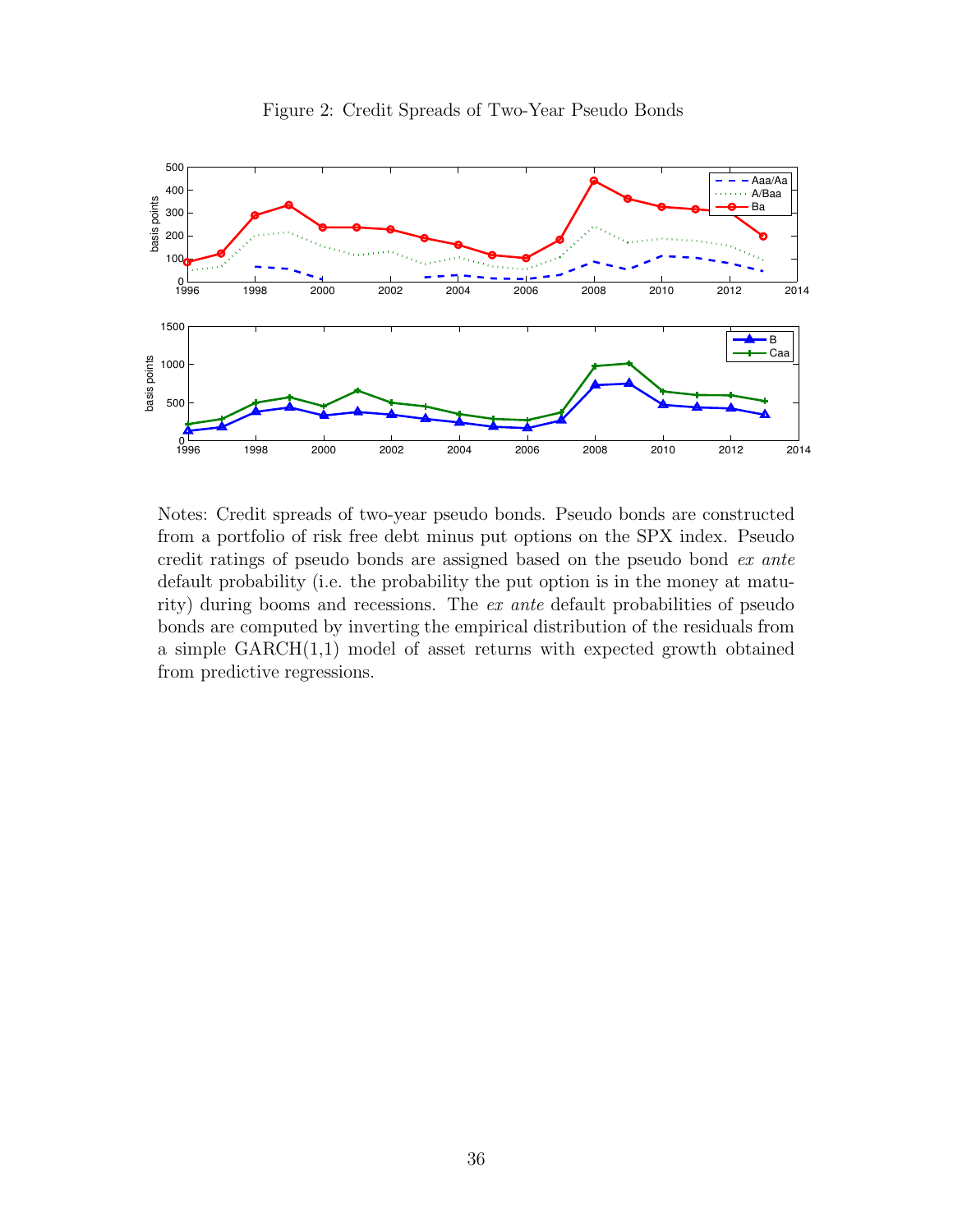Figure 2: Credit Spreads of Two-Year Pseudo Bonds

Notes: Credit spreads of two-year pseudo bonds. Pseudo bonds are constructed from a portfolio of risk free debt minus put options on the SPX index. Pseudo credit ratings of pseudo bonds are assigned based on the pseudo bond *ex ante* default probability (i.e. the probability the put option is in the money at maturity) during booms and recessions. The *ex ante* default probabilities of pseudo bonds are computed by inverting the empirical distribution of the residuals from a simple GARCH(1,1) model of asset returns with expected growth obtained from predictive regressions.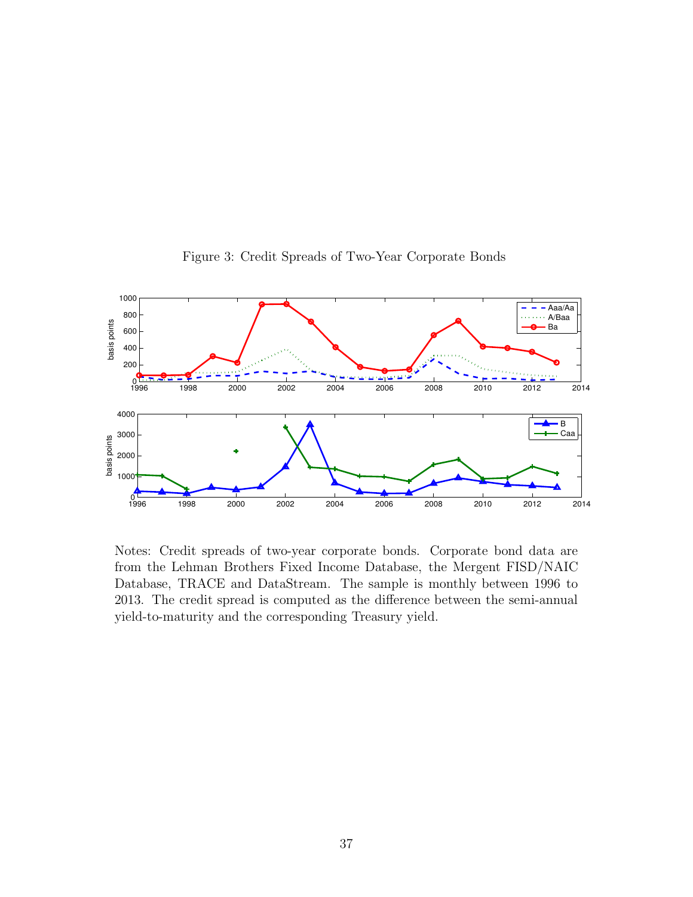Figure 3: Credit Spreads of Two-Year Corporate Bonds

Notes: Credit spreads of two-year corporate bonds. Corporate bond data are from the Lehman Brothers Fixed Income Database, the Mergent FISD/NAIC Database, TRACE and DataStream. The sample is monthly between 1996 to 2013. The credit spread is computed as the difference between the semi-annual yield-to-maturity and the corresponding Treasury yield.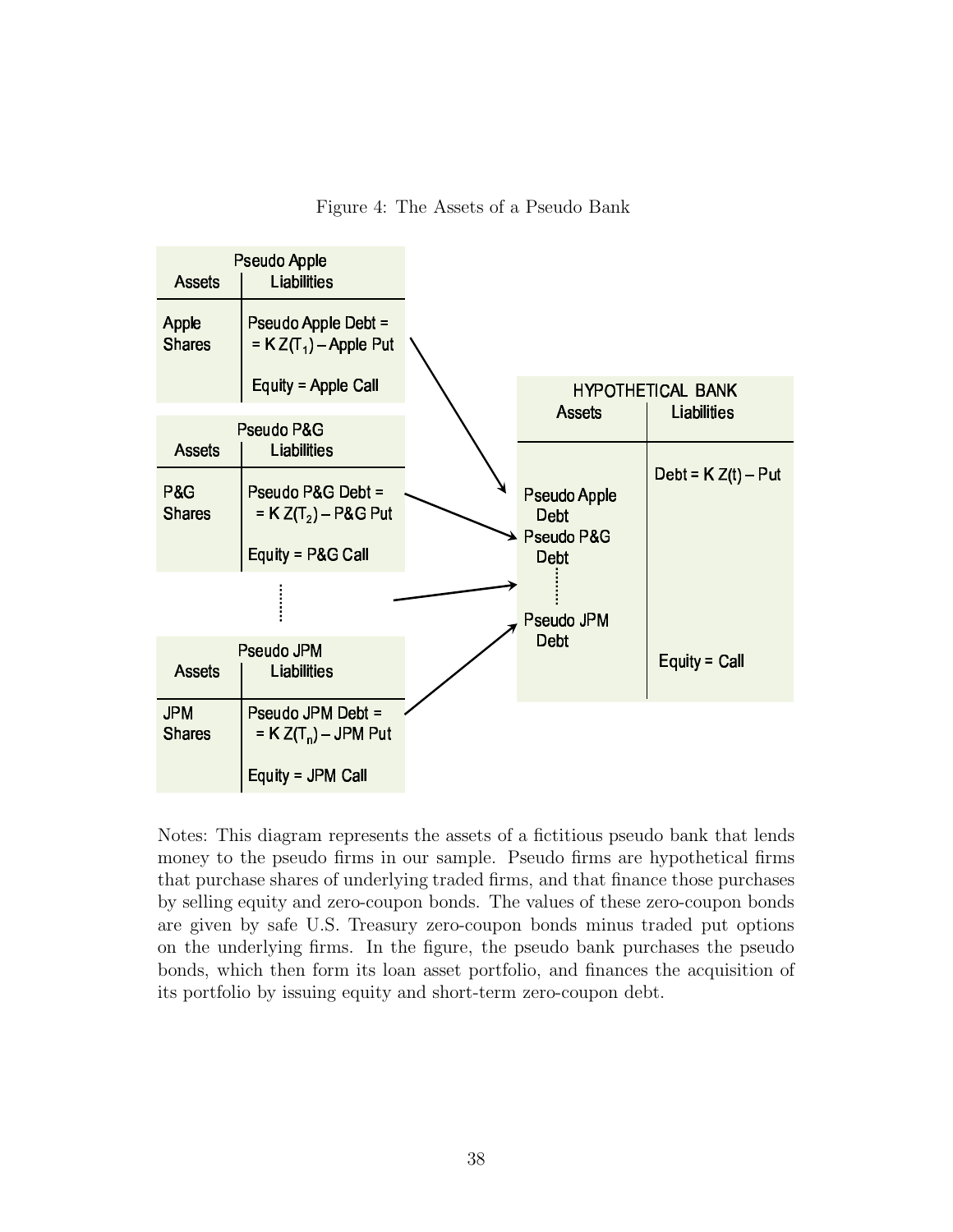Figure 4: The Assets of a Pseudo Bank

| Pseudo Apple | |
|---|---|
| **Assets** | **Liabilities** |
| Apple Shares | Pseudo Apple Debt = $= K\,Z(T_1)$ – Apple Put |
| | Equity = Apple Call |

| Pseudo P&G | |
|---|---|
| **Assets** | **Liabilities** |
| P&G Shares | Pseudo P&G Debt = $= K\,Z(T_2)$ – P&G Put |
| | Equity = P&G Call |

⋮

| Pseudo JPM | |
|---|---|
| **Assets** | **Liabilities** |
| JPM Shares | Pseudo JPM Debt = $= K\,Z(T_n)$ – JPM Put |
| | Equity = JPM Call |

| HYPOTHETICAL BANK | |
|---|---|
| **Assets** | **Liabilities** |
| Pseudo Apple Debt | Debt = $K\,Z(t)$ – Put |
| Pseudo P&G Debt | |
| ⋮ | |
| Pseudo JPM Debt | Equity = Call |

Notes: This diagram represents the assets of a fictitious pseudo bank that lends money to the pseudo firms in our sample. Pseudo firms are hypothetical firms that purchase shares of underlying traded firms, and that finance those purchases by selling equity and zero-coupon bonds. The values of these zero-coupon bonds are given by safe U.S. Treasury zero-coupon bonds minus traded put options on the underlying firms. In the figure, the pseudo bank purchases the pseudo bonds, which then form its loan asset portfolio, and finances the acquisition of its portfolio by issuing equity and short-term zero-coupon debt.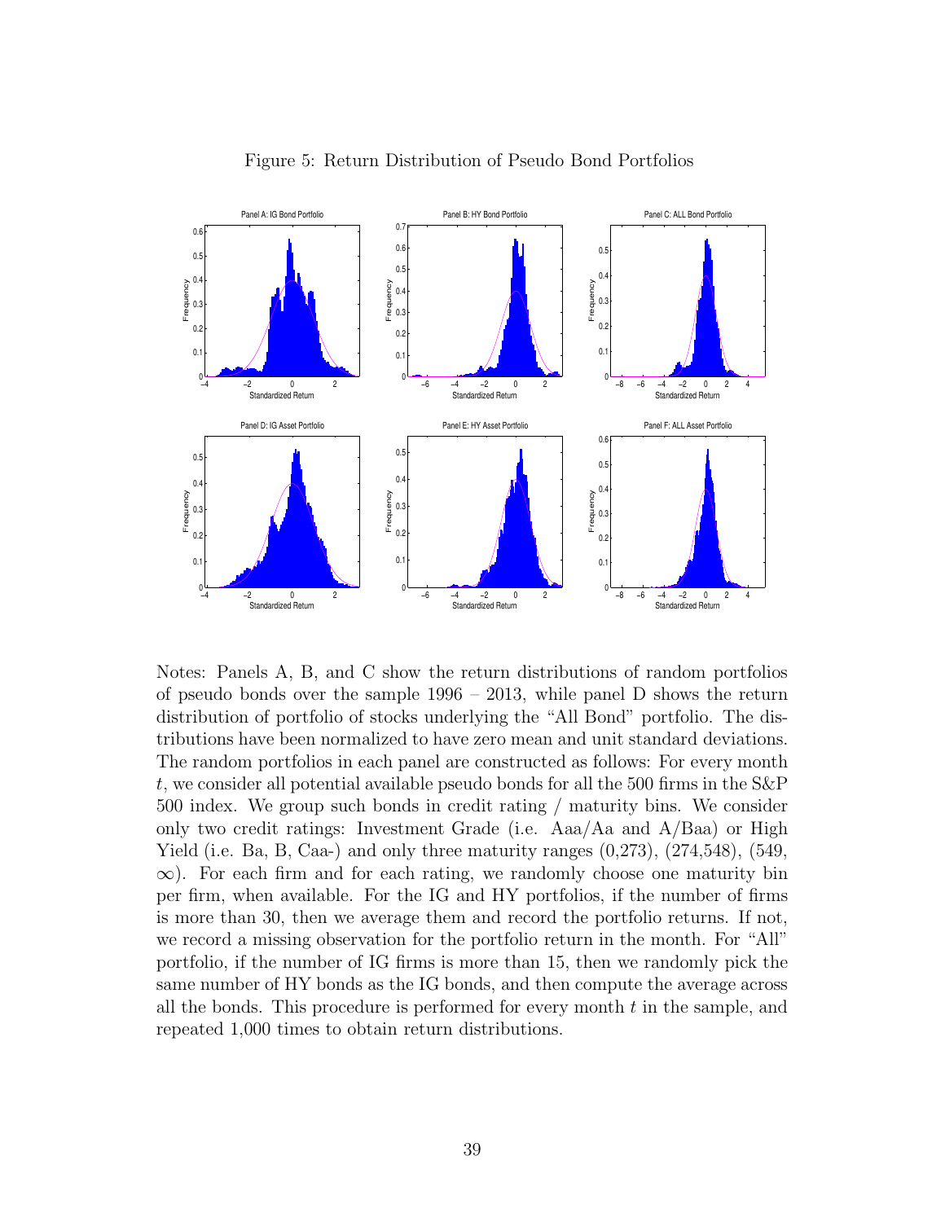Figure 5: Return Distribution of Pseudo Bond Portfolios

Notes: Panels A, B, and C show the return distributions of random portfolios of pseudo bonds over the sample 1996 – 2013, while panel D shows the return distribution of portfolio of stocks underlying the "All Bond" portfolio. The distributions have been normalized to have zero mean and unit standard deviations. The random portfolios in each panel are constructed as follows: For every month $t$, we consider all potential available pseudo bonds for all the 500 firms in the S&P 500 index. We group such bonds in credit rating / maturity bins. We consider only two credit ratings: Investment Grade (i.e. Aaa/Aa and A/Baa) or High Yield (i.e. Ba, B, Caa-) and only three maturity ranges (0,273), (274,548), (549, $\infty$). For each firm and for each rating, we randomly choose one maturity bin per firm, when available. For the IG and HY portfolios, if the number of firms is more than 30, then we average them and record the portfolio returns. If not, we record a missing observation for the portfolio return in the month. For "All" portfolio, if the number of IG firms is more than 15, then we randomly pick the same number of HY bonds as the IG bonds, and then compute the average across all the bonds. This procedure is performed for every month $t$ in the sample, and repeated 1,000 times to obtain return distributions.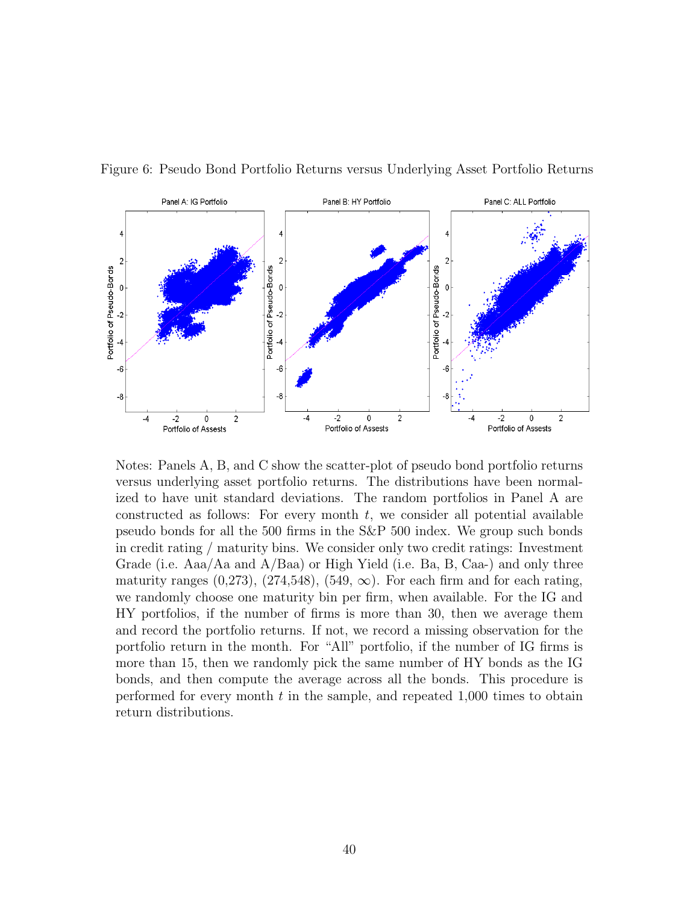Figure 6: Pseudo Bond Portfolio Returns versus Underlying Asset Portfolio Returns

Notes: Panels A, B, and C show the scatter-plot of pseudo bond portfolio returns versus underlying asset portfolio returns. The distributions have been normalized to have unit standard deviations. The random portfolios in Panel A are constructed as follows: For every month $t$, we consider all potential available pseudo bonds for all the 500 firms in the S&P 500 index. We group such bonds in credit rating / maturity bins. We consider only two credit ratings: Investment Grade (i.e. Aaa/Aa and A/Baa) or High Yield (i.e. Ba, B, Caa-) and only three maturity ranges (0,273), (274,548), (549, $\infty$). For each firm and for each rating, we randomly choose one maturity bin per firm, when available. For the IG and HY portfolios, if the number of firms is more than 30, then we average them and record the portfolio returns. If not, we record a missing observation for the portfolio return in the month. For "All" portfolio, if the number of IG firms is more than 15, then we randomly pick the same number of HY bonds as the IG bonds, and then compute the average across all the bonds. This procedure is performed for every month $t$ in the sample, and repeated 1,000 times to obtain return distributions.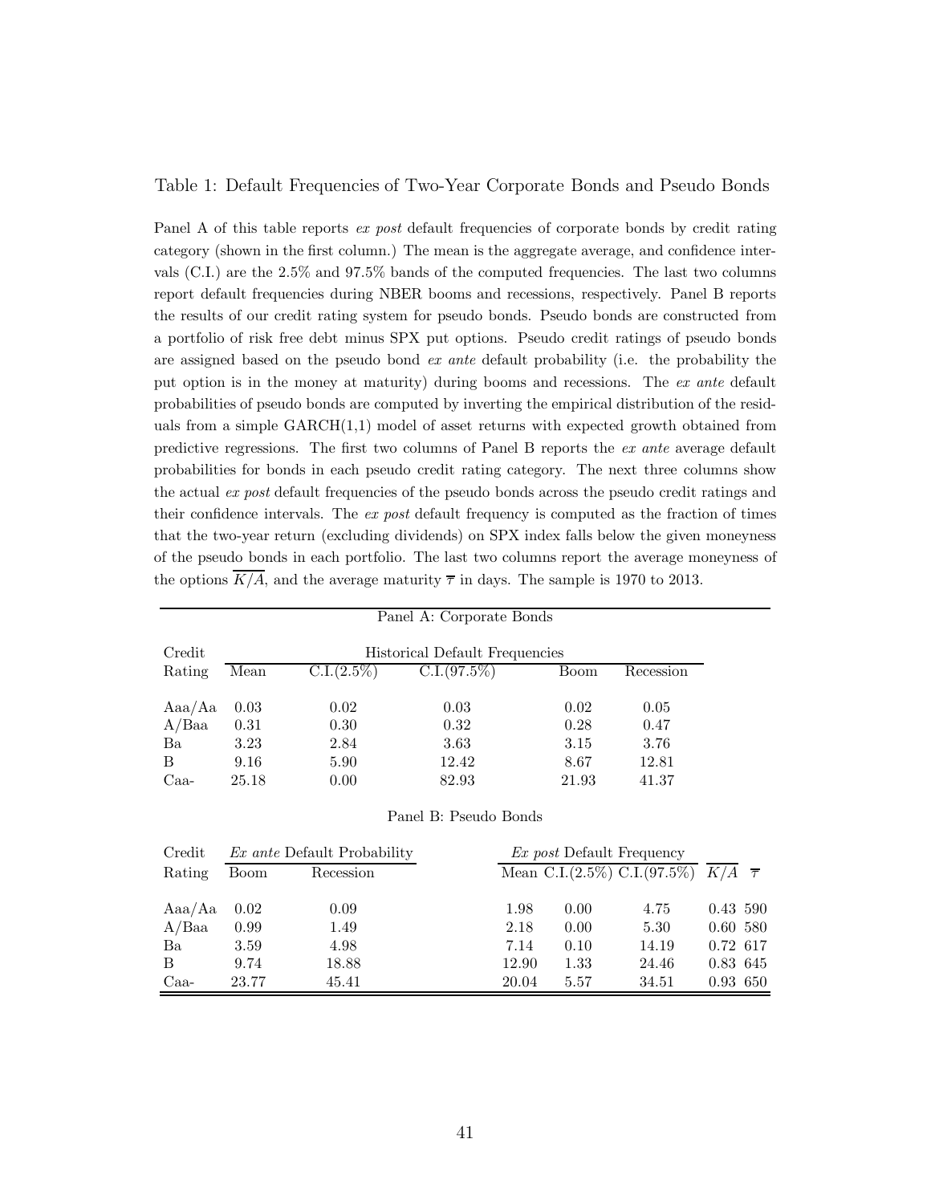Table 1: Default Frequencies of Two-Year Corporate Bonds and Pseudo Bonds

Panel A of this table reports *ex post* default frequencies of corporate bonds by credit rating category (shown in the first column.) The mean is the aggregate average, and confidence intervals (C.I.) are the 2.5% and 97.5% bands of the computed frequencies. The last two columns report default frequencies during NBER booms and recessions, respectively. Panel B reports the results of our credit rating system for pseudo bonds. Pseudo bonds are constructed from a portfolio of risk free debt minus SPX put options. Pseudo credit ratings of pseudo bonds are assigned based on the pseudo bond *ex ante* default probability (i.e. the probability the put option is in the money at maturity) during booms and recessions. The *ex ante* default probabilities of pseudo bonds are computed by inverting the empirical distribution of the residuals from a simple GARCH(1,1) model of asset returns with expected growth obtained from predictive regressions. The first two columns of Panel B reports the *ex ante* average default probabilities for bonds in each pseudo credit rating category. The next three columns show the actual *ex post* default frequencies of the pseudo bonds across the pseudo credit ratings and their confidence intervals. The *ex post* default frequency is computed as the fraction of times that the two-year return (excluding dividends) on SPX index falls below the given moneyness of the pseudo bonds in each portfolio. The last two columns report the average moneyness of the options $\overline{K/A}$, and the average maturity $\overline{\tau}$ in days. The sample is 1970 to 2013.

Panel A: Corporate Bonds

| Credit Rating | Historical Default Frequencies: Mean | C.I.(2.5%) | C.I.(97.5%) | Boom | Recession |
|---|---|---|---|---|---|
| Aaa/Aa | 0.03 | 0.02 | 0.03 | 0.02 | 0.05 |
| A/Baa | 0.31 | 0.30 | 0.32 | 0.28 | 0.47 |
| Ba | 3.23 | 2.84 | 3.63 | 3.15 | 3.76 |
| B | 9.16 | 5.90 | 12.42 | 8.67 | 12.81 |
| Caa- | 25.18 | 0.00 | 82.93 | 21.93 | 41.37 |

Panel B: Pseudo Bonds

| Credit | *Ex ante* Default Probability | | *Ex post* Default Frequency | | | | |
|---|---|---|---|---|---|---|---|
| Rating | Boom | Recession | Mean | C.I.(2.5%) | C.I.(97.5%) | $\overline{K/A}$ | $\overline{\tau}$ |
| Aaa/Aa | 0.02 | 0.09 | 1.98 | 0.00 | 4.75 | 0.43 | 590 |
| A/Baa | 0.99 | 1.49 | 2.18 | 0.00 | 5.30 | 0.60 | 580 |
| Ba | 3.59 | 4.98 | 7.14 | 0.10 | 14.19 | 0.72 | 617 |
| B | 9.74 | 18.88 | 12.90 | 1.33 | 24.46 | 0.83 | 645 |
| Caa- | 23.77 | 45.41 | 20.04 | 5.57 | 34.51 | 0.93 | 650 |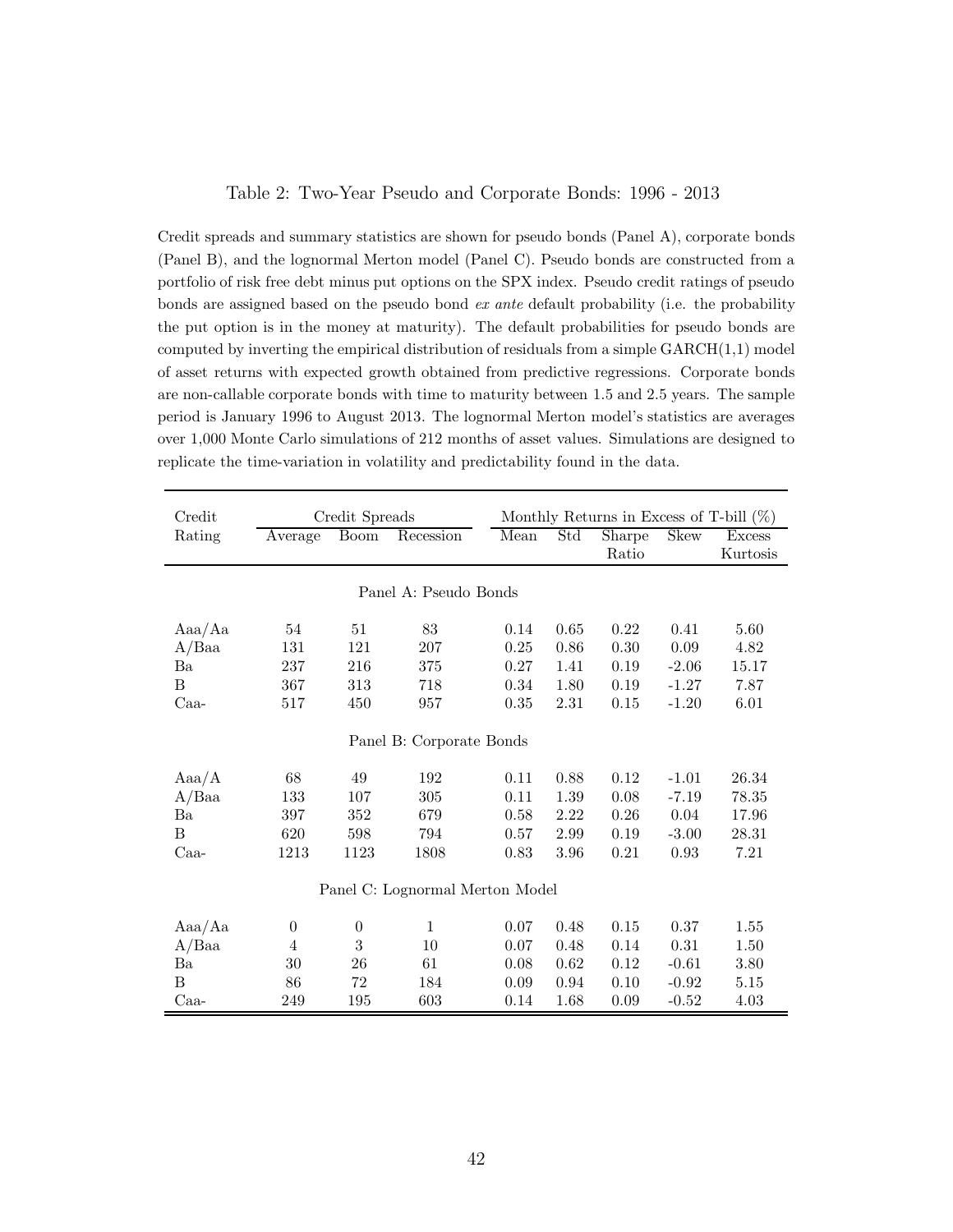Table 2: Two-Year Pseudo and Corporate Bonds: 1996 - 2013

Credit spreads and summary statistics are shown for pseudo bonds (Panel A), corporate bonds (Panel B), and the lognormal Merton model (Panel C). Pseudo bonds are constructed from a portfolio of risk free debt minus put options on the SPX index. Pseudo credit ratings of pseudo bonds are assigned based on the pseudo bond *ex ante* default probability (i.e. the probability the put option is in the money at maturity). The default probabilities for pseudo bonds are computed by inverting the empirical distribution of residuals from a simple GARCH(1,1) model of asset returns with expected growth obtained from predictive regressions. Corporate bonds are non-callable corporate bonds with time to maturity between 1.5 and 2.5 years. The sample period is January 1996 to August 2013. The lognormal Merton model's statistics are averages over 1,000 Monte Carlo simulations of 212 months of asset values. Simulations are designed to replicate the time-variation in volatility and predictability found in the data.

| Credit Rating | Credit Spreads | | | Monthly Returns in Excess of T-bill (%) | | | | |
|---|---|---|---|---|---|---|---|---|
| | Average | Boom | Recession | Mean | Std | Sharpe Ratio | Skew | Excess Kurtosis |
| **Panel A: Pseudo Bonds** | | | | | | | | |
| Aaa/Aa | 54 | 51 | 83 | 0.14 | 0.65 | 0.22 | 0.41 | 5.60 |
| A/Baa | 131 | 121 | 207 | 0.25 | 0.86 | 0.30 | 0.09 | 4.82 |
| Ba | 237 | 216 | 375 | 0.27 | 1.41 | 0.19 | -2.06 | 15.17 |
| B | 367 | 313 | 718 | 0.34 | 1.80 | 0.19 | -1.27 | 7.87 |
| Caa- | 517 | 450 | 957 | 0.35 | 2.31 | 0.15 | -1.20 | 6.01 |
| **Panel B: Corporate Bonds** | | | | | | | | |
| Aaa/A | 68 | 49 | 192 | 0.11 | 0.88 | 0.12 | -1.01 | 26.34 |
| A/Baa | 133 | 107 | 305 | 0.11 | 1.39 | 0.08 | -7.19 | 78.35 |
| Ba | 397 | 352 | 679 | 0.58 | 2.22 | 0.26 | 0.04 | 17.96 |
| B | 620 | 598 | 794 | 0.57 | 2.99 | 0.19 | -3.00 | 28.31 |
| Caa- | 1213 | 1123 | 1808 | 0.83 | 3.96 | 0.21 | 0.93 | 7.21 |
| **Panel C: Lognormal Merton Model** | | | | | | | | |
| Aaa/Aa | 0 | 0 | 1 | 0.07 | 0.48 | 0.15 | 0.37 | 1.55 |
| A/Baa | 4 | 3 | 10 | 0.07 | 0.48 | 0.14 | 0.31 | 1.50 |
| Ba | 30 | 26 | 61 | 0.08 | 0.62 | 0.12 | -0.61 | 3.80 |
| B | 86 | 72 | 184 | 0.09 | 0.94 | 0.10 | -0.92 | 5.15 |
| Caa- | 249 | 195 | 603 | 0.14 | 1.68 | 0.09 | -0.52 | 4.03 |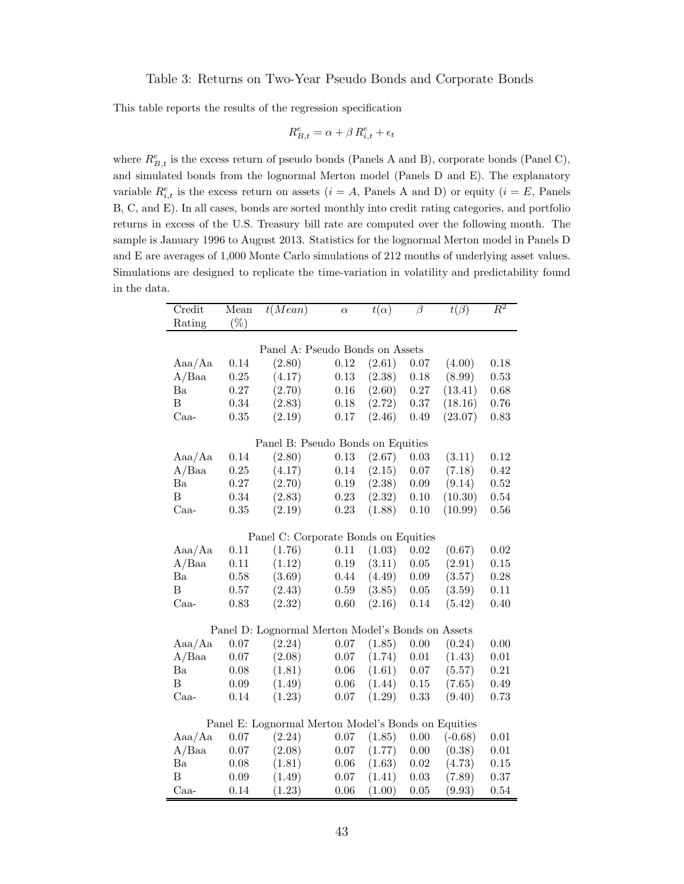Table 3: Returns on Two-Year Pseudo Bonds and Corporate Bonds

This table reports the results of the regression specification

$$R^e_{B,t} = \alpha + \beta\, R^e_{i,t} + \epsilon_t$$

where $R^e_{B,t}$ is the excess return of pseudo bonds (Panels A and B), corporate bonds (Panel C), and simulated bonds from the lognormal Merton model (Panels D and E). The explanatory variable $R^e_{i,t}$ is the excess return on assets ($i = A$, Panels A and D) or equity ($i = E$, Panels B, C, and E). In all cases, bonds are sorted monthly into credit rating categories, and portfolio returns in excess of the U.S. Treasury bill rate are computed over the following month. The sample is January 1996 to August 2013. Statistics for the lognormal Merton model in Panels D and E are averages of 1,000 Monte Carlo simulations of 212 months of underlying asset values. Simulations are designed to replicate the time-variation in volatility and predictability found in the data.

| Credit Rating | Mean (%) | $t(Mean)$ | $\alpha$ | $t(\alpha)$ | $\beta$ | $t(\beta)$ | $R^2$ |
|---|---|---|---|---|---|---|---|
| Panel A: Pseudo Bonds on Assets | | | | | | | |
| Aaa/Aa | 0.14 | (2.80) | 0.12 | (2.61) | 0.07 | (4.00) | 0.18 |
| A/Baa | 0.25 | (4.17) | 0.13 | (2.38) | 0.18 | (8.99) | 0.53 |
| Ba | 0.27 | (2.70) | 0.16 | (2.60) | 0.27 | (13.41) | 0.68 |
| B | 0.34 | (2.83) | 0.18 | (2.72) | 0.37 | (18.16) | 0.76 |
| Caa- | 0.35 | (2.19) | 0.17 | (2.46) | 0.49 | (23.07) | 0.83 |
| Panel B: Pseudo Bonds on Equities | | | | | | | |
| Aaa/Aa | 0.14 | (2.80) | 0.13 | (2.67) | 0.03 | (3.11) | 0.12 |
| A/Baa | 0.25 | (4.17) | 0.14 | (2.15) | 0.07 | (7.18) | 0.42 |
| Ba | 0.27 | (2.70) | 0.19 | (2.38) | 0.09 | (9.14) | 0.52 |
| B | 0.34 | (2.83) | 0.23 | (2.32) | 0.10 | (10.30) | 0.54 |
| Caa- | 0.35 | (2.19) | 0.23 | (1.88) | 0.10 | (10.99) | 0.56 |
| Panel C: Corporate Bonds on Equities | | | | | | | |
| Aaa/Aa | 0.11 | (1.76) | 0.11 | (1.03) | 0.02 | (0.67) | 0.02 |
| A/Baa | 0.11 | (1.12) | 0.19 | (3.11) | 0.05 | (2.91) | 0.15 |
| Ba | 0.58 | (3.69) | 0.44 | (4.49) | 0.09 | (3.57) | 0.28 |
| B | 0.57 | (2.43) | 0.59 | (3.85) | 0.05 | (3.59) | 0.11 |
| Caa- | 0.83 | (2.32) | 0.60 | (2.16) | 0.14 | (5.42) | 0.40 |
| Panel D: Lognormal Merton Model's Bonds on Assets | | | | | | | |
| Aaa/Aa | 0.07 | (2.24) | 0.07 | (1.85) | 0.00 | (0.24) | 0.00 |
| A/Baa | 0.07 | (2.08) | 0.07 | (1.74) | 0.01 | (1.43) | 0.01 |
| Ba | 0.08 | (1.81) | 0.06 | (1.61) | 0.07 | (5.57) | 0.21 |
| B | 0.09 | (1.49) | 0.06 | (1.44) | 0.15 | (7.65) | 0.49 |
| Caa- | 0.14 | (1.23) | 0.07 | (1.29) | 0.33 | (9.40) | 0.73 |
| Panel E: Lognormal Merton Model's Bonds on Equities | | | | | | | |
| Aaa/Aa | 0.07 | (2.24) | 0.07 | (1.85) | 0.00 | (-0.68) | 0.01 |
| A/Baa | 0.07 | (2.08) | 0.07 | (1.77) | 0.00 | (0.38) | 0.01 |
| Ba | 0.08 | (1.81) | 0.06 | (1.63) | 0.02 | (4.73) | 0.15 |
| B | 0.09 | (1.49) | 0.07 | (1.41) | 0.03 | (7.89) | 0.37 |
| Caa- | 0.14 | (1.23) | 0.06 | (1.00) | 0.05 | (9.93) | 0.54 |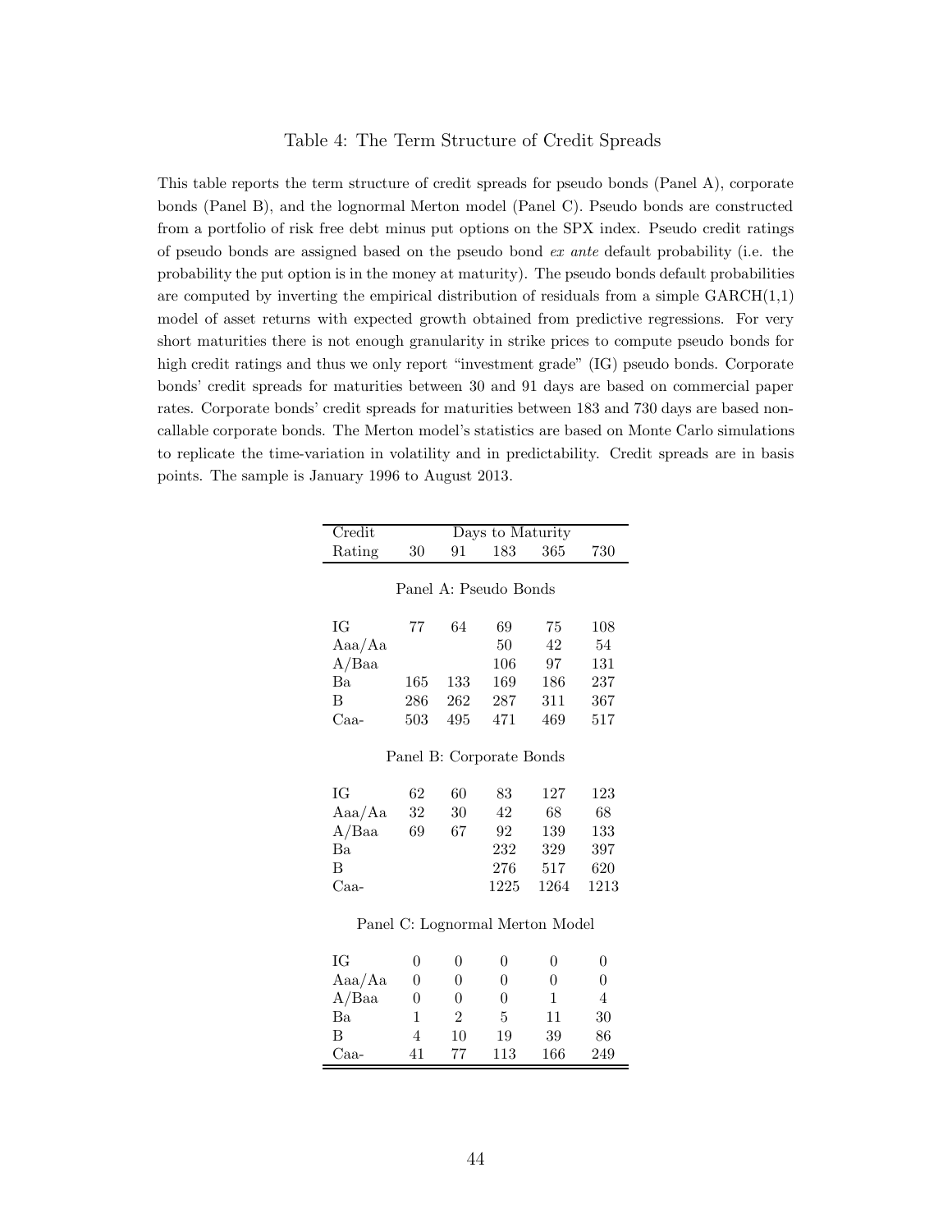# Table 4: The Term Structure of Credit Spreads

This table reports the term structure of credit spreads for pseudo bonds (Panel A), corporate bonds (Panel B), and the lognormal Merton model (Panel C). Pseudo bonds are constructed from a portfolio of risk free debt minus put options on the SPX index. Pseudo credit ratings of pseudo bonds are assigned based on the pseudo bond *ex ante* default probability (i.e. the probability the put option is in the money at maturity). The pseudo bonds default probabilities are computed by inverting the empirical distribution of residuals from a simple GARCH(1,1) model of asset returns with expected growth obtained from predictive regressions. For very short maturities there is not enough granularity in strike prices to compute pseudo bonds for high credit ratings and thus we only report "investment grade" (IG) pseudo bonds. Corporate bonds' credit spreads for maturities between 30 and 91 days are based on commercial paper rates. Corporate bonds' credit spreads for maturities between 183 and 730 days are based non-callable corporate bonds. The Merton model's statistics are based on Monte Carlo simulations to replicate the time-variation in volatility and in predictability. Credit spreads are in basis points. The sample is January 1996 to August 2013.

| Credit | Days to Maturity | | | | |
|---|---|---|---|---|---|
| Rating | 30 | 91 | 183 | 365 | 730 |
| **Panel A: Pseudo Bonds** | | | | | |
| IG | 77 | 64 | 69 | 75 | 108 |
| Aaa/Aa | | | 50 | 42 | 54 |
| A/Baa | | | 106 | 97 | 131 |
| Ba | 165 | 133 | 169 | 186 | 237 |
| B | 286 | 262 | 287 | 311 | 367 |
| Caa- | 503 | 495 | 471 | 469 | 517 |
| **Panel B: Corporate Bonds** | | | | | |
| IG | 62 | 60 | 83 | 127 | 123 |
| Aaa/Aa | 32 | 30 | 42 | 68 | 68 |
| A/Baa | 69 | 67 | 92 | 139 | 133 |
| Ba | | | 232 | 329 | 397 |
| B | | | 276 | 517 | 620 |
| Caa- | | | 1225 | 1264 | 1213 |
| **Panel C: Lognormal Merton Model** | | | | | |
| IG | 0 | 0 | 0 | 0 | 0 |
| Aaa/Aa | 0 | 0 | 0 | 0 | 0 |
| A/Baa | 0 | 0 | 0 | 1 | 4 |
| Ba | 1 | 2 | 5 | 11 | 30 |
| B | 4 | 10 | 19 | 39 | 86 |
| Caa- | 41 | 77 | 113 | 166 | 249 |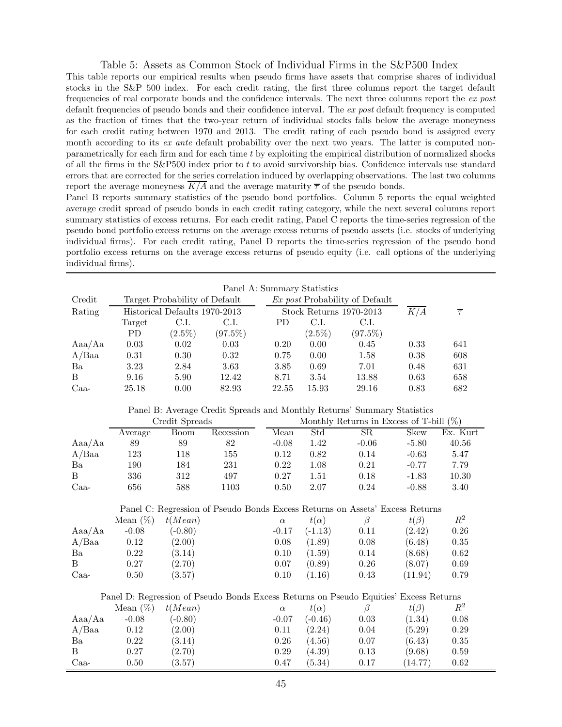Table 5: Assets as Common Stock of Individual Firms in the S&P500 Index

This table reports our empirical results when pseudo firms have assets that comprise shares of individual stocks in the S&P 500 index. For each credit rating, the first three columns report the target default frequencies of real corporate bonds and the confidence intervals. The next three columns report the *ex post* default frequencies of pseudo bonds and their confidence interval. The *ex post* default frequency is computed as the fraction of times that the two-year return of individual stocks falls below the average moneyness for each credit rating between 1970 and 2013. The credit rating of each pseudo bond is assigned every month according to its *ex ante* default probability over the next two years. The latter is computed non-parametrically for each firm and for each time $t$ by exploiting the empirical distribution of normalized shocks of all the firms in the S&P500 index prior to $t$ to avoid survivorship bias. Confidence intervals use standard errors that are corrected for the series correlation induced by overlapping observations. The last two columns report the average moneyness $\overline{K/A}$ and the average maturity $\overline{\tau}$ of the pseudo bonds.

Panel B reports summary statistics of the pseudo bond portfolios. Column 5 reports the equal weighted average credit spread of pseudo bonds in each credit rating category, while the next several columns report summary statistics of excess returns. For each credit rating, Panel C reports the time-series regression of the pseudo bond portfolio excess returns on the average excess returns of pseudo assets (i.e. stocks of underlying individual firms). For each credit rating, Panel D reports the time-series regression of the pseudo bond portfolio excess returns on the average excess returns of pseudo equity (i.e. call options of the underlying individual firms).

Panel A: Summary Statistics

| Credit Rating | Target Probability of Default: Historical Defaults 1970-2013 | | | *Ex post* Probability of Default: Stock Returns 1970-2013 | | | $\overline{K/A}$ | $\overline{\tau}$ |
|---|---|---|---|---|---|---|---|---|
| | Target PD | C.I. (2.5%) | C.I. (97.5%) | PD | C.I. (2.5%) | C.I. (97.5%) | | |
| Aaa/Aa | 0.03 | 0.02 | 0.03 | 0.20 | 0.00 | 0.45 | 0.33 | 641 |
| A/Baa | 0.31 | 0.30 | 0.32 | 0.75 | 0.00 | 1.58 | 0.38 | 608 |
| Ba | 3.23 | 2.84 | 3.63 | 3.85 | 0.69 | 7.01 | 0.48 | 631 |
| B | 9.16 | 5.90 | 12.42 | 8.71 | 3.54 | 13.88 | 0.63 | 658 |
| Caa- | 25.18 | 0.00 | 82.93 | 22.55 | 15.93 | 29.16 | 0.83 | 682 |

Panel B: Average Credit Spreads and Monthly Returns' Summary Statistics

| | Credit Spreads | | | Monthly Returns in Excess of T-bill (%) | | | | |
|---|---|---|---|---|---|---|---|---|
| | Average | Boom | Recession | Mean | Std | SR | Skew | Ex. Kurt |
| Aaa/Aa | 89 | 89 | 82 | -0.08 | 1.42 | -0.06 | -5.80 | 40.56 |
| A/Baa | 123 | 118 | 155 | 0.12 | 0.82 | 0.14 | -0.63 | 5.47 |
| Ba | 190 | 184 | 231 | 0.22 | 1.08 | 0.21 | -0.77 | 7.79 |
| B | 336 | 312 | 497 | 0.27 | 1.51 | 0.18 | -1.83 | 10.30 |
| Caa- | 656 | 588 | 1103 | 0.50 | 2.07 | 0.24 | -0.88 | 3.40 |

Panel C: Regression of Pseudo Bonds Excess Returns on Assets' Excess Returns

| | Mean (%) | $t(Mean)$ | $\alpha$ | $t(\alpha)$ | $\beta$ | $t(\beta)$ | $R^2$ |
|---|---|---|---|---|---|---|---|
| Aaa/Aa | -0.08 | (-0.80) | -0.17 | (-1.13) | 0.11 | (2.42) | 0.26 |
| A/Baa | 0.12 | (2.00) | 0.08 | (1.89) | 0.08 | (6.48) | 0.35 |
| Ba | 0.22 | (3.14) | 0.10 | (1.59) | 0.14 | (8.68) | 0.62 |
| B | 0.27 | (2.70) | 0.07 | (0.89) | 0.26 | (8.07) | 0.69 |
| Caa- | 0.50 | (3.57) | 0.10 | (1.16) | 0.43 | (11.94) | 0.79 |

Panel D: Regression of Pseudo Bonds Excess Returns on Pseudo Equities' Excess Returns

| | Mean (%) | $t(Mean)$ | $\alpha$ | $t(\alpha)$ | $\beta$ | $t(\beta)$ | $R^2$ |
|---|---|---|---|---|---|---|---|
| Aaa/Aa | -0.08 | (-0.80) | -0.07 | (-0.46) | 0.03 | (1.34) | 0.08 |
| A/Baa | 0.12 | (2.00) | 0.11 | (2.24) | 0.04 | (5.29) | 0.29 |
| Ba | 0.22 | (3.14) | 0.26 | (4.56) | 0.07 | (6.43) | 0.35 |
| B | 0.27 | (2.70) | 0.29 | (4.39) | 0.13 | (9.68) | 0.59 |
| Caa- | 0.50 | (3.57) | 0.47 | (5.34) | 0.17 | (14.77) | 0.62 |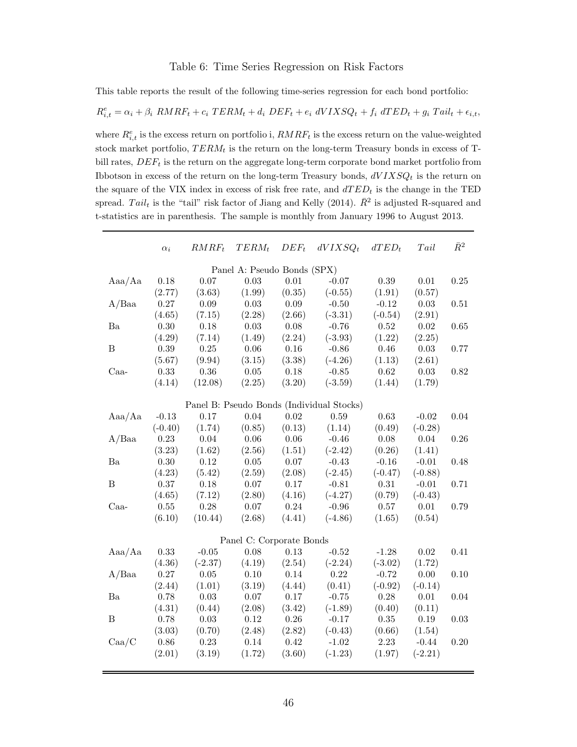Table 6: Time Series Regression on Risk Factors

This table reports the result of the following time-series regression for each bond portfolio:

$$R^e_{i,t} = \alpha_i + \beta_i \ RMRF_t + c_i \ TERM_t + d_i \ DEF_t + e_i \ dVIXSQ_t + f_i \ dTED_t + g_i \ Tail_t + \epsilon_{i,t},$$

where $R^e_{i,t}$ is the excess return on portfolio i, $RMRF_t$ is the excess return on the value-weighted stock market portfolio, $TERM_t$ is the return on the long-term Treasury bonds in excess of T-bill rates, $DEF_t$ is the return on the aggregate long-term corporate bond market portfolio from Ibbotson in excess of the return on the long-term Treasury bonds, $dVIXSQ_t$ is the return on the square of the VIX index in excess of risk free rate, and $dTED_t$ is the change in the TED spread. $Tail_t$ is the "tail" risk factor of Jiang and Kelly (2014). $\bar{R}^2$ is adjusted R-squared and t-statistics are in parenthesis. The sample is monthly from January 1996 to August 2013.

| | $\alpha_i$ | $RMRF_t$ | $TERM_t$ | $DEF_t$ | $dVIXSQ_t$ | $dTED_t$ | $Tail$ | $\bar{R}^2$ |
|---|---|---|---|---|---|---|---|---|
| | | | Panel A: Pseudo Bonds (SPX) | | | | | |
| Aaa/Aa | 0.18 | 0.07 | 0.03 | 0.01 | -0.07 | 0.39 | 0.01 | 0.25 |
| | (2.77) | (3.63) | (1.99) | (0.35) | (-0.55) | (1.91) | (0.57) | |
| A/Baa | 0.27 | 0.09 | 0.03 | 0.09 | -0.50 | -0.12 | 0.03 | 0.51 |
| | (4.65) | (7.15) | (2.28) | (2.66) | (-3.31) | (-0.54) | (2.91) | |
| Ba | 0.30 | 0.18 | 0.03 | 0.08 | -0.76 | 0.52 | 0.02 | 0.65 |
| | (4.29) | (7.14) | (1.49) | (2.24) | (-3.93) | (1.22) | (2.25) | |
| B | 0.39 | 0.25 | 0.06 | 0.16 | -0.86 | 0.46 | 0.03 | 0.77 |
| | (5.67) | (9.94) | (3.15) | (3.38) | (-4.26) | (1.13) | (2.61) | |
| Caa- | 0.33 | 0.36 | 0.05 | 0.18 | -0.85 | 0.62 | 0.03 | 0.82 |
| | (4.14) | (12.08) | (2.25) | (3.20) | (-3.59) | (1.44) | (1.79) | |
| | | | Panel B: Pseudo Bonds (Individual Stocks) | | | | | |
| Aaa/Aa | -0.13 | 0.17 | 0.04 | 0.02 | 0.59 | 0.63 | -0.02 | 0.04 |
| | (-0.40) | (1.74) | (0.85) | (0.13) | (1.14) | (0.49) | (-0.28) | |
| A/Baa | 0.23 | 0.04 | 0.06 | 0.06 | -0.46 | 0.08 | 0.04 | 0.26 |
| | (3.23) | (1.62) | (2.56) | (1.51) | (-2.42) | (0.26) | (1.41) | |
| Ba | 0.30 | 0.12 | 0.05 | 0.07 | -0.43 | -0.16 | -0.01 | 0.48 |
| | (4.23) | (5.42) | (2.59) | (2.08) | (-2.45) | (-0.47) | (-0.88) | |
| B | 0.37 | 0.18 | 0.07 | 0.17 | -0.81 | 0.31 | -0.01 | 0.71 |
| | (4.65) | (7.12) | (2.80) | (4.16) | (-4.27) | (0.79) | (-0.43) | |
| Caa- | 0.55 | 0.28 | 0.07 | 0.24 | -0.96 | 0.57 | 0.01 | 0.79 |
| | (6.10) | (10.44) | (2.68) | (4.41) | (-4.86) | (1.65) | (0.54) | |
| | | | Panel C: Corporate Bonds | | | | | |
| Aaa/Aa | 0.33 | -0.05 | 0.08 | 0.13 | -0.52 | -1.28 | 0.02 | 0.41 |
| | (4.36) | (-2.37) | (4.19) | (2.54) | (-2.24) | (-3.02) | (1.72) | |
| A/Baa | 0.27 | 0.05 | 0.10 | 0.14 | 0.22 | -0.72 | 0.00 | 0.10 |
| | (2.44) | (1.01) | (3.19) | (4.44) | (0.41) | (-0.92) | (-0.14) | |
| Ba | 0.78 | 0.03 | 0.07 | 0.17 | -0.75 | 0.28 | 0.01 | 0.04 |
| | (4.31) | (0.44) | (2.08) | (3.42) | (-1.89) | (0.40) | (0.11) | |
| B | 0.78 | 0.03 | 0.12 | 0.26 | -0.17 | 0.35 | 0.19 | 0.03 |
| | (3.03) | (0.70) | (2.48) | (2.82) | (-0.43) | (0.66) | (1.54) | |
| Caa/C | 0.86 | 0.23 | 0.14 | 0.42 | -1.02 | 2.23 | -0.44 | 0.20 |
| | (2.01) | (3.19) | (1.72) | (3.60) | (-1.23) | (1.97) | (-2.21) | |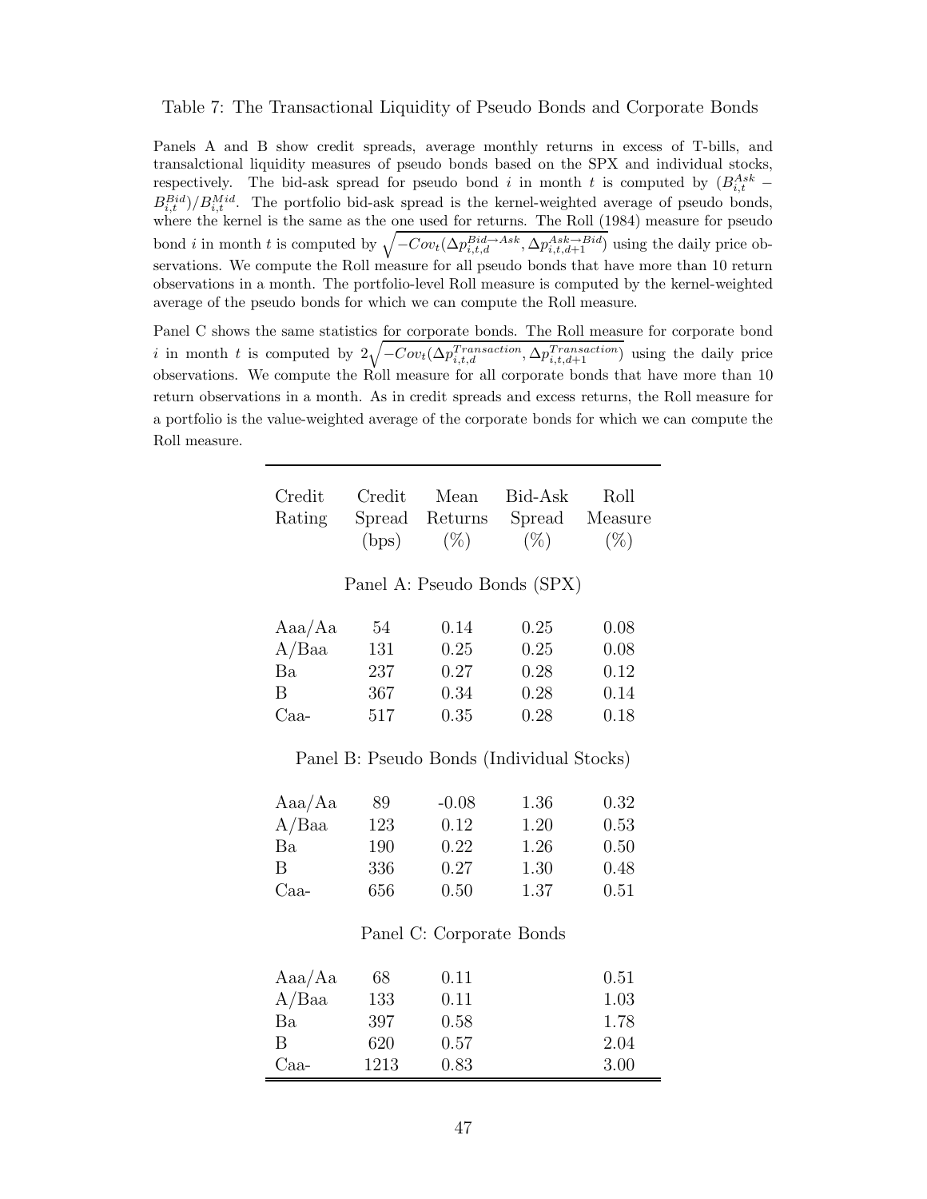Table 7: The Transactional Liquidity of Pseudo Bonds and Corporate Bonds

Panels A and B show credit spreads, average monthly returns in excess of T-bills, and transalctional liquidity measures of pseudo bonds based on the SPX and individual stocks, respectively. The bid-ask spread for pseudo bond $i$ in month $t$ is computed by $(B^{Ask}_{i,t} - B^{Bid}_{i,t})/B^{Mid}_{i,t}$. The portfolio bid-ask spread is the kernel-weighted average of pseudo bonds, where the kernel is the same as the one used for returns. The Roll (1984) measure for pseudo bond $i$ in month $t$ is computed by $\sqrt{-Cov_t(\Delta p^{Bid \rightarrow Ask}_{i,t,d}, \Delta p^{Ask \rightarrow Bid}_{i,t,d+1})}$ using the daily price observations. We compute the Roll measure for all pseudo bonds that have more than 10 return observations in a month. The portfolio-level Roll measure is computed by the kernel-weighted average of the pseudo bonds for which we can compute the Roll measure.

Panel C shows the same statistics for corporate bonds. The Roll measure for corporate bond $i$ in month $t$ is computed by $2\sqrt{-Cov_t(\Delta p^{Transaction}_{i,t,d}, \Delta p^{Transaction}_{i,t,d+1})}$ using the daily price observations. We compute the Roll measure for all corporate bonds that have more than 10 return observations in a month. As in credit spreads and excess returns, the Roll measure for a portfolio is the value-weighted average of the corporate bonds for which we can compute the Roll measure.

| Credit Rating | Credit Spread (bps) | Mean Returns (%) | Bid-Ask Spread (%) | Roll Measure (%) |
|---|---|---|---|---|
| **Panel A: Pseudo Bonds (SPX)** | | | | |
| Aaa/Aa | 54 | 0.14 | 0.25 | 0.08 |
| A/Baa | 131 | 0.25 | 0.25 | 0.08 |
| Ba | 237 | 0.27 | 0.28 | 0.12 |
| B | 367 | 0.34 | 0.28 | 0.14 |
| Caa- | 517 | 0.35 | 0.28 | 0.18 |
| **Panel B: Pseudo Bonds (Individual Stocks)** | | | | |
| Aaa/Aa | 89 | -0.08 | 1.36 | 0.32 |
| A/Baa | 123 | 0.12 | 1.20 | 0.53 |
| Ba | 190 | 0.22 | 1.26 | 0.50 |
| B | 336 | 0.27 | 1.30 | 0.48 |
| Caa- | 656 | 0.50 | 1.37 | 0.51 |
| **Panel C: Corporate Bonds** | | | | |
| Aaa/Aa | 68 | 0.11 | | 0.51 |
| A/Baa | 133 | 0.11 | | 1.03 |
| Ba | 397 | 0.58 | | 1.78 |
| B | 620 | 0.57 | | 2.04 |
| Caa- | 1213 | 0.83 | | 3.00 |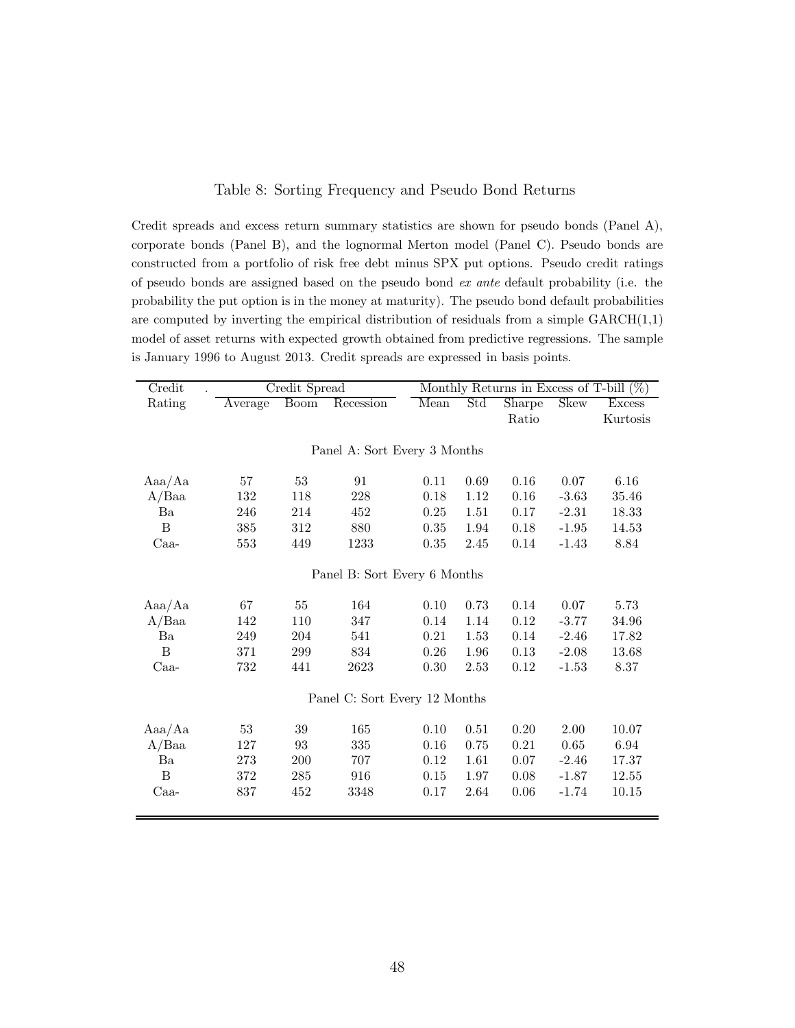Table 8: Sorting Frequency and Pseudo Bond Returns

Credit spreads and excess return summary statistics are shown for pseudo bonds (Panel A), corporate bonds (Panel B), and the lognormal Merton model (Panel C). Pseudo bonds are constructed from a portfolio of risk free debt minus SPX put options. Pseudo credit ratings of pseudo bonds are assigned based on the pseudo bond *ex ante* default probability (i.e. the probability the put option is in the money at maturity). The pseudo bond default probabilities are computed by inverting the empirical distribution of residuals from a simple GARCH(1,1) model of asset returns with expected growth obtained from predictive regressions. The sample is January 1996 to August 2013. Credit spreads are expressed in basis points.

| Credit | Credit Spread | | | Monthly Returns in Excess of T-bill (%) | | | | |
|---|---|---|---|---|---|---|---|---|
| Rating | Average | Boom | Recession | Mean | Std | Sharpe Ratio | Skew | Excess Kurtosis |
| | | | | **Panel A: Sort Every 3 Months** | | | | |
| Aaa/Aa | 57 | 53 | 91 | 0.11 | 0.69 | 0.16 | 0.07 | 6.16 |
| A/Baa | 132 | 118 | 228 | 0.18 | 1.12 | 0.16 | -3.63 | 35.46 |
| Ba | 246 | 214 | 452 | 0.25 | 1.51 | 0.17 | -2.31 | 18.33 |
| B | 385 | 312 | 880 | 0.35 | 1.94 | 0.18 | -1.95 | 14.53 |
| Caa- | 553 | 449 | 1233 | 0.35 | 2.45 | 0.14 | -1.43 | 8.84 |
| | | | | **Panel B: Sort Every 6 Months** | | | | |
| Aaa/Aa | 67 | 55 | 164 | 0.10 | 0.73 | 0.14 | 0.07 | 5.73 |
| A/Baa | 142 | 110 | 347 | 0.14 | 1.14 | 0.12 | -3.77 | 34.96 |
| Ba | 249 | 204 | 541 | 0.21 | 1.53 | 0.14 | -2.46 | 17.82 |
| B | 371 | 299 | 834 | 0.26 | 1.96 | 0.13 | -2.08 | 13.68 |
| Caa- | 732 | 441 | 2623 | 0.30 | 2.53 | 0.12 | -1.53 | 8.37 |
| | | | | **Panel C: Sort Every 12 Months** | | | | |
| Aaa/Aa | 53 | 39 | 165 | 0.10 | 0.51 | 0.20 | 2.00 | 10.07 |
| A/Baa | 127 | 93 | 335 | 0.16 | 0.75 | 0.21 | 0.65 | 6.94 |
| Ba | 273 | 200 | 707 | 0.12 | 1.61 | 0.07 | -2.46 | 17.37 |
| B | 372 | 285 | 916 | 0.15 | 1.97 | 0.08 | -1.87 | 12.55 |
| Caa- | 837 | 452 | 3348 | 0.17 | 2.64 | 0.06 | -1.74 | 10.15 |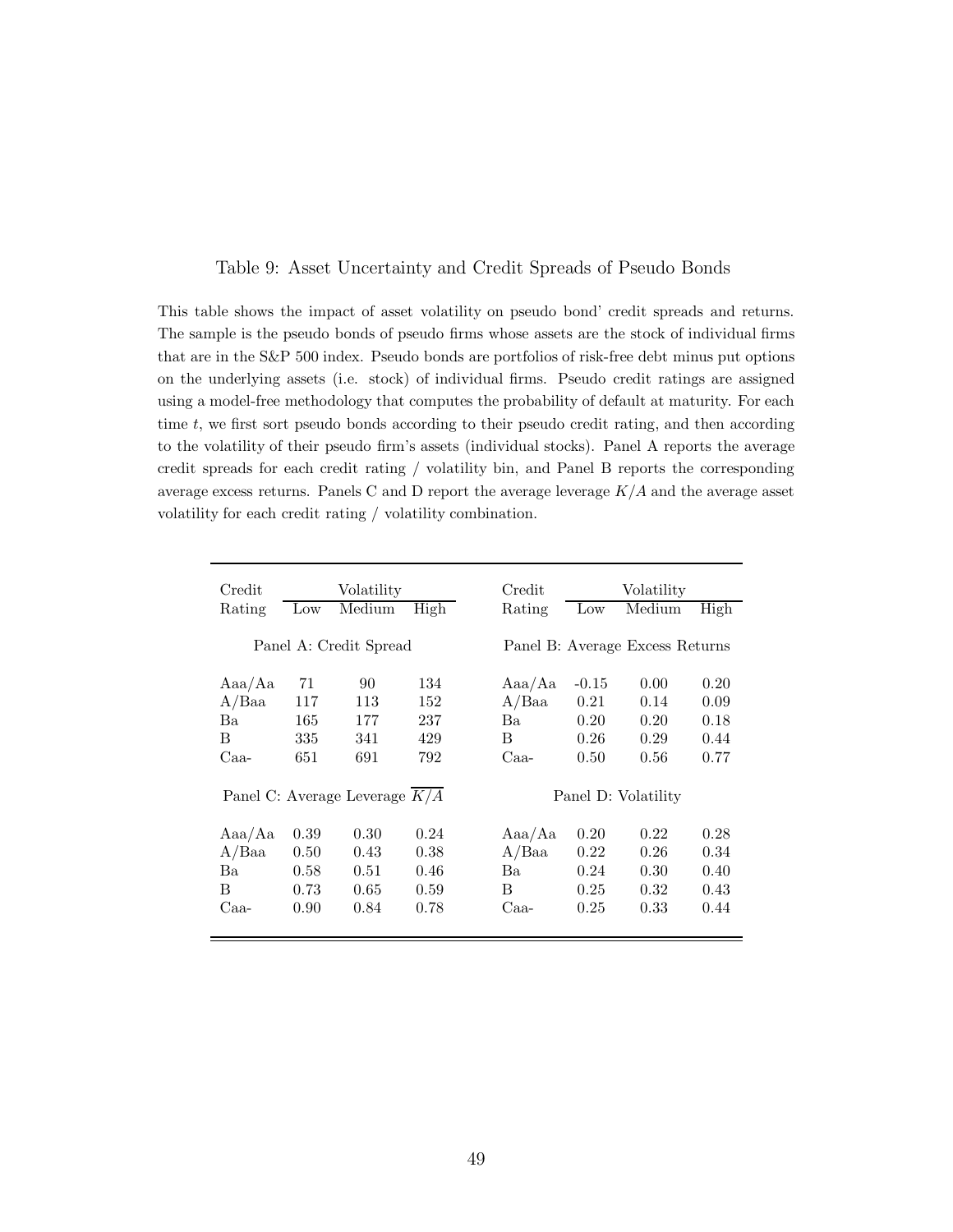Table 9: Asset Uncertainty and Credit Spreads of Pseudo Bonds

This table shows the impact of asset volatility on pseudo bond' credit spreads and returns. The sample is the pseudo bonds of pseudo firms whose assets are the stock of individual firms that are in the S&P 500 index. Pseudo bonds are portfolios of risk-free debt minus put options on the underlying assets (i.e. stock) of individual firms. Pseudo credit ratings are assigned using a model-free methodology that computes the probability of default at maturity. For each time $t$, we first sort pseudo bonds according to their pseudo credit rating, and then according to the volatility of their pseudo firm's assets (individual stocks). Panel A reports the average credit spreads for each credit rating / volatility bin, and Panel B reports the corresponding average excess returns. Panels C and D report the average leverage $K/A$ and the average asset volatility for each credit rating / volatility combination.

| Credit | Volatility | | | Credit | Volatility | | |
|---|---|---|---|---|---|---|---|
| Rating | Low | Medium | High | Rating | Low | Medium | High |
| **Panel A: Credit Spread** | | | | **Panel B: Average Excess Returns** | | | |
| Aaa/Aa | 71 | 90 | 134 | Aaa/Aa | -0.15 | 0.00 | 0.20 |
| A/Baa | 117 | 113 | 152 | A/Baa | 0.21 | 0.14 | 0.09 |
| Ba | 165 | 177 | 237 | Ba | 0.20 | 0.20 | 0.18 |
| B | 335 | 341 | 429 | B | 0.26 | 0.29 | 0.44 |
| Caa- | 651 | 691 | 792 | Caa- | 0.50 | 0.56 | 0.77 |
| **Panel C: Average Leverage $\overline{K/A}$** | | | | **Panel D: Volatility** | | | |
| Aaa/Aa | 0.39 | 0.30 | 0.24 | Aaa/Aa | 0.20 | 0.22 | 0.28 |
| A/Baa | 0.50 | 0.43 | 0.38 | A/Baa | 0.22 | 0.26 | 0.34 |
| Ba | 0.58 | 0.51 | 0.46 | Ba | 0.24 | 0.30 | 0.40 |
| B | 0.73 | 0.65 | 0.59 | B | 0.25 | 0.32 | 0.43 |
| Caa- | 0.90 | 0.84 | 0.78 | Caa- | 0.25 | 0.33 | 0.44 |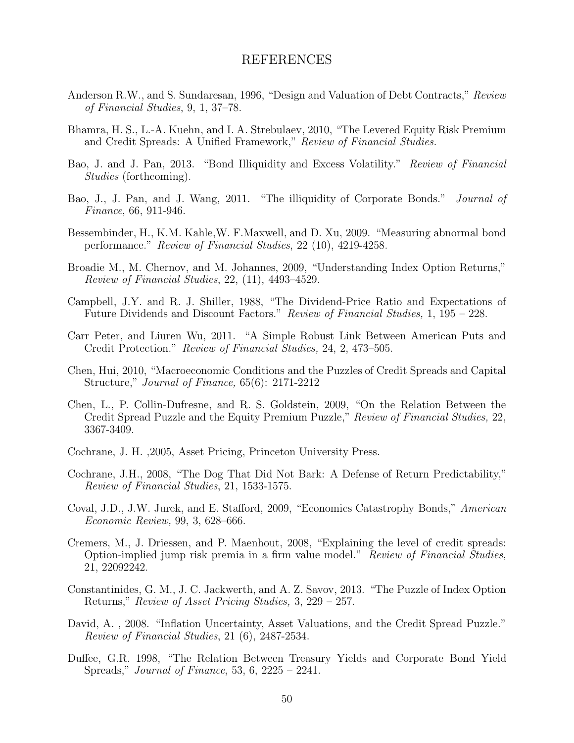# REFERENCES

Anderson R.W., and S. Sundaresan, 1996, "Design and Valuation of Debt Contracts," *Review of Financial Studies*, 9, 1, 37–78.

Bhamra, H. S., L.-A. Kuehn, and I. A. Strebulaev, 2010, "The Levered Equity Risk Premium and Credit Spreads: A Unified Framework," *Review of Financial Studies.*

Bao, J. and J. Pan, 2013. "Bond Illiquidity and Excess Volatility." *Review of Financial Studies* (forthcoming).

Bao, J., J. Pan, and J. Wang, 2011. "The illiquidity of Corporate Bonds." *Journal of Finance*, 66, 911-946.

Bessembinder, H., K.M. Kahle,W. F.Maxwell, and D. Xu, 2009. "Measuring abnormal bond performance." *Review of Financial Studies*, 22 (10), 4219-4258.

Broadie M., M. Chernov, and M. Johannes, 2009, "Understanding Index Option Returns," *Review of Financial Studies*, 22, (11), 4493–4529.

Campbell, J.Y. and R. J. Shiller, 1988, "The Dividend-Price Ratio and Expectations of Future Dividends and Discount Factors." *Review of Financial Studies,* 1, 195 – 228.

Carr Peter, and Liuren Wu, 2011. "A Simple Robust Link Between American Puts and Credit Protection." *Review of Financial Studies,* 24, 2, 473–505.

Chen, Hui, 2010, "Macroeconomic Conditions and the Puzzles of Credit Spreads and Capital Structure," *Journal of Finance,* 65(6): 2171-2212

Chen, L., P. Collin-Dufresne, and R. S. Goldstein, 2009, "On the Relation Between the Credit Spread Puzzle and the Equity Premium Puzzle," *Review of Financial Studies,* 22, 3367-3409.

Cochrane, J. H. ,2005, Asset Pricing, Princeton University Press.

Cochrane, J.H., 2008, "The Dog That Did Not Bark: A Defense of Return Predictability," *Review of Financial Studies*, 21, 1533-1575.

Coval, J.D., J.W. Jurek, and E. Stafford, 2009, "Economics Catastrophy Bonds," *American Economic Review,* 99, 3, 628–666.

Cremers, M., J. Driessen, and P. Maenhout, 2008, "Explaining the level of credit spreads: Option-implied jump risk premia in a firm value model." *Review of Financial Studies*, 21, 22092242.

Constantinides, G. M., J. C. Jackwerth, and A. Z. Savov, 2013. "The Puzzle of Index Option Returns," *Review of Asset Pricing Studies,* 3, 229 – 257.

David, A. , 2008. "Inflation Uncertainty, Asset Valuations, and the Credit Spread Puzzle." *Review of Financial Studies*, 21 (6), 2487-2534.

Duffee, G.R. 1998, "The Relation Between Treasury Yields and Corporate Bond Yield Spreads," *Journal of Finance*, 53, 6, 2225 – 2241.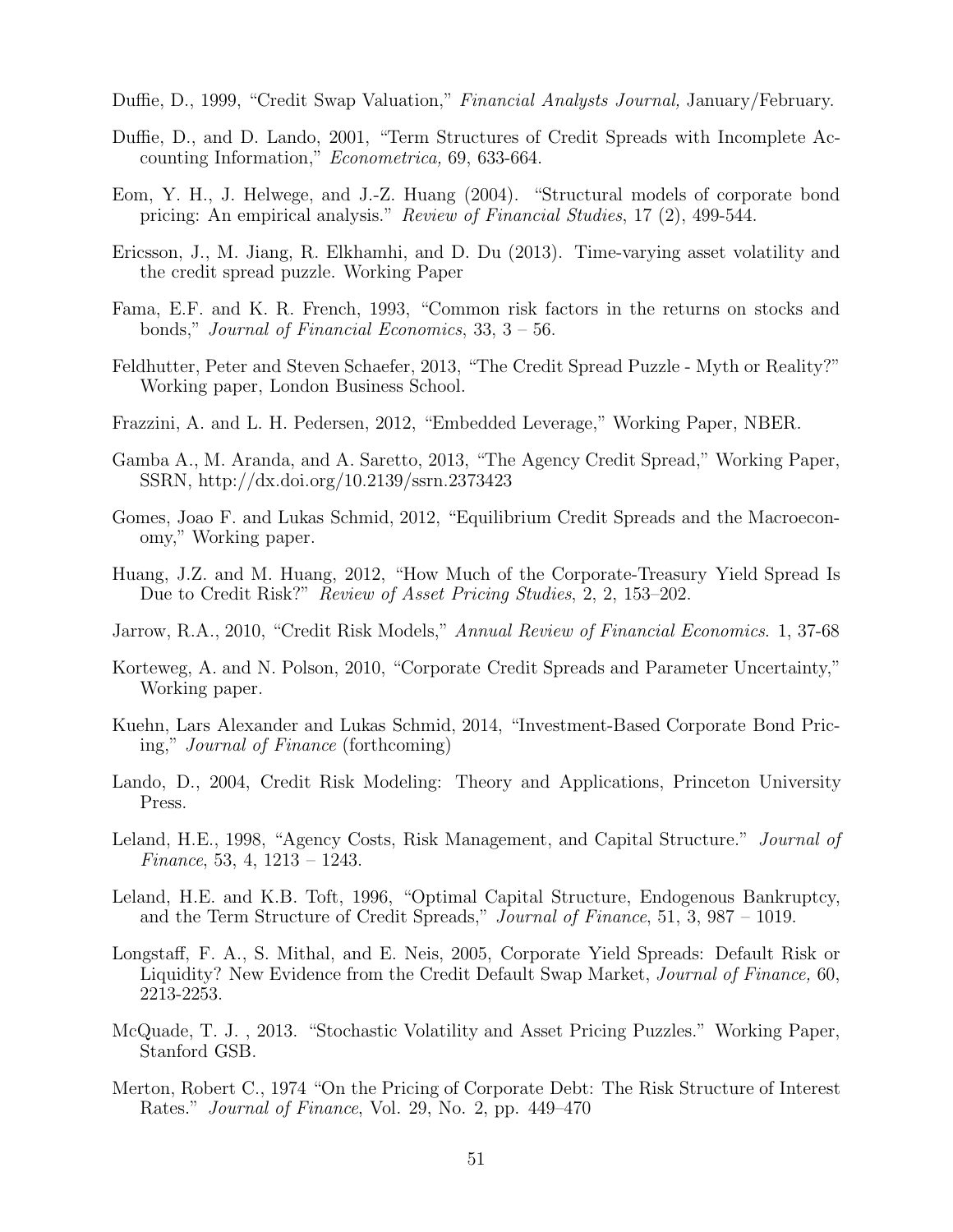Duffie, D., 1999, "Credit Swap Valuation," *Financial Analysts Journal,* January/February.

Duffie, D., and D. Lando, 2001, "Term Structures of Credit Spreads with Incomplete Accounting Information," *Econometrica,* 69, 633-664.

Eom, Y. H., J. Helwege, and J.-Z. Huang (2004). "Structural models of corporate bond pricing: An empirical analysis." *Review of Financial Studies*, 17 (2), 499-544.

Ericsson, J., M. Jiang, R. Elkhamhi, and D. Du (2013). Time-varying asset volatility and the credit spread puzzle. Working Paper

Fama, E.F. and K. R. French, 1993, "Common risk factors in the returns on stocks and bonds," *Journal of Financial Economics*, 33, 3 – 56.

Feldhutter, Peter and Steven Schaefer, 2013, "The Credit Spread Puzzle - Myth or Reality?" Working paper, London Business School.

Frazzini, A. and L. H. Pedersen, 2012, "Embedded Leverage," Working Paper, NBER.

Gamba A., M. Aranda, and A. Saretto, 2013, "The Agency Credit Spread," Working Paper, SSRN, http://dx.doi.org/10.2139/ssrn.2373423

Gomes, Joao F. and Lukas Schmid, 2012, "Equilibrium Credit Spreads and the Macroeconomy," Working paper.

Huang, J.Z. and M. Huang, 2012, "How Much of the Corporate-Treasury Yield Spread Is Due to Credit Risk?" *Review of Asset Pricing Studies*, 2, 2, 153–202.

Jarrow, R.A., 2010, "Credit Risk Models," *Annual Review of Financial Economics*. 1, 37-68

Korteweg, A. and N. Polson, 2010, "Corporate Credit Spreads and Parameter Uncertainty," Working paper.

Kuehn, Lars Alexander and Lukas Schmid, 2014, "Investment-Based Corporate Bond Pricing," *Journal of Finance* (forthcoming)

Lando, D., 2004, Credit Risk Modeling: Theory and Applications, Princeton University Press.

Leland, H.E., 1998, "Agency Costs, Risk Management, and Capital Structure." *Journal of Finance*, 53, 4, 1213 – 1243.

Leland, H.E. and K.B. Toft, 1996, "Optimal Capital Structure, Endogenous Bankruptcy, and the Term Structure of Credit Spreads," *Journal of Finance*, 51, 3, 987 – 1019.

Longstaff, F. A., S. Mithal, and E. Neis, 2005, Corporate Yield Spreads: Default Risk or Liquidity? New Evidence from the Credit Default Swap Market, *Journal of Finance,* 60, 2213-2253.

McQuade, T. J. , 2013. "Stochastic Volatility and Asset Pricing Puzzles." Working Paper, Stanford GSB.

Merton, Robert C., 1974 "On the Pricing of Corporate Debt: The Risk Structure of Interest Rates." *Journal of Finance*, Vol. 29, No. 2, pp. 449–470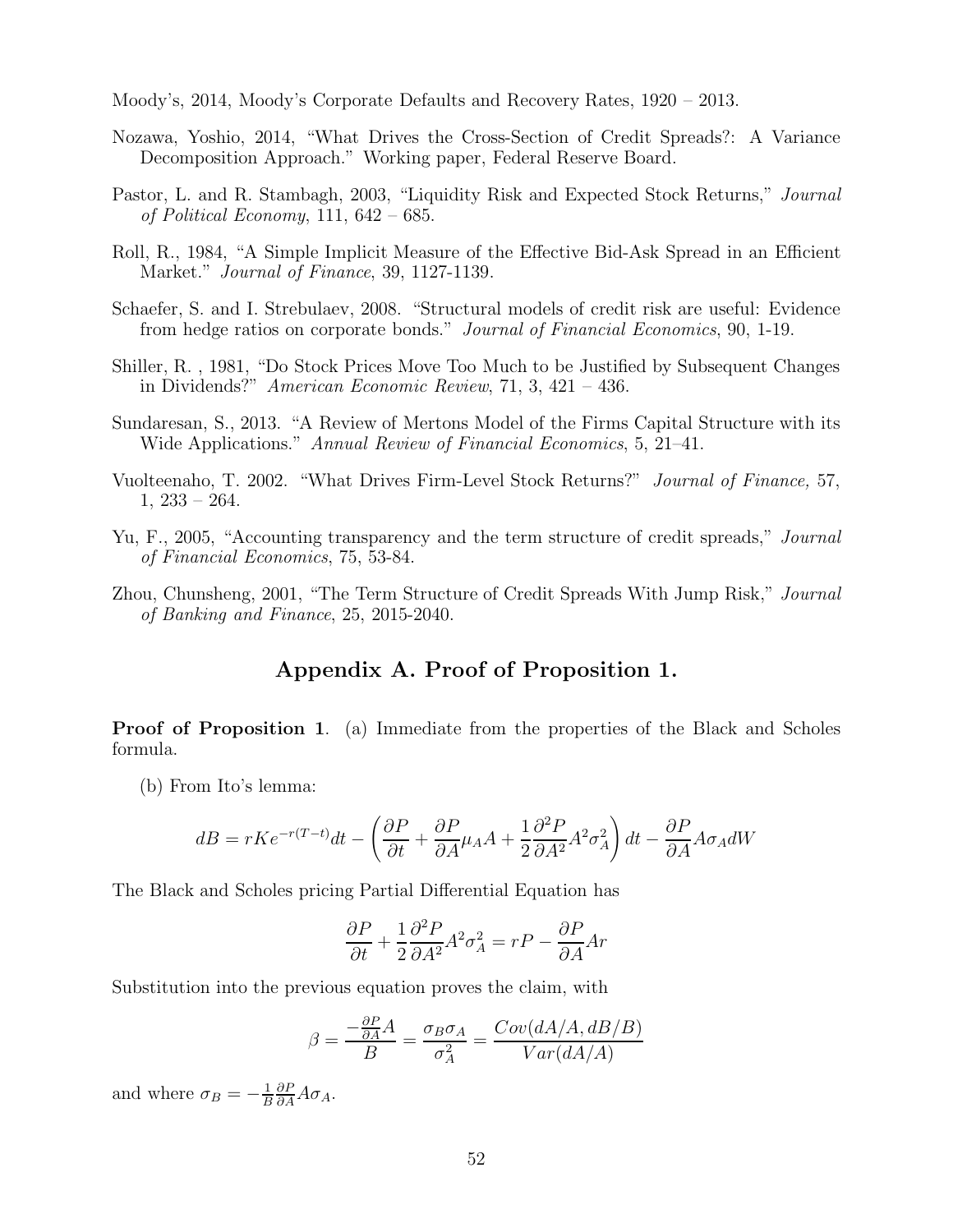Moody's, 2014, Moody's Corporate Defaults and Recovery Rates, 1920 – 2013.

Nozawa, Yoshio, 2014, "What Drives the Cross-Section of Credit Spreads?: A Variance Decomposition Approach." Working paper, Federal Reserve Board.

Pastor, L. and R. Stambagh, 2003, "Liquidity Risk and Expected Stock Returns," *Journal of Political Economy*, 111, 642 – 685.

Roll, R., 1984, "A Simple Implicit Measure of the Effective Bid-Ask Spread in an Efficient Market." *Journal of Finance*, 39, 1127-1139.

Schaefer, S. and I. Strebulaev, 2008. "Structural models of credit risk are useful: Evidence from hedge ratios on corporate bonds." *Journal of Financial Economics*, 90, 1-19.

Shiller, R. , 1981, "Do Stock Prices Move Too Much to be Justified by Subsequent Changes in Dividends?" *American Economic Review*, 71, 3, 421 – 436.

Sundaresan, S., 2013. "A Review of Mertons Model of the Firms Capital Structure with its Wide Applications." *Annual Review of Financial Economics*, 5, 21–41.

Vuolteenaho, T. 2002. "What Drives Firm-Level Stock Returns?" *Journal of Finance,* 57, 1, 233 – 264.

Yu, F., 2005, "Accounting transparency and the term structure of credit spreads," *Journal of Financial Economics*, 75, 53-84.

Zhou, Chunsheng, 2001, "The Term Structure of Credit Spreads With Jump Risk," *Journal of Banking and Finance*, 25, 2015-2040.

## Appendix A. Proof of Proposition 1.

**Proof of Proposition 1**. (a) Immediate from the properties of the Black and Scholes formula.

(b) From Ito's lemma:

$$dB = rKe^{-r(T-t)}dt - \left(\frac{\partial P}{\partial t} + \frac{\partial P}{\partial A}\mu_A A + \frac{1}{2}\frac{\partial^2 P}{\partial A^2}A^2\sigma_A^2\right)dt - \frac{\partial P}{\partial A}A\sigma_A dW$$

The Black and Scholes pricing Partial Differential Equation has

$$\frac{\partial P}{\partial t} + \frac{1}{2}\frac{\partial^2 P}{\partial A^2}A^2\sigma_A^2 = rP - \frac{\partial P}{\partial A}Ar$$

Substitution into the previous equation proves the claim, with

$$\beta = \frac{-\frac{\partial P}{\partial A}A}{B} = \frac{\sigma_B\sigma_A}{\sigma_A^2} = \frac{Cov(dA/A, dB/B)}{Var(dA/A)}$$

and where $\sigma_B = -\frac{1}{B}\frac{\partial P}{\partial A}A\sigma_A$.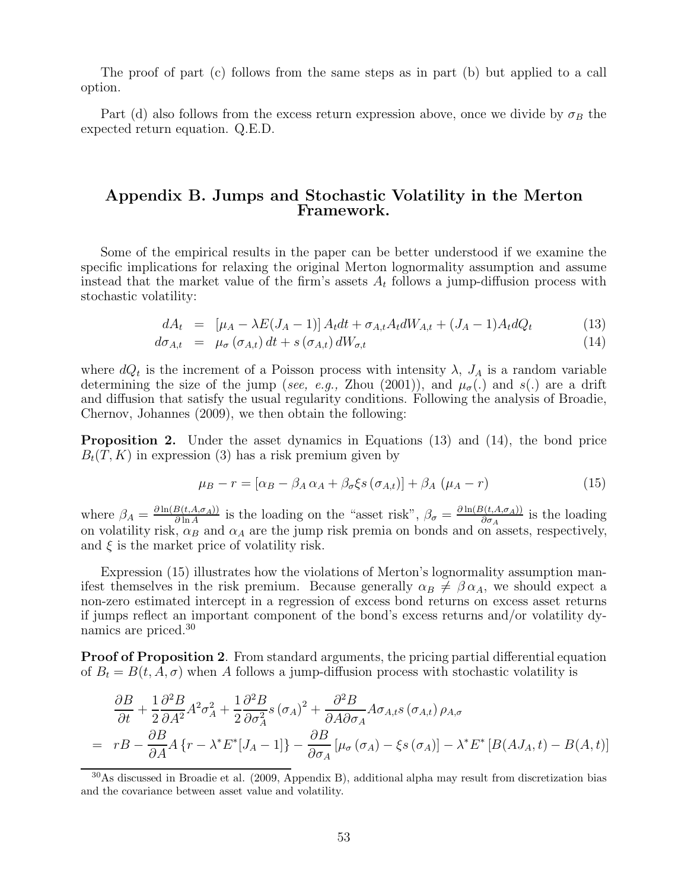The proof of part (c) follows from the same steps as in part (b) but applied to a call option.

Part (d) also follows from the excess return expression above, once we divide by $\sigma_B$ the expected return equation. Q.E.D.

## Appendix B. Jumps and Stochastic Volatility in the Merton Framework.

Some of the empirical results in the paper can be better understood if we examine the specific implications for relaxing the original Merton lognormality assumption and assume instead that the market value of the firm's assets $A_t$ follows a jump-diffusion process with stochastic volatility:

$$
\begin{aligned}
dA_t &= [\mu_A - \lambda E(J_A - 1)] A_t dt + \sigma_{A,t} A_t dW_{A,t} + (J_A - 1) A_t dQ_t \qquad (13) \\
d\sigma_{A,t} &= \mu_\sigma(\sigma_{A,t})\, dt + s(\sigma_{A,t})\, dW_{\sigma,t} \qquad (14)
\end{aligned}
$$

where $dQ_t$ is the increment of a Poisson process with intensity $\lambda$, $J_A$ is a random variable determining the size of the jump (*see, e.g.,* Zhou (2001)), and $\mu_\sigma(.)$ and $s(.)$ are a drift and diffusion that satisfy the usual regularity conditions. Following the analysis of Broadie, Chernov, Johannes (2009), we then obtain the following:

**Proposition 2.** Under the asset dynamics in Equations (13) and (14), the bond price $B_t(T, K)$ in expression (3) has a risk premium given by

$$
\mu_B - r = [\alpha_B - \beta_A\, \alpha_A + \beta_\sigma \xi s(\sigma_{A,t})] + \beta_A\, (\mu_A - r) \qquad (15)
$$

where $\beta_A = \frac{\partial \ln(B(t,A,\sigma_A))}{\partial \ln A}$ is the loading on the "asset risk", $\beta_\sigma = \frac{\partial \ln(B(t,A,\sigma_A))}{\partial \sigma_A}$ is the loading on volatility risk, $\alpha_B$ and $\alpha_A$ are the jump risk premia on bonds and on assets, respectively, and $\xi$ is the market price of volatility risk.

Expression (15) illustrates how the violations of Merton's lognormality assumption manifest themselves in the risk premium. Because generally $\alpha_B \neq \beta\, \alpha_A$, we should expect a non-zero estimated intercept in a regression of excess bond returns on excess asset returns if jumps reflect an important component of the bond's excess returns and/or volatility dynamics are priced.[30]

**Proof of Proposition 2**. From standard arguments, the pricing partial differential equation of $B_t = B(t, A, \sigma)$ when $A$ follows a jump-diffusion process with stochastic volatility is

$$
\begin{aligned}
& \frac{\partial B}{\partial t} + \frac{1}{2}\frac{\partial^2 B}{\partial A^2} A^2 \sigma_A^2 + \frac{1}{2}\frac{\partial^2 B}{\partial \sigma_A^2} s(\sigma_A)^2 + \frac{\partial^2 B}{\partial A \partial \sigma_A} A \sigma_{A,t} s(\sigma_{A,t})\, \rho_{A,\sigma} \\
= \;& rB - \frac{\partial B}{\partial A} A \{r - \lambda^* E^*[J_A - 1]\} - \frac{\partial B}{\partial \sigma_A}[\mu_\sigma(\sigma_A) - \xi s(\sigma_A)] - \lambda^* E^*[B(AJ_A, t) - B(A, t)]
\end{aligned}
$$

[30] As discussed in Broadie et al. (2009, Appendix B), additional alpha may result from discretization bias and the covariance between asset value and volatility.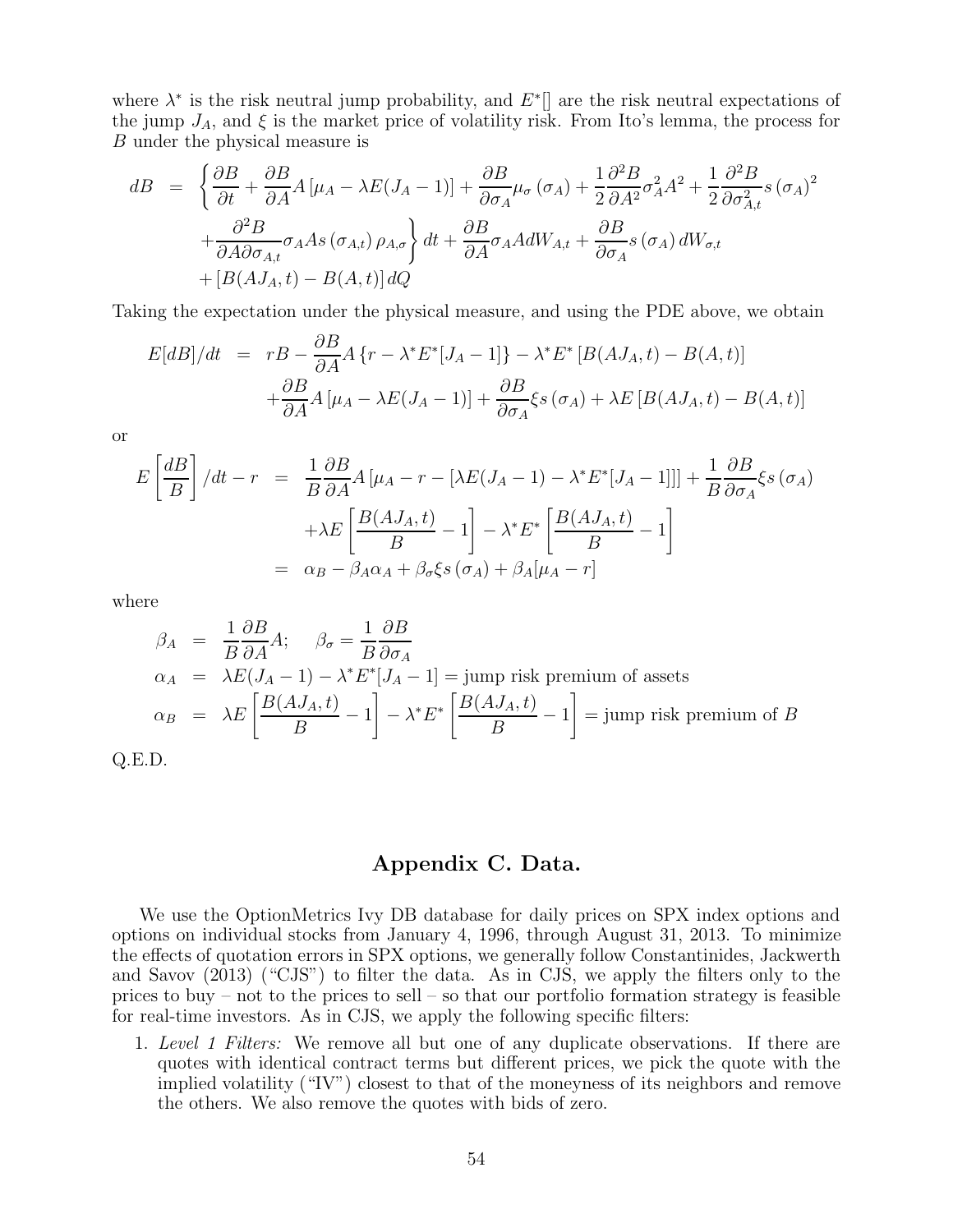where $\lambda^*$ is the risk neutral jump probability, and $E^*[]$ are the risk neutral expectations of the jump $J_A$, and $\xi$ is the market price of volatility risk. From Ito's lemma, the process for $B$ under the physical measure is

$$
\begin{aligned}
dB &= \left\{ \frac{\partial B}{\partial t} + \frac{\partial B}{\partial A} A \left[\mu_A - \lambda E(J_A - 1)\right] + \frac{\partial B}{\partial \sigma_A} \mu_\sigma \left(\sigma_A\right) + \frac{1}{2} \frac{\partial^2 B}{\partial A^2} \sigma_A^2 A^2 + \frac{1}{2} \frac{\partial^2 B}{\partial \sigma_{A,t}^2} s\left(\sigma_A\right)^2 \right. \\
&\quad \left. + \frac{\partial^2 B}{\partial A \partial \sigma_{A,t}} \sigma_A A s\left(\sigma_{A,t}\right) \rho_{A,\sigma} \right\} dt + \frac{\partial B}{\partial A} \sigma_A A dW_{A,t} + \frac{\partial B}{\partial \sigma_A} s\left(\sigma_A\right) dW_{\sigma,t} \\
&\quad + \left[B(AJ_A, t) - B(A, t)\right] dQ
\end{aligned}
$$

Taking the expectation under the physical measure, and using the PDE above, we obtain

$$
\begin{aligned}
E[dB]/dt &= rB - \frac{\partial B}{\partial A} A \left\{r - \lambda^* E^*[J_A - 1]\right\} - \lambda^* E^* \left[B(AJ_A, t) - B(A, t)\right] \\
&\quad + \frac{\partial B}{\partial A} A \left[\mu_A - \lambda E(J_A - 1)\right] + \frac{\partial B}{\partial \sigma_A} \xi s\left(\sigma_A\right) + \lambda E \left[B(AJ_A, t) - B(A, t)\right]
\end{aligned}
$$

or

$$
\begin{aligned}
E\left[\frac{dB}{B}\right]/dt - r &= \frac{1}{B} \frac{\partial B}{\partial A} A \left[\mu_A - r - \left[\lambda E(J_A - 1) - \lambda^* E^*[J_A - 1]\right]\right] + \frac{1}{B} \frac{\partial B}{\partial \sigma_A} \xi s\left(\sigma_A\right) \\
&\quad + \lambda E\left[\frac{B(AJ_A, t)}{B} - 1\right] - \lambda^* E^* \left[\frac{B(AJ_A, t)}{B} - 1\right] \\
&= \alpha_B - \beta_A \alpha_A + \beta_\sigma \xi s\left(\sigma_A\right) + \beta_A[\mu_A - r]
\end{aligned}
$$

where

$$
\begin{aligned}
\beta_A &= \frac{1}{B} \frac{\partial B}{\partial A} A; \quad \beta_\sigma = \frac{1}{B} \frac{\partial B}{\partial \sigma_A} \\
\alpha_A &= \lambda E(J_A - 1) - \lambda^* E^*[J_A - 1] = \text{jump risk premium of assets} \\
\alpha_B &= \lambda E\left[\frac{B(AJ_A, t)}{B} - 1\right] - \lambda^* E^* \left[\frac{B(AJ_A, t)}{B} - 1\right] = \text{jump risk premium of } B
\end{aligned}
$$

Q.E.D.

## Appendix C. Data.

We use the OptionMetrics Ivy DB database for daily prices on SPX index options and options on individual stocks from January 4, 1996, through August 31, 2013. To minimize the effects of quotation errors in SPX options, we generally follow Constantinides, Jackwerth and Savov (2013) ("CJS") to filter the data. As in CJS, we apply the filters only to the prices to buy – not to the prices to sell – so that our portfolio formation strategy is feasible for real-time investors. As in CJS, we apply the following specific filters:

1. *Level 1 Filters:* We remove all but one of any duplicate observations. If there are quotes with identical contract terms but different prices, we pick the quote with the implied volatility ("IV") closest to that of the moneyness of its neighbors and remove the others. We also remove the quotes with bids of zero.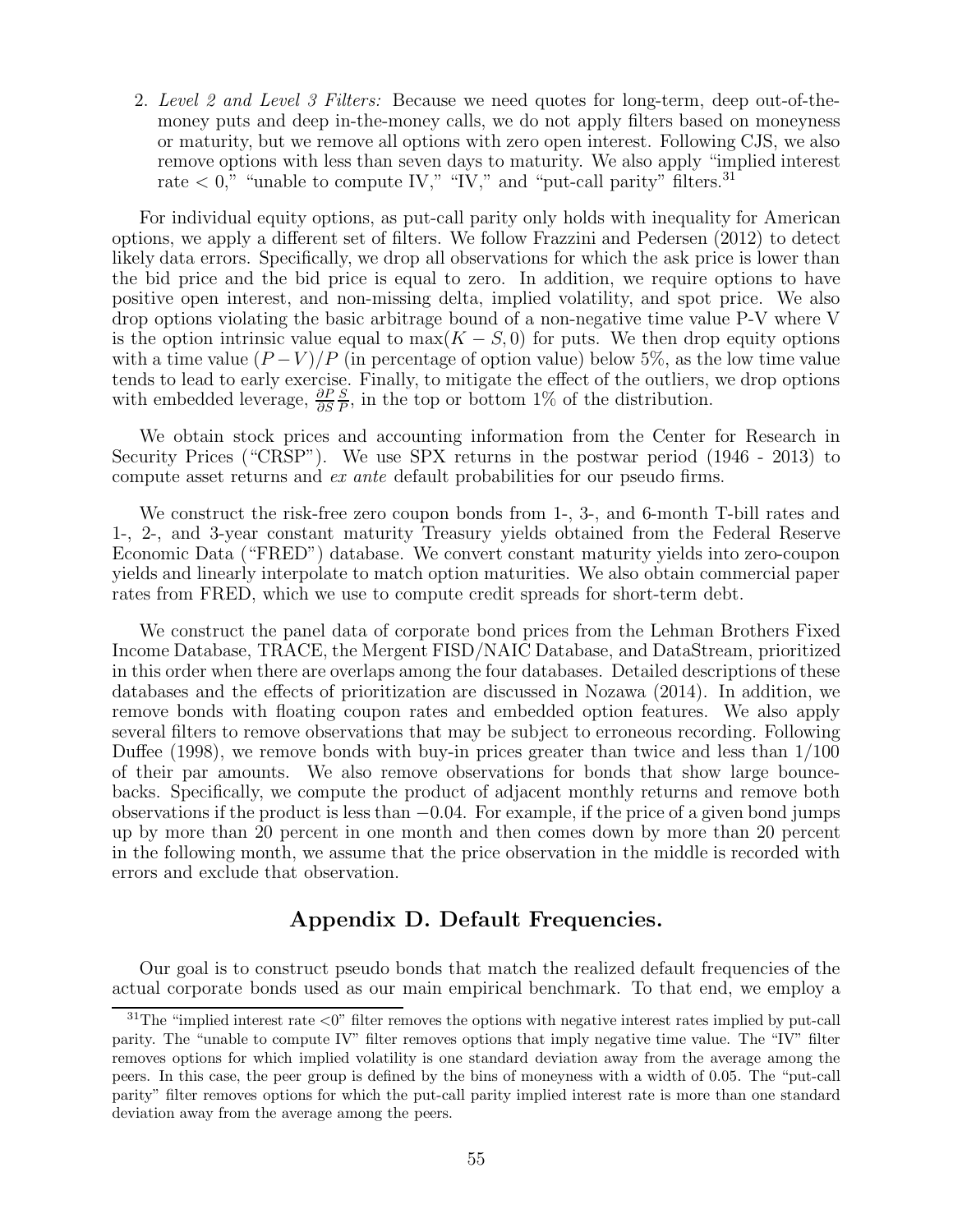2. *Level 2 and Level 3 Filters:* Because we need quotes for long-term, deep out-of-the-money puts and deep in-the-money calls, we do not apply filters based on moneyness or maturity, but we remove all options with zero open interest. Following CJS, we also remove options with less than seven days to maturity. We also apply "implied interest rate $< 0$," "unable to compute IV," "IV," and "put-call parity" filters.[31]

For individual equity options, as put-call parity only holds with inequality for American options, we apply a different set of filters. We follow Frazzini and Pedersen (2012) to detect likely data errors. Specifically, we drop all observations for which the ask price is lower than the bid price and the bid price is equal to zero. In addition, we require options to have positive open interest, and non-missing delta, implied volatility, and spot price. We also drop options violating the basic arbitrage bound of a non-negative time value P-V where V is the option intrinsic value equal to $\max(K - S, 0)$ for puts. We then drop equity options with a time value $(P - V)/P$ (in percentage of option value) below 5%, as the low time value tends to lead to early exercise. Finally, to mitigate the effect of the outliers, we drop options with embedded leverage, $\frac{\partial P}{\partial S}\frac{S}{P}$, in the top or bottom 1% of the distribution.

We obtain stock prices and accounting information from the Center for Research in Security Prices ("CRSP"). We use SPX returns in the postwar period (1946 - 2013) to compute asset returns and *ex ante* default probabilities for our pseudo firms.

We construct the risk-free zero coupon bonds from 1-, 3-, and 6-month T-bill rates and 1-, 2-, and 3-year constant maturity Treasury yields obtained from the Federal Reserve Economic Data ("FRED") database. We convert constant maturity yields into zero-coupon yields and linearly interpolate to match option maturities. We also obtain commercial paper rates from FRED, which we use to compute credit spreads for short-term debt.

We construct the panel data of corporate bond prices from the Lehman Brothers Fixed Income Database, TRACE, the Mergent FISD/NAIC Database, and DataStream, prioritized in this order when there are overlaps among the four databases. Detailed descriptions of these databases and the effects of prioritization are discussed in Nozawa (2014). In addition, we remove bonds with floating coupon rates and embedded option features. We also apply several filters to remove observations that may be subject to erroneous recording. Following Duffee (1998), we remove bonds with buy-in prices greater than twice and less than 1/100 of their par amounts. We also remove observations for bonds that show large bounce-backs. Specifically, we compute the product of adjacent monthly returns and remove both observations if the product is less than $-0.04$. For example, if the price of a given bond jumps up by more than 20 percent in one month and then comes down by more than 20 percent in the following month, we assume that the price observation in the middle is recorded with errors and exclude that observation.

## Appendix D. Default Frequencies.

Our goal is to construct pseudo bonds that match the realized default frequencies of the actual corporate bonds used as our main empirical benchmark. To that end, we employ a

[31] The "implied interest rate <0" filter removes the options with negative interest rates implied by put-call parity. The "unable to compute IV" filter removes options that imply negative time value. The "IV" filter removes options for which implied volatility is one standard deviation away from the average among the peers. In this case, the peer group is defined by the bins of moneyness with a width of 0.05. The "put-call parity" filter removes options for which the put-call parity implied interest rate is more than one standard deviation away from the average among the peers.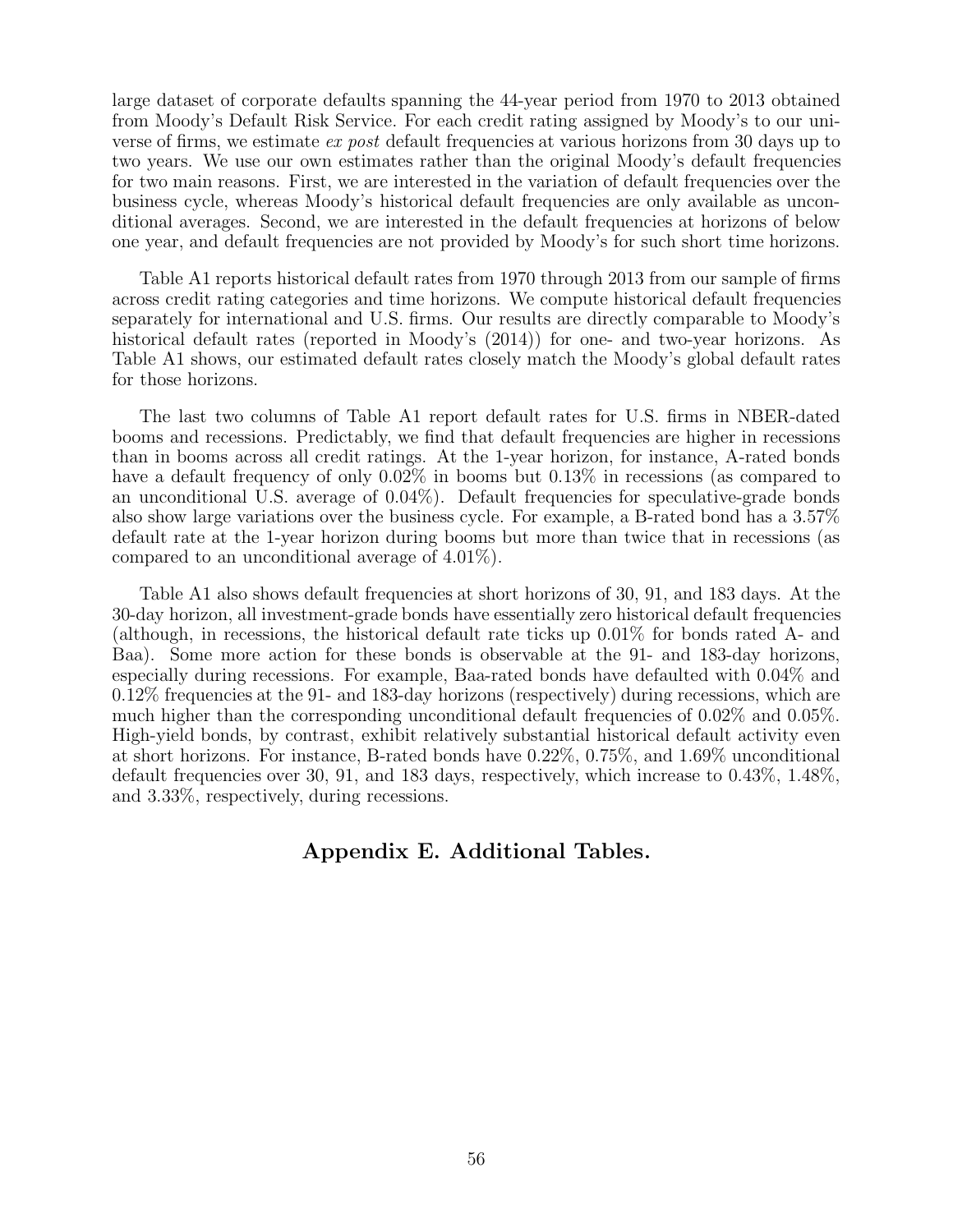large dataset of corporate defaults spanning the 44-year period from 1970 to 2013 obtained from Moody's Default Risk Service. For each credit rating assigned by Moody's to our universe of firms, we estimate *ex post* default frequencies at various horizons from 30 days up to two years. We use our own estimates rather than the original Moody's default frequencies for two main reasons. First, we are interested in the variation of default frequencies over the business cycle, whereas Moody's historical default frequencies are only available as unconditional averages. Second, we are interested in the default frequencies at horizons of below one year, and default frequencies are not provided by Moody's for such short time horizons.

Table A1 reports historical default rates from 1970 through 2013 from our sample of firms across credit rating categories and time horizons. We compute historical default frequencies separately for international and U.S. firms. Our results are directly comparable to Moody's historical default rates (reported in Moody's (2014)) for one- and two-year horizons. As Table A1 shows, our estimated default rates closely match the Moody's global default rates for those horizons.

The last two columns of Table A1 report default rates for U.S. firms in NBER-dated booms and recessions. Predictably, we find that default frequencies are higher in recessions than in booms across all credit ratings. At the 1-year horizon, for instance, A-rated bonds have a default frequency of only 0.02% in booms but 0.13% in recessions (as compared to an unconditional U.S. average of 0.04%). Default frequencies for speculative-grade bonds also show large variations over the business cycle. For example, a B-rated bond has a 3.57% default rate at the 1-year horizon during booms but more than twice that in recessions (as compared to an unconditional average of 4.01%).

Table A1 also shows default frequencies at short horizons of 30, 91, and 183 days. At the 30-day horizon, all investment-grade bonds have essentially zero historical default frequencies (although, in recessions, the historical default rate ticks up 0.01% for bonds rated A- and Baa). Some more action for these bonds is observable at the 91- and 183-day horizons, especially during recessions. For example, Baa-rated bonds have defaulted with 0.04% and 0.12% frequencies at the 91- and 183-day horizons (respectively) during recessions, which are much higher than the corresponding unconditional default frequencies of 0.02% and 0.05%. High-yield bonds, by contrast, exhibit relatively substantial historical default activity even at short horizons. For instance, B-rated bonds have 0.22%, 0.75%, and 1.69% unconditional default frequencies over 30, 91, and 183 days, respectively, which increase to 0.43%, 1.48%, and 3.33%, respectively, during recessions.

## Appendix E. Additional Tables.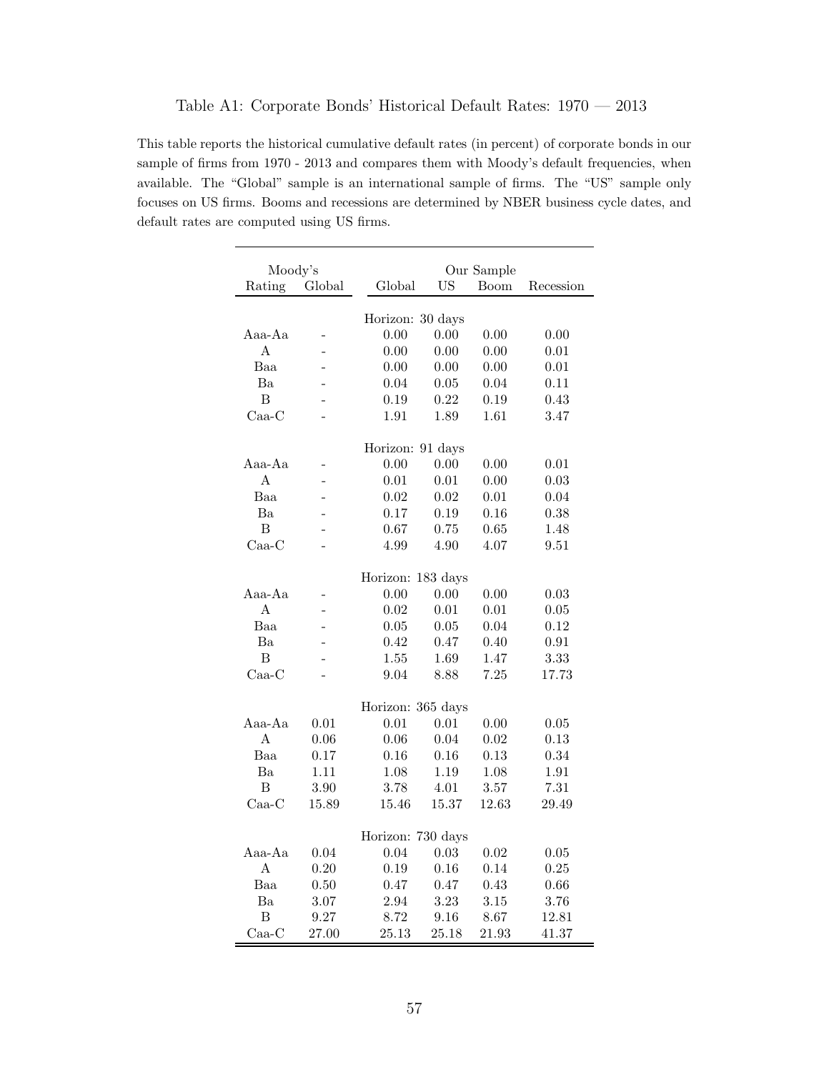# Table A1: Corporate Bonds' Historical Default Rates: 1970 — 2013

This table reports the historical cumulative default rates (in percent) of corporate bonds in our sample of firms from 1970 - 2013 and compares them with Moody's default frequencies, when available. The "Global" sample is an international sample of firms. The "US" sample only focuses on US firms. Booms and recessions are determined by NBER business cycle dates, and default rates are computed using US firms.

| Moody's | | Our Sample | | | |
|---|---|---|---|---|---|
| Rating | Global | Global | US | Boom | Recession |
| | | Horizon: 30 days | | | |
| Aaa-Aa | - | 0.00 | 0.00 | 0.00 | 0.00 |
| A | - | 0.00 | 0.00 | 0.00 | 0.01 |
| Baa | - | 0.00 | 0.00 | 0.00 | 0.01 |
| Ba | - | 0.04 | 0.05 | 0.04 | 0.11 |
| B | - | 0.19 | 0.22 | 0.19 | 0.43 |
| Caa-C | - | 1.91 | 1.89 | 1.61 | 3.47 |
| | | Horizon: 91 days | | | |
| Aaa-Aa | - | 0.00 | 0.00 | 0.00 | 0.01 |
| A | - | 0.01 | 0.01 | 0.00 | 0.03 |
| Baa | - | 0.02 | 0.02 | 0.01 | 0.04 |
| Ba | - | 0.17 | 0.19 | 0.16 | 0.38 |
| B | - | 0.67 | 0.75 | 0.65 | 1.48 |
| Caa-C | - | 4.99 | 4.90 | 4.07 | 9.51 |
| | | Horizon: 183 days | | | |
| Aaa-Aa | - | 0.00 | 0.00 | 0.00 | 0.03 |
| A | - | 0.02 | 0.01 | 0.01 | 0.05 |
| Baa | - | 0.05 | 0.05 | 0.04 | 0.12 |
| Ba | - | 0.42 | 0.47 | 0.40 | 0.91 |
| B | - | 1.55 | 1.69 | 1.47 | 3.33 |
| Caa-C | - | 9.04 | 8.88 | 7.25 | 17.73 |
| | | Horizon: 365 days | | | |
| Aaa-Aa | 0.01 | 0.01 | 0.01 | 0.00 | 0.05 |
| A | 0.06 | 0.06 | 0.04 | 0.02 | 0.13 |
| Baa | 0.17 | 0.16 | 0.16 | 0.13 | 0.34 |
| Ba | 1.11 | 1.08 | 1.19 | 1.08 | 1.91 |
| B | 3.90 | 3.78 | 4.01 | 3.57 | 7.31 |
| Caa-C | 15.89 | 15.46 | 15.37 | 12.63 | 29.49 |
| | | Horizon: 730 days | | | |
| Aaa-Aa | 0.04 | 0.04 | 0.03 | 0.02 | 0.05 |
| A | 0.20 | 0.19 | 0.16 | 0.14 | 0.25 |
| Baa | 0.50 | 0.47 | 0.47 | 0.43 | 0.66 |
| Ba | 3.07 | 2.94 | 3.23 | 3.15 | 3.76 |
| B | 9.27 | 8.72 | 9.16 | 8.67 | 12.81 |
| Caa-C | 27.00 | 25.13 | 25.18 | 21.93 | 41.37 |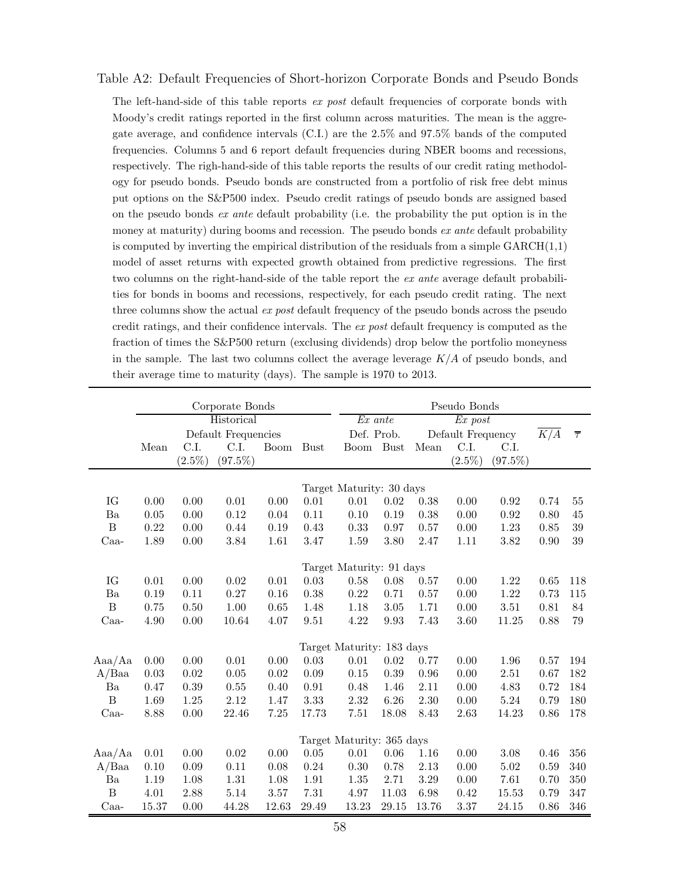Table A2: Default Frequencies of Short-horizon Corporate Bonds and Pseudo Bonds

The left-hand-side of this table reports *ex post* default frequencies of corporate bonds with Moody's credit ratings reported in the first column across maturities. The mean is the aggregate average, and confidence intervals (C.I.) are the 2.5% and 97.5% bands of the computed frequencies. Columns 5 and 6 report default frequencies during NBER booms and recessions, respectively. The righ-hand-side of this table reports the results of our credit rating methodology for pseudo bonds. Pseudo bonds are constructed from a portfolio of risk free debt minus put options on the S&P500 index. Pseudo credit ratings of pseudo bonds are assigned based on the pseudo bonds *ex ante* default probability (i.e. the probability the put option is in the money at maturity) during booms and recession. The pseudo bonds *ex ante* default probability is computed by inverting the empirical distribution of the residuals from a simple GARCH(1,1) model of asset returns with expected growth obtained from predictive regressions. The first two columns on the right-hand-side of the table report the *ex ante* average default probabilities for bonds in booms and recessions, respectively, for each pseudo credit rating. The next three columns show the actual *ex post* default frequency of the pseudo bonds across the pseudo credit ratings, and their confidence intervals. The *ex post* default frequency is computed as the fraction of times the S&P500 return (exclusing dividends) drop below the portfolio moneyness in the sample. The last two columns collect the average leverage $K/A$ of pseudo bonds, and their average time to maturity (days). The sample is 1970 to 2013.

| | Corporate Bonds | | | | | Pseudo Bonds | | | | | | |
|---|---|---|---|---|---|---|---|---|---|---|---|---|
| | Historical Default Frequencies | | | | | *Ex ante* Def. Prob. | | *Ex post* Default Frequency | | | $\overline{K/A}$ | $\overline{\tau}$ |
| | Mean | C.I. (2.5%) | C.I. (97.5%) | Boom | Bust | Boom | Bust | Mean | C.I. (2.5%) | C.I. (97.5%) | | |
| | | | | | **Target Maturity: 30 days** | | | | | | | |
| IG | 0.00 | 0.00 | 0.01 | 0.00 | 0.01 | 0.01 | 0.02 | 0.38 | 0.00 | 0.92 | 0.74 | 55 |
| Ba | 0.05 | 0.00 | 0.12 | 0.04 | 0.11 | 0.10 | 0.19 | 0.38 | 0.00 | 0.92 | 0.80 | 45 |
| B | 0.22 | 0.00 | 0.44 | 0.19 | 0.43 | 0.33 | 0.97 | 0.57 | 0.00 | 1.23 | 0.85 | 39 |
| Caa- | 1.89 | 0.00 | 3.84 | 1.61 | 3.47 | 1.59 | 3.80 | 2.47 | 1.11 | 3.82 | 0.90 | 39 |
| | | | | | **Target Maturity: 91 days** | | | | | | | |
| IG | 0.01 | 0.00 | 0.02 | 0.01 | 0.03 | 0.58 | 0.08 | 0.57 | 0.00 | 1.22 | 0.65 | 118 |
| Ba | 0.19 | 0.11 | 0.27 | 0.16 | 0.38 | 0.22 | 0.71 | 0.57 | 0.00 | 1.22 | 0.73 | 115 |
| B | 0.75 | 0.50 | 1.00 | 0.65 | 1.48 | 1.18 | 3.05 | 1.71 | 0.00 | 3.51 | 0.81 | 84 |
| Caa- | 4.90 | 0.00 | 10.64 | 4.07 | 9.51 | 4.22 | 9.93 | 7.43 | 3.60 | 11.25 | 0.88 | 79 |
| | | | | | **Target Maturity: 183 days** | | | | | | | |
| Aaa/Aa | 0.00 | 0.00 | 0.01 | 0.00 | 0.03 | 0.01 | 0.02 | 0.77 | 0.00 | 1.96 | 0.57 | 194 |
| A/Baa | 0.03 | 0.02 | 0.05 | 0.02 | 0.09 | 0.15 | 0.39 | 0.96 | 0.00 | 2.51 | 0.67 | 182 |
| Ba | 0.47 | 0.39 | 0.55 | 0.40 | 0.91 | 0.48 | 1.46 | 2.11 | 0.00 | 4.83 | 0.72 | 184 |
| B | 1.69 | 1.25 | 2.12 | 1.47 | 3.33 | 2.32 | 6.26 | 2.30 | 0.00 | 5.24 | 0.79 | 180 |
| Caa- | 8.88 | 0.00 | 22.46 | 7.25 | 17.73 | 7.51 | 18.08 | 8.43 | 2.63 | 14.23 | 0.86 | 178 |
| | | | | | **Target Maturity: 365 days** | | | | | | | |
| Aaa/Aa | 0.01 | 0.00 | 0.02 | 0.00 | 0.05 | 0.01 | 0.06 | 1.16 | 0.00 | 3.08 | 0.46 | 356 |
| A/Baa | 0.10 | 0.09 | 0.11 | 0.08 | 0.24 | 0.30 | 0.78 | 2.13 | 0.00 | 5.02 | 0.59 | 340 |
| Ba | 1.19 | 1.08 | 1.31 | 1.08 | 1.91 | 1.35 | 2.71 | 3.29 | 0.00 | 7.61 | 0.70 | 350 |
| B | 4.01 | 2.88 | 5.14 | 3.57 | 7.31 | 4.97 | 11.03 | 6.98 | 0.42 | 15.53 | 0.79 | 347 |
| Caa- | 15.37 | 0.00 | 44.28 | 12.63 | 29.49 | 13.23 | 29.15 | 13.76 | 3.37 | 24.15 | 0.86 | 346 |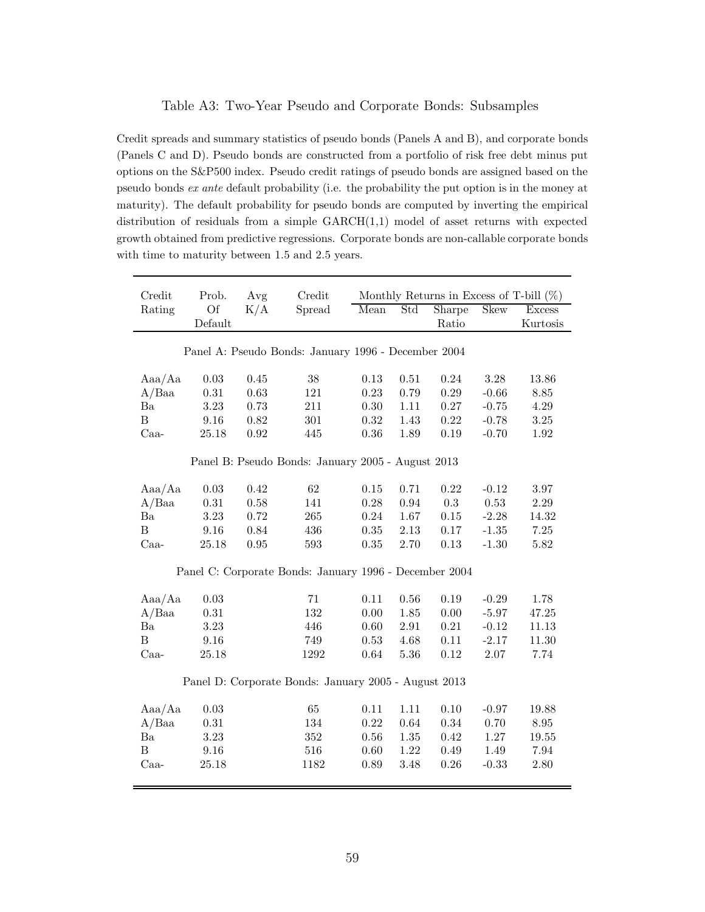Table A3: Two-Year Pseudo and Corporate Bonds: Subsamples

Credit spreads and summary statistics of pseudo bonds (Panels A and B), and corporate bonds (Panels C and D). Pseudo bonds are constructed from a portfolio of risk free debt minus put options on the S&P500 index. Pseudo credit ratings of pseudo bonds are assigned based on the pseudo bonds *ex ante* default probability (i.e. the probability the put option is in the money at maturity). The default probability for pseudo bonds are computed by inverting the empirical distribution of residuals from a simple GARCH(1,1) model of asset returns with expected growth obtained from predictive regressions. Corporate bonds are non-callable corporate bonds with time to maturity between 1.5 and 2.5 years.

| Credit Rating | Prob. Of Default | Avg K/A | Credit Spread | Monthly Returns in Excess of T-bill (%) | | | | |
|---|---|---|---|---|---|---|---|---|
| | | | | Mean | Std | Sharpe Ratio | Skew | Excess Kurtosis |
| **Panel A: Pseudo Bonds: January 1996 - December 2004** | | | | | | | | |
| Aaa/Aa | 0.03 | 0.45 | 38 | 0.13 | 0.51 | 0.24 | 3.28 | 13.86 |
| A/Baa | 0.31 | 0.63 | 121 | 0.23 | 0.79 | 0.29 | -0.66 | 8.85 |
| Ba | 3.23 | 0.73 | 211 | 0.30 | 1.11 | 0.27 | -0.75 | 4.29 |
| B | 9.16 | 0.82 | 301 | 0.32 | 1.43 | 0.22 | -0.78 | 3.25 |
| Caa- | 25.18 | 0.92 | 445 | 0.36 | 1.89 | 0.19 | -0.70 | 1.92 |
| **Panel B: Pseudo Bonds: January 2005 - August 2013** | | | | | | | | |
| Aaa/Aa | 0.03 | 0.42 | 62 | 0.15 | 0.71 | 0.22 | -0.12 | 3.97 |
| A/Baa | 0.31 | 0.58 | 141 | 0.28 | 0.94 | 0.3 | 0.53 | 2.29 |
| Ba | 3.23 | 0.72 | 265 | 0.24 | 1.67 | 0.15 | -2.28 | 14.32 |
| B | 9.16 | 0.84 | 436 | 0.35 | 2.13 | 0.17 | -1.35 | 7.25 |
| Caa- | 25.18 | 0.95 | 593 | 0.35 | 2.70 | 0.13 | -1.30 | 5.82 |
| **Panel C: Corporate Bonds: January 1996 - December 2004** | | | | | | | | |
| Aaa/Aa | 0.03 | | 71 | 0.11 | 0.56 | 0.19 | -0.29 | 1.78 |
| A/Baa | 0.31 | | 132 | 0.00 | 1.85 | 0.00 | -5.97 | 47.25 |
| Ba | 3.23 | | 446 | 0.60 | 2.91 | 0.21 | -0.12 | 11.13 |
| B | 9.16 | | 749 | 0.53 | 4.68 | 0.11 | -2.17 | 11.30 |
| Caa- | 25.18 | | 1292 | 0.64 | 5.36 | 0.12 | 2.07 | 7.74 |
| **Panel D: Corporate Bonds: January 2005 - August 2013** | | | | | | | | |
| Aaa/Aa | 0.03 | | 65 | 0.11 | 1.11 | 0.10 | -0.97 | 19.88 |
| A/Baa | 0.31 | | 134 | 0.22 | 0.64 | 0.34 | 0.70 | 8.95 |
| Ba | 3.23 | | 352 | 0.56 | 1.35 | 0.42 | 1.27 | 19.55 |
| B | 9.16 | | 516 | 0.60 | 1.22 | 0.49 | 1.49 | 7.94 |
| Caa- | 25.18 | | 1182 | 0.89 | 3.48 | 0.26 | -0.33 | 2.80 |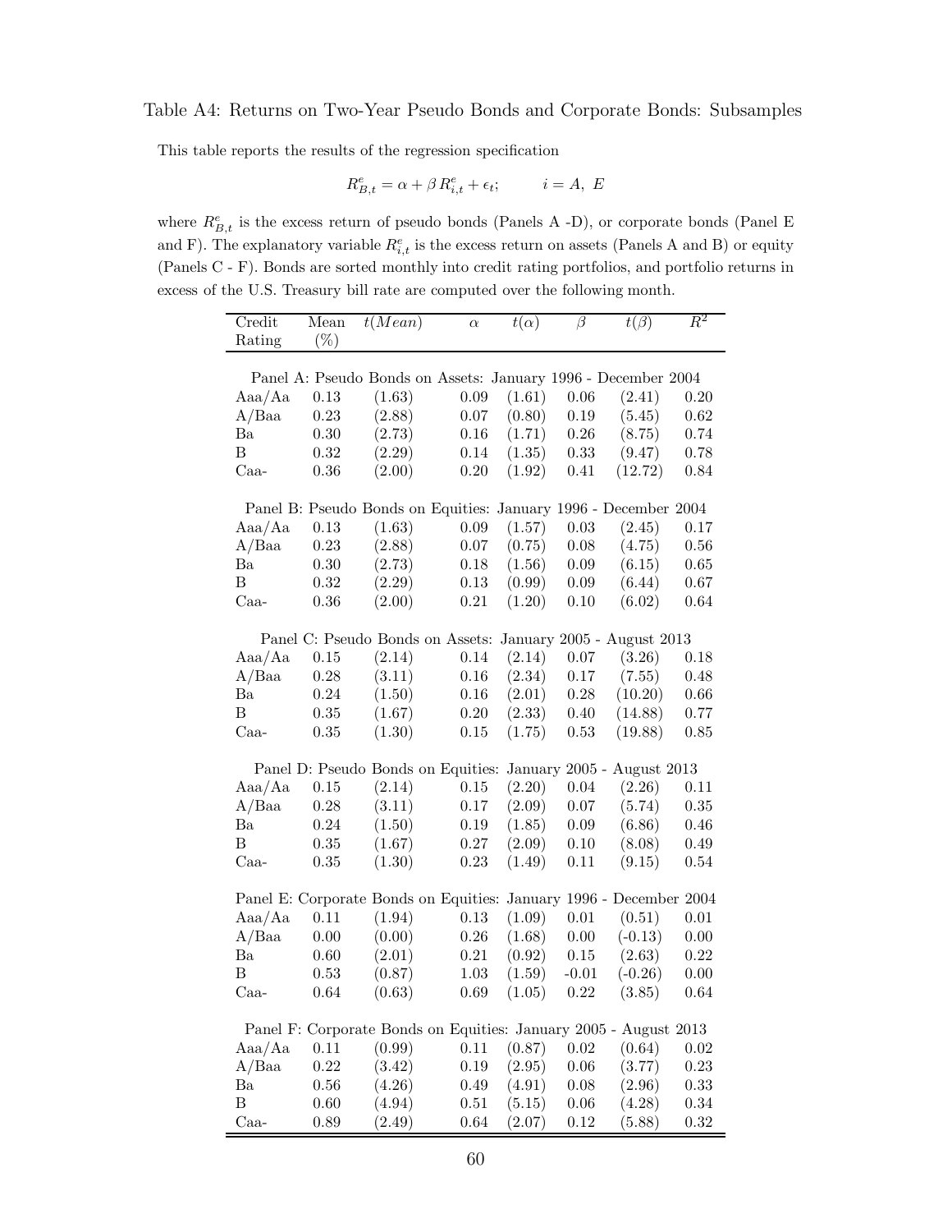Table A4: Returns on Two-Year Pseudo Bonds and Corporate Bonds: Subsamples

This table reports the results of the regression specification

$$R^e_{B,t} = \alpha + \beta\, R^e_{i,t} + \epsilon_t; \qquad i = A,\ E$$

where $R^e_{B,t}$ is the excess return of pseudo bonds (Panels A -D), or corporate bonds (Panel E and F). The explanatory variable $R^e_{i,t}$ is the excess return on assets (Panels A and B) or equity (Panels C - F). Bonds are sorted monthly into credit rating portfolios, and portfolio returns in excess of the U.S. Treasury bill rate are computed over the following month.

| Credit Rating | Mean (%) | $t(Mean)$ | $\alpha$ | $t(\alpha)$ | $\beta$ | $t(\beta)$ | $R^2$ |
|---|---|---|---|---|---|---|---|
| **Panel A: Pseudo Bonds on Assets: January 1996 - December 2004** | | | | | | | |
| Aaa/Aa | 0.13 | (1.63) | 0.09 | (1.61) | 0.06 | (2.41) | 0.20 |
| A/Baa | 0.23 | (2.88) | 0.07 | (0.80) | 0.19 | (5.45) | 0.62 |
| Ba | 0.30 | (2.73) | 0.16 | (1.71) | 0.26 | (8.75) | 0.74 |
| B | 0.32 | (2.29) | 0.14 | (1.35) | 0.33 | (9.47) | 0.78 |
| Caa- | 0.36 | (2.00) | 0.20 | (1.92) | 0.41 | (12.72) | 0.84 |
| **Panel B: Pseudo Bonds on Equities: January 1996 - December 2004** | | | | | | | |
| Aaa/Aa | 0.13 | (1.63) | 0.09 | (1.57) | 0.03 | (2.45) | 0.17 |
| A/Baa | 0.23 | (2.88) | 0.07 | (0.75) | 0.08 | (4.75) | 0.56 |
| Ba | 0.30 | (2.73) | 0.18 | (1.56) | 0.09 | (6.15) | 0.65 |
| B | 0.32 | (2.29) | 0.13 | (0.99) | 0.09 | (6.44) | 0.67 |
| Caa- | 0.36 | (2.00) | 0.21 | (1.20) | 0.10 | (6.02) | 0.64 |
| **Panel C: Pseudo Bonds on Assets: January 2005 - August 2013** | | | | | | | |
| Aaa/Aa | 0.15 | (2.14) | 0.14 | (2.14) | 0.07 | (3.26) | 0.18 |
| A/Baa | 0.28 | (3.11) | 0.16 | (2.34) | 0.17 | (7.55) | 0.48 |
| Ba | 0.24 | (1.50) | 0.16 | (2.01) | 0.28 | (10.20) | 0.66 |
| B | 0.35 | (1.67) | 0.20 | (2.33) | 0.40 | (14.88) | 0.77 |
| Caa- | 0.35 | (1.30) | 0.15 | (1.75) | 0.53 | (19.88) | 0.85 |
| **Panel D: Pseudo Bonds on Equities: January 2005 - August 2013** | | | | | | | |
| Aaa/Aa | 0.15 | (2.14) | 0.15 | (2.20) | 0.04 | (2.26) | 0.11 |
| A/Baa | 0.28 | (3.11) | 0.17 | (2.09) | 0.07 | (5.74) | 0.35 |
| Ba | 0.24 | (1.50) | 0.19 | (1.85) | 0.09 | (6.86) | 0.46 |
| B | 0.35 | (1.67) | 0.27 | (2.09) | 0.10 | (8.08) | 0.49 |
| Caa- | 0.35 | (1.30) | 0.23 | (1.49) | 0.11 | (9.15) | 0.54 |
| **Panel E: Corporate Bonds on Equities: January 1996 - December 2004** | | | | | | | |
| Aaa/Aa | 0.11 | (1.94) | 0.13 | (1.09) | 0.01 | (0.51) | 0.01 |
| A/Baa | 0.00 | (0.00) | 0.26 | (1.68) | 0.00 | (-0.13) | 0.00 |
| Ba | 0.60 | (2.01) | 0.21 | (0.92) | 0.15 | (2.63) | 0.22 |
| B | 0.53 | (0.87) | 1.03 | (1.59) | -0.01 | (-0.26) | 0.00 |
| Caa- | 0.64 | (0.63) | 0.69 | (1.05) | 0.22 | (3.85) | 0.64 |
| **Panel F: Corporate Bonds on Equities: January 2005 - August 2013** | | | | | | | |
| Aaa/Aa | 0.11 | (0.99) | 0.11 | (0.87) | 0.02 | (0.64) | 0.02 |
| A/Baa | 0.22 | (3.42) | 0.19 | (2.95) | 0.06 | (3.77) | 0.23 |
| Ba | 0.56 | (4.26) | 0.49 | (4.91) | 0.08 | (2.96) | 0.33 |
| B | 0.60 | (4.94) | 0.51 | (5.15) | 0.06 | (4.28) | 0.34 |
| Caa- | 0.89 | (2.49) | 0.64 | (2.07) | 0.12 | (5.88) | 0.32 |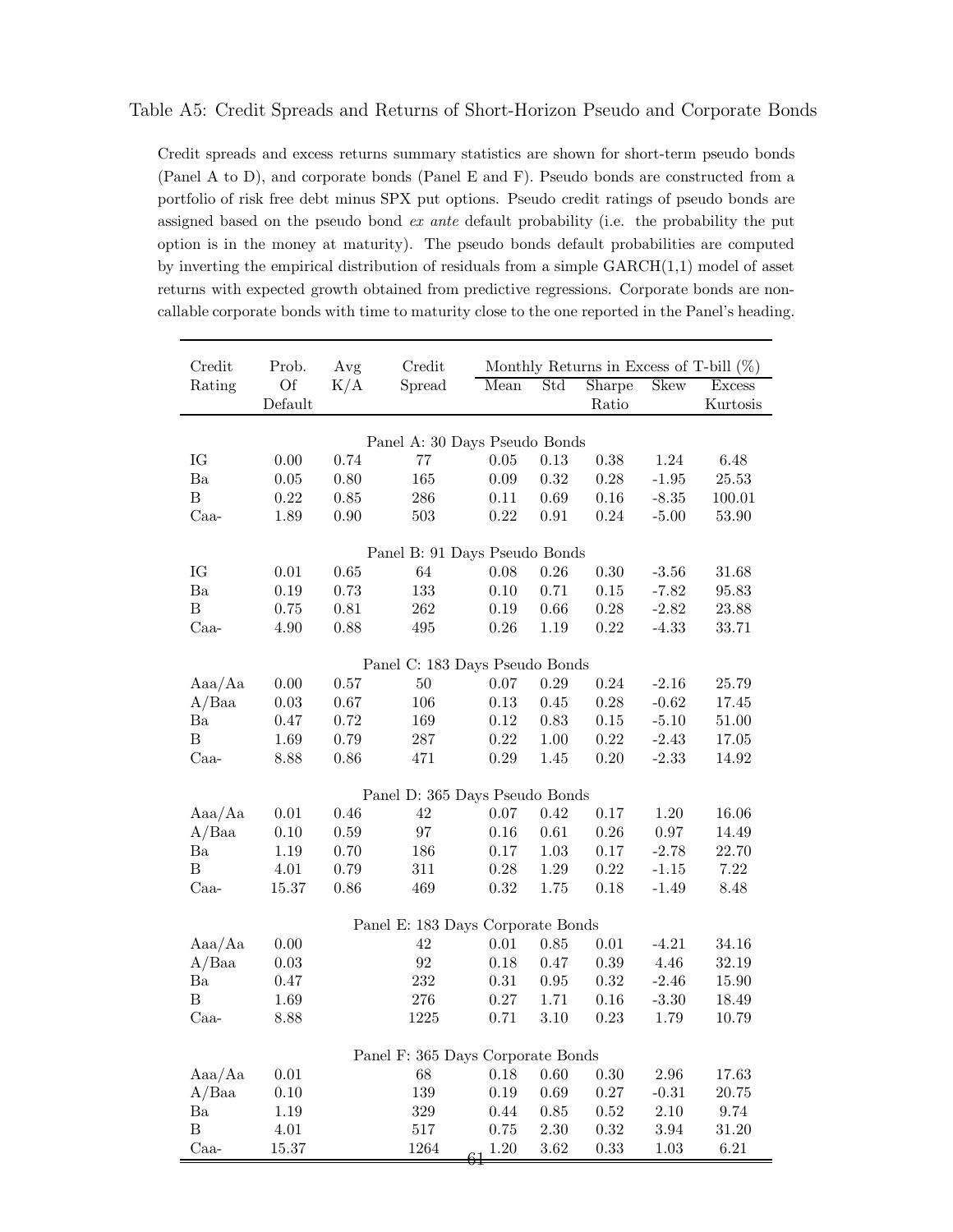Table A5: Credit Spreads and Returns of Short-Horizon Pseudo and Corporate Bonds

Credit spreads and excess returns summary statistics are shown for short-term pseudo bonds (Panel A to D), and corporate bonds (Panel E and F). Pseudo bonds are constructed from a portfolio of risk free debt minus SPX put options. Pseudo credit ratings of pseudo bonds are assigned based on the pseudo bond *ex ante* default probability (i.e. the probability the put option is in the money at maturity). The pseudo bonds default probabilities are computed by inverting the empirical distribution of residuals from a simple GARCH(1,1) model of asset returns with expected growth obtained from predictive regressions. Corporate bonds are non-callable corporate bonds with time to maturity close to the one reported in the Panel's heading.

| Credit Rating | Prob. Of Default | Avg K/A | Credit Spread | Monthly Returns in Excess of T-bill (%) | | | | |
|---|---|---|---|---|---|---|---|---|
| | | | | Mean | Std | Sharpe Ratio | Skew | Excess Kurtosis |
| **Panel A: 30 Days Pseudo Bonds** | | | | | | | | |
| IG | 0.00 | 0.74 | 77 | 0.05 | 0.13 | 0.38 | 1.24 | 6.48 |
| Ba | 0.05 | 0.80 | 165 | 0.09 | 0.32 | 0.28 | -1.95 | 25.53 |
| B | 0.22 | 0.85 | 286 | 0.11 | 0.69 | 0.16 | -8.35 | 100.01 |
| Caa- | 1.89 | 0.90 | 503 | 0.22 | 0.91 | 0.24 | -5.00 | 53.90 |
| **Panel B: 91 Days Pseudo Bonds** | | | | | | | | |
| IG | 0.01 | 0.65 | 64 | 0.08 | 0.26 | 0.30 | -3.56 | 31.68 |
| Ba | 0.19 | 0.73 | 133 | 0.10 | 0.71 | 0.15 | -7.82 | 95.83 |
| B | 0.75 | 0.81 | 262 | 0.19 | 0.66 | 0.28 | -2.82 | 23.88 |
| Caa- | 4.90 | 0.88 | 495 | 0.26 | 1.19 | 0.22 | -4.33 | 33.71 |
| **Panel C: 183 Days Pseudo Bonds** | | | | | | | | |
| Aaa/Aa | 0.00 | 0.57 | 50 | 0.07 | 0.29 | 0.24 | -2.16 | 25.79 |
| A/Baa | 0.03 | 0.67 | 106 | 0.13 | 0.45 | 0.28 | -0.62 | 17.45 |
| Ba | 0.47 | 0.72 | 169 | 0.12 | 0.83 | 0.15 | -5.10 | 51.00 |
| B | 1.69 | 0.79 | 287 | 0.22 | 1.00 | 0.22 | -2.43 | 17.05 |
| Caa- | 8.88 | 0.86 | 471 | 0.29 | 1.45 | 0.20 | -2.33 | 14.92 |
| **Panel D: 365 Days Pseudo Bonds** | | | | | | | | |
| Aaa/Aa | 0.01 | 0.46 | 42 | 0.07 | 0.42 | 0.17 | 1.20 | 16.06 |
| A/Baa | 0.10 | 0.59 | 97 | 0.16 | 0.61 | 0.26 | 0.97 | 14.49 |
| Ba | 1.19 | 0.70 | 186 | 0.17 | 1.03 | 0.17 | -2.78 | 22.70 |
| B | 4.01 | 0.79 | 311 | 0.28 | 1.29 | 0.22 | -1.15 | 7.22 |
| Caa- | 15.37 | 0.86 | 469 | 0.32 | 1.75 | 0.18 | -1.49 | 8.48 |
| **Panel E: 183 Days Corporate Bonds** | | | | | | | | |
| Aaa/Aa | 0.00 | | 42 | 0.01 | 0.85 | 0.01 | -4.21 | 34.16 |
| A/Baa | 0.03 | | 92 | 0.18 | 0.47 | 0.39 | 4.46 | 32.19 |
| Ba | 0.47 | | 232 | 0.31 | 0.95 | 0.32 | -2.46 | 15.90 |
| B | 1.69 | | 276 | 0.27 | 1.71 | 0.16 | -3.30 | 18.49 |
| Caa- | 8.88 | | 1225 | 0.71 | 3.10 | 0.23 | 1.79 | 10.79 |
| **Panel F: 365 Days Corporate Bonds** | | | | | | | | |
| Aaa/Aa | 0.01 | | 68 | 0.18 | 0.60 | 0.30 | 2.96 | 17.63 |
| A/Baa | 0.10 | | 139 | 0.19 | 0.69 | 0.27 | -0.31 | 20.75 |
| Ba | 1.19 | | 329 | 0.44 | 0.85 | 0.52 | 2.10 | 9.74 |
| B | 4.01 | | 517 | 0.75 | 2.30 | 0.32 | 3.94 | 31.20 |
| Caa- | 15.37 | | 1264 | 1.20 | 3.62 | 0.33 | 1.03 | 6.21 |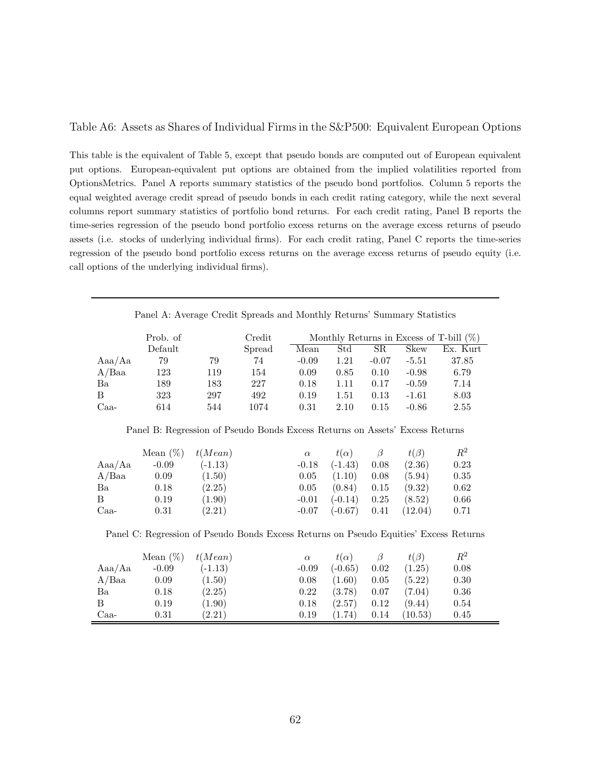Table A6: Assets as Shares of Individual Firms in the S&P500: Equivalent European Options

This table is the equivalent of Table 5, except that pseudo bonds are computed out of European equivalent put options. European-equivalent put options are obtained from the implied volatilities reported from OptionsMetrics. Panel A reports summary statistics of the pseudo bond portfolios. Column 5 reports the equal weighted average credit spread of pseudo bonds in each credit rating category, while the next several columns report summary statistics of portfolio bond returns. For each credit rating, Panel B reports the time-series regression of the pseudo bond portfolio excess returns on the average excess returns of pseudo assets (i.e. stocks of underlying individual firms). For each credit rating, Panel C reports the time-series regression of the pseudo bond portfolio excess returns on the average excess returns of pseudo equity (i.e. call options of the underlying individual firms).

Panel A: Average Credit Spreads and Monthly Returns' Summary Statistics

| | Prob. of Default | | Credit Spread | Monthly Returns in Excess of T-bill (%) | | | | |
|---|---|---|---|---|---|---|---|---|
| | | | | Mean | Std | SR | Skew | Ex. Kurt |
| Aaa/Aa | 79 | 79 | 74 | -0.09 | 1.21 | -0.07 | -5.51 | 37.85 |
| A/Baa | 123 | 119 | 154 | 0.09 | 0.85 | 0.10 | -0.98 | 6.79 |
| Ba | 189 | 183 | 227 | 0.18 | 1.11 | 0.17 | -0.59 | 7.14 |
| B | 323 | 297 | 492 | 0.19 | 1.51 | 0.13 | -1.61 | 8.03 |
| Caa- | 614 | 544 | 1074 | 0.31 | 2.10 | 0.15 | -0.86 | 2.55 |

Panel B: Regression of Pseudo Bonds Excess Returns on Assets' Excess Returns

| | Mean (%) | $t(Mean)$ | $\alpha$ | $t(\alpha)$ | $\beta$ | $t(\beta)$ | $R^2$ |
|---|---|---|---|---|---|---|---|
| Aaa/Aa | -0.09 | (-1.13) | -0.18 | (-1.43) | 0.08 | (2.36) | 0.23 |
| A/Baa | 0.09 | (1.50) | 0.05 | (1.10) | 0.08 | (5.94) | 0.35 |
| Ba | 0.18 | (2.25) | 0.05 | (0.84) | 0.15 | (9.32) | 0.62 |
| B | 0.19 | (1.90) | -0.01 | (-0.14) | 0.25 | (8.52) | 0.66 |
| Caa- | 0.31 | (2.21) | -0.07 | (-0.67) | 0.41 | (12.04) | 0.71 |

Panel C: Regression of Pseudo Bonds Excess Returns on Pseudo Equities' Excess Returns

| | Mean (%) | $t(Mean)$ | $\alpha$ | $t(\alpha)$ | $\beta$ | $t(\beta)$ | $R^2$ |
|---|---|---|---|---|---|---|---|
| Aaa/Aa | -0.09 | (-1.13) | -0.09 | (-0.65) | 0.02 | (1.25) | 0.08 |
| A/Baa | 0.09 | (1.50) | 0.08 | (1.60) | 0.05 | (5.22) | 0.30 |
| Ba | 0.18 | (2.25) | 0.22 | (3.78) | 0.07 | (7.04) | 0.36 |
| B | 0.19 | (1.90) | 0.18 | (2.57) | 0.12 | (9.44) | 0.54 |
| Caa- | 0.31 | (2.21) | 0.19 | (1.74) | 0.14 | (10.53) | 0.45 |